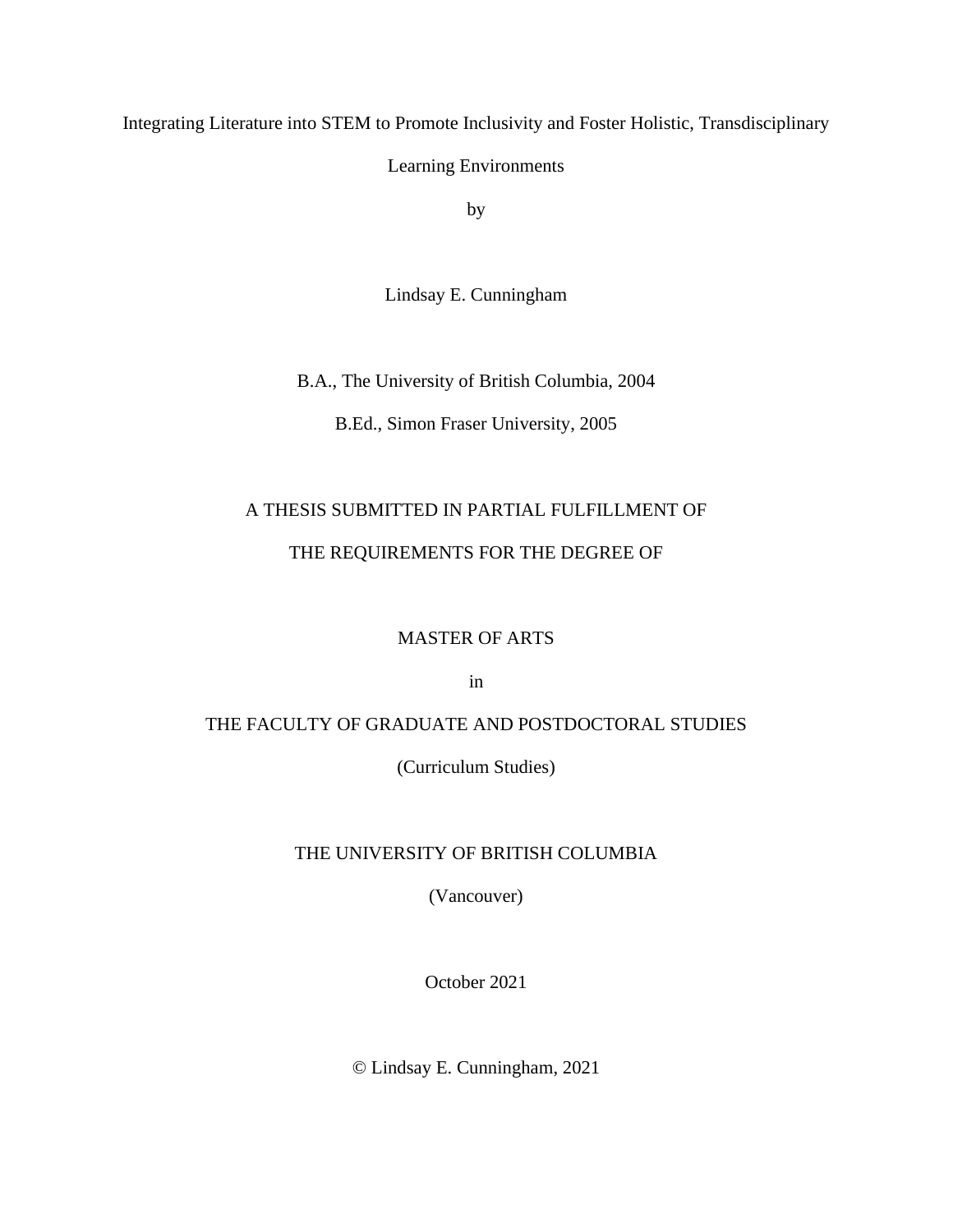# Integrating Literature into STEM to Promote Inclusivity and Foster Holistic, Transdisciplinary Learning Environments

by

Lindsay E. Cunningham

B.A., The University of British Columbia, 2004

B.Ed., Simon Fraser University, 2005

A THESIS SUBMITTED IN PARTIAL FULFILLMENT OF

THE REQUIREMENTS FOR THE DEGREE OF

MASTER OF ARTS

in

THE FACULTY OF GRADUATE AND POSTDOCTORAL STUDIES

(Curriculum Studies)

THE UNIVERSITY OF BRITISH COLUMBIA

(Vancouver)

October 2021

© Lindsay E. Cunningham, 2021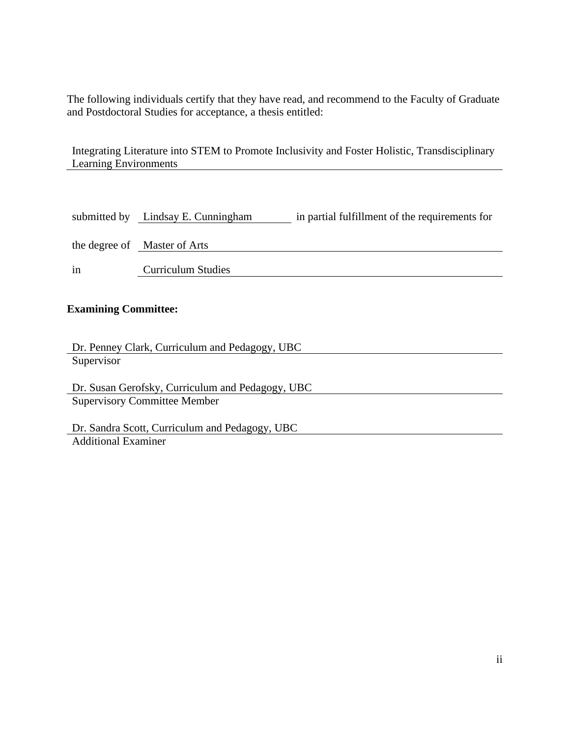The following individuals certify that they have read, and recommend to the Faculty of Graduate and Postdoctoral Studies for acceptance, a thesis entitled:

Integrating Literature into STEM to Promote Inclusivity and Foster Holistic, Transdisciplinary Learning Environments

submitted by Lindsay E. Cunningham in partial fulfillment of the requirements for

the degree of Master of Arts

in Curriculum Studies

**Examining Committee:**

Dr. Penney Clark, Curriculum and Pedagogy, UBC
Supervisor

Dr. Susan Gerofsky, Curriculum and Pedagogy, UBC
Supervisory Committee Member

Dr. Sandra Scott, Curriculum and Pedagogy, UBC
Additional Examiner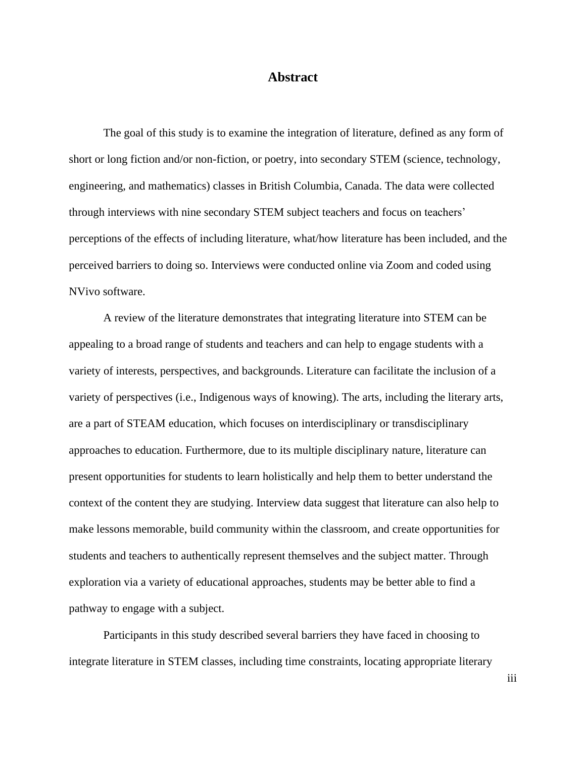# Abstract

The goal of this study is to examine the integration of literature, defined as any form of short or long fiction and/or non-fiction, or poetry, into secondary STEM (science, technology, engineering, and mathematics) classes in British Columbia, Canada. The data were collected through interviews with nine secondary STEM subject teachers and focus on teachers' perceptions of the effects of including literature, what/how literature has been included, and the perceived barriers to doing so. Interviews were conducted online via Zoom and coded using NVivo software.

A review of the literature demonstrates that integrating literature into STEM can be appealing to a broad range of students and teachers and can help to engage students with a variety of interests, perspectives, and backgrounds. Literature can facilitate the inclusion of a variety of perspectives (i.e., Indigenous ways of knowing). The arts, including the literary arts, are a part of STEAM education, which focuses on interdisciplinary or transdisciplinary approaches to education. Furthermore, due to its multiple disciplinary nature, literature can present opportunities for students to learn holistically and help them to better understand the context of the content they are studying. Interview data suggest that literature can also help to make lessons memorable, build community within the classroom, and create opportunities for students and teachers to authentically represent themselves and the subject matter. Through exploration via a variety of educational approaches, students may be better able to find a pathway to engage with a subject.

Participants in this study described several barriers they have faced in choosing to integrate literature in STEM classes, including time constraints, locating appropriate literary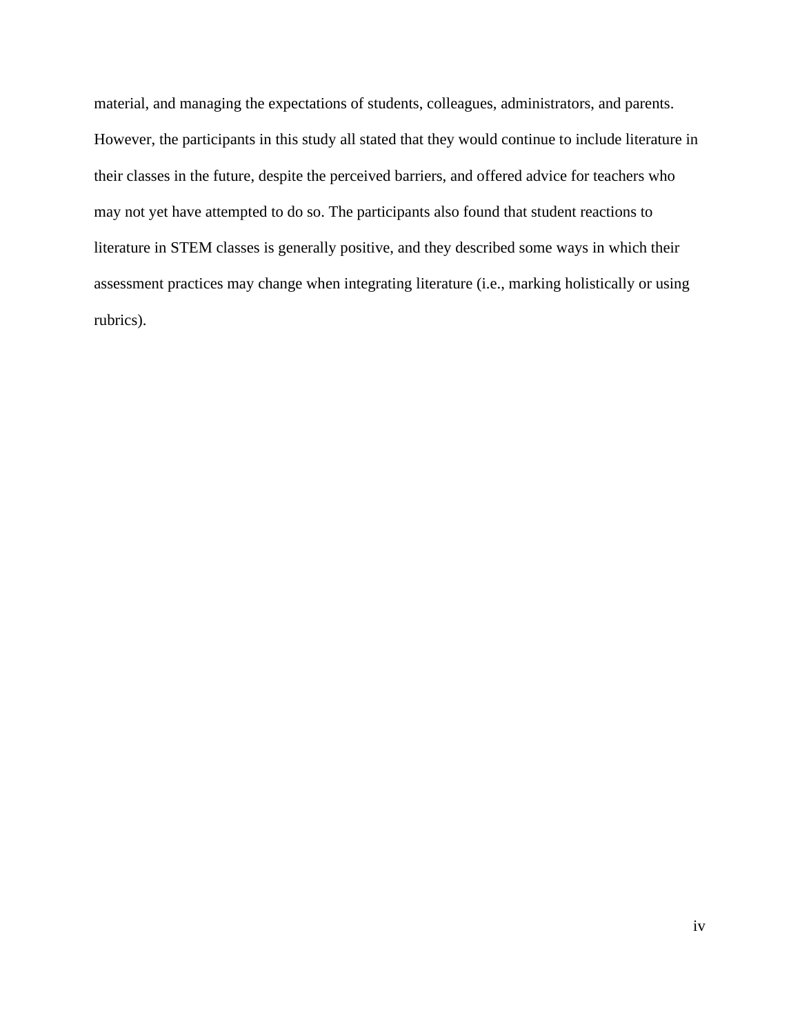material, and managing the expectations of students, colleagues, administrators, and parents. However, the participants in this study all stated that they would continue to include literature in their classes in the future, despite the perceived barriers, and offered advice for teachers who may not yet have attempted to do so. The participants also found that student reactions to literature in STEM classes is generally positive, and they described some ways in which their assessment practices may change when integrating literature (i.e., marking holistically or using rubrics).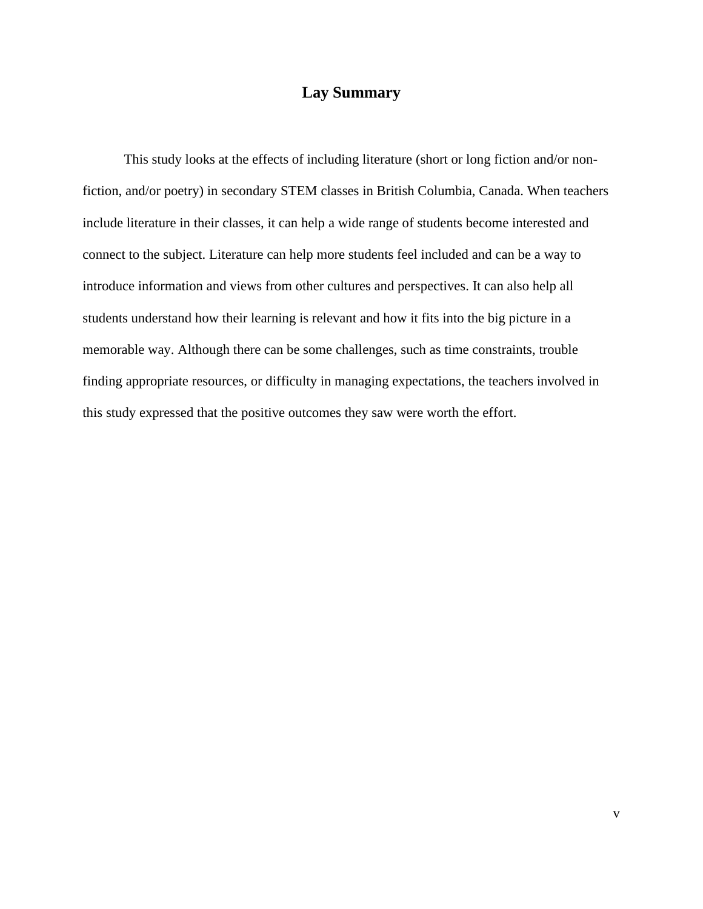# Lay Summary

This study looks at the effects of including literature (short or long fiction and/or non-fiction, and/or poetry) in secondary STEM classes in British Columbia, Canada. When teachers include literature in their classes, it can help a wide range of students become interested and connect to the subject. Literature can help more students feel included and can be a way to introduce information and views from other cultures and perspectives. It can also help all students understand how their learning is relevant and how it fits into the big picture in a memorable way. Although there can be some challenges, such as time constraints, trouble finding appropriate resources, or difficulty in managing expectations, the teachers involved in this study expressed that the positive outcomes they saw were worth the effort.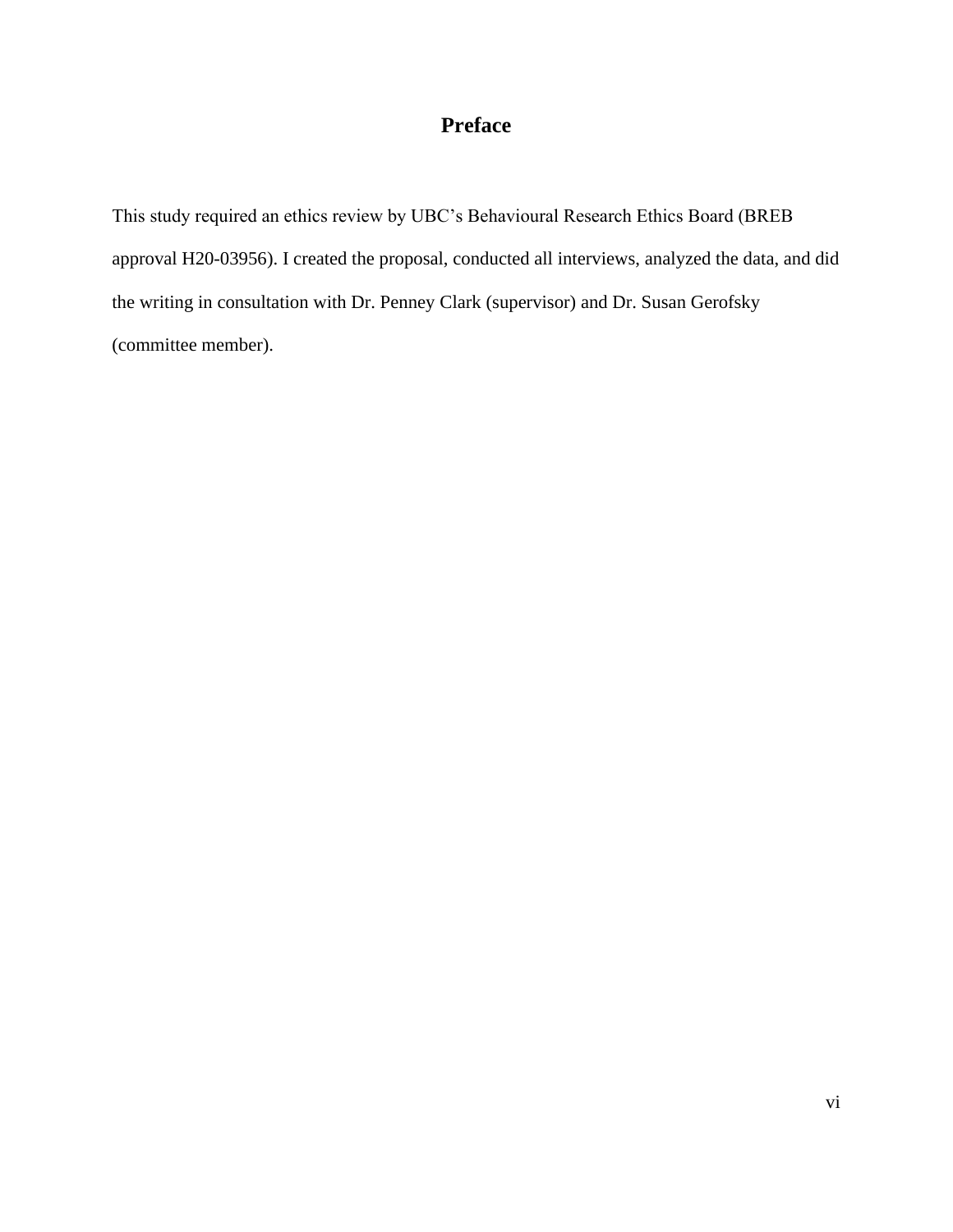# Preface

This study required an ethics review by UBC's Behavioural Research Ethics Board (BREB approval H20-03956). I created the proposal, conducted all interviews, analyzed the data, and did the writing in consultation with Dr. Penney Clark (supervisor) and Dr. Susan Gerofsky (committee member).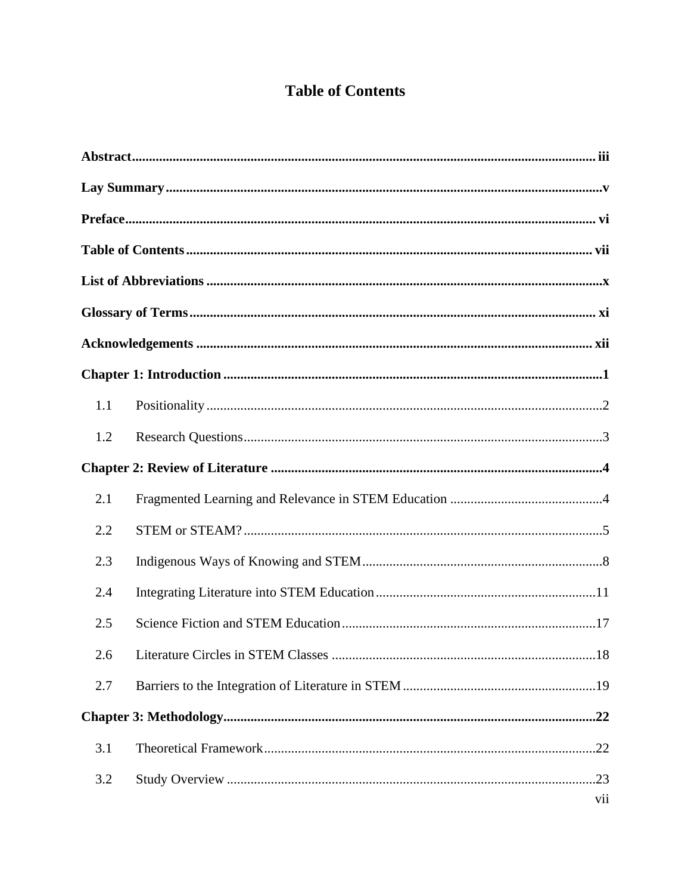# Table of Contents

**Abstract** ........................................................................................................................ iii

**Lay Summary** ................................................................................................................ v

**Preface** .......................................................................................................................... vi

**Table of Contents** ........................................................................................................ vii

**List of Abbreviations** .................................................................................................... x

**Glossary of Terms** ........................................................................................................ xi

**Acknowledgements** ..................................................................................................... xii

**Chapter 1: Introduction** ................................................................................................ 1

1.1 Positionality ..................................................................................................................... 2

1.2 Research Questions .......................................................................................................... 3

**Chapter 2: Review of Literature** ................................................................................... 4

2.1 Fragmented Learning and Relevance in STEM Education ............................................. 4

2.2 STEM or STEAM? .......................................................................................................... 5

2.3 Indigenous Ways of Knowing and STEM ....................................................................... 8

2.4 Integrating Literature into STEM Education ................................................................. 11

2.5 Science Fiction and STEM Education ........................................................................... 17

2.6 Literature Circles in STEM Classes .............................................................................. 18

2.7 Barriers to the Integration of Literature in STEM ......................................................... 19

**Chapter 3: Methodology** .............................................................................................. 22

3.1 Theoretical Framework .................................................................................................. 22

3.2 Study Overview ............................................................................................................. 23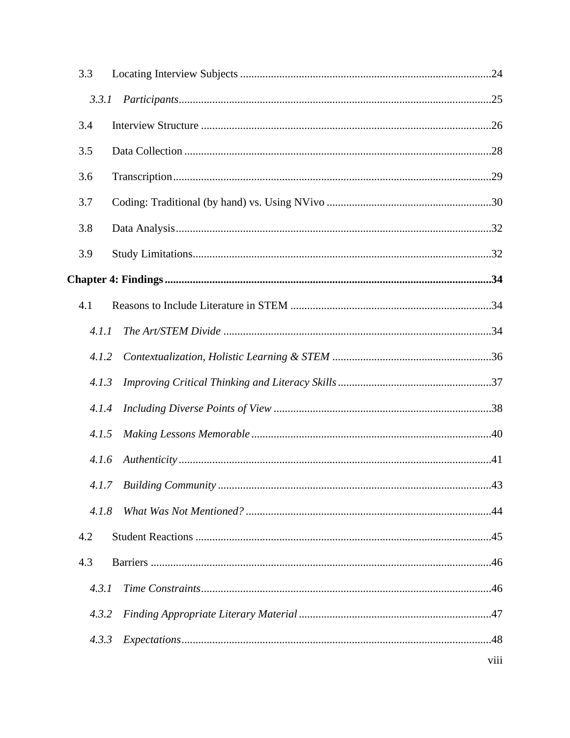3.3 Locating Interview Subjects .......................................................................................24

*3.3.1 Participants*..............................................................................................................25

3.4 Interview Structure .....................................................................................................26

3.5 Data Collection ...........................................................................................................28

3.6 Transcription................................................................................................................29

3.7 Coding: Traditional (by hand) vs. Using NVivo ..........................................................30

3.8 Data Analysis...............................................................................................................32

3.9 Study Limitations.........................................................................................................32

**Chapter 4: Findings**.......................................................................................................**34**

4.1 Reasons to Include Literature in STEM .......................................................................34

*4.1.1 The Art/STEM Divide* ..............................................................................................34

*4.1.2 Contextualization, Holistic Learning & STEM* ........................................................36

*4.1.3 Improving Critical Thinking and Literacy Skills*......................................................37

*4.1.4 Including Diverse Points of View* ............................................................................38

*4.1.5 Making Lessons Memorable* ....................................................................................40

*4.1.6 Authenticity*..............................................................................................................41

*4.1.7 Building Community* ................................................................................................43

*4.1.8 What Was Not Mentioned?* ......................................................................................44

4.2 Student Reactions ........................................................................................................45

4.3 Barriers ........................................................................................................................46

*4.3.1 Time Constraints*......................................................................................................46

*4.3.2 Finding Appropriate Literary Material* ....................................................................47

*4.3.3 Expectations*.............................................................................................................48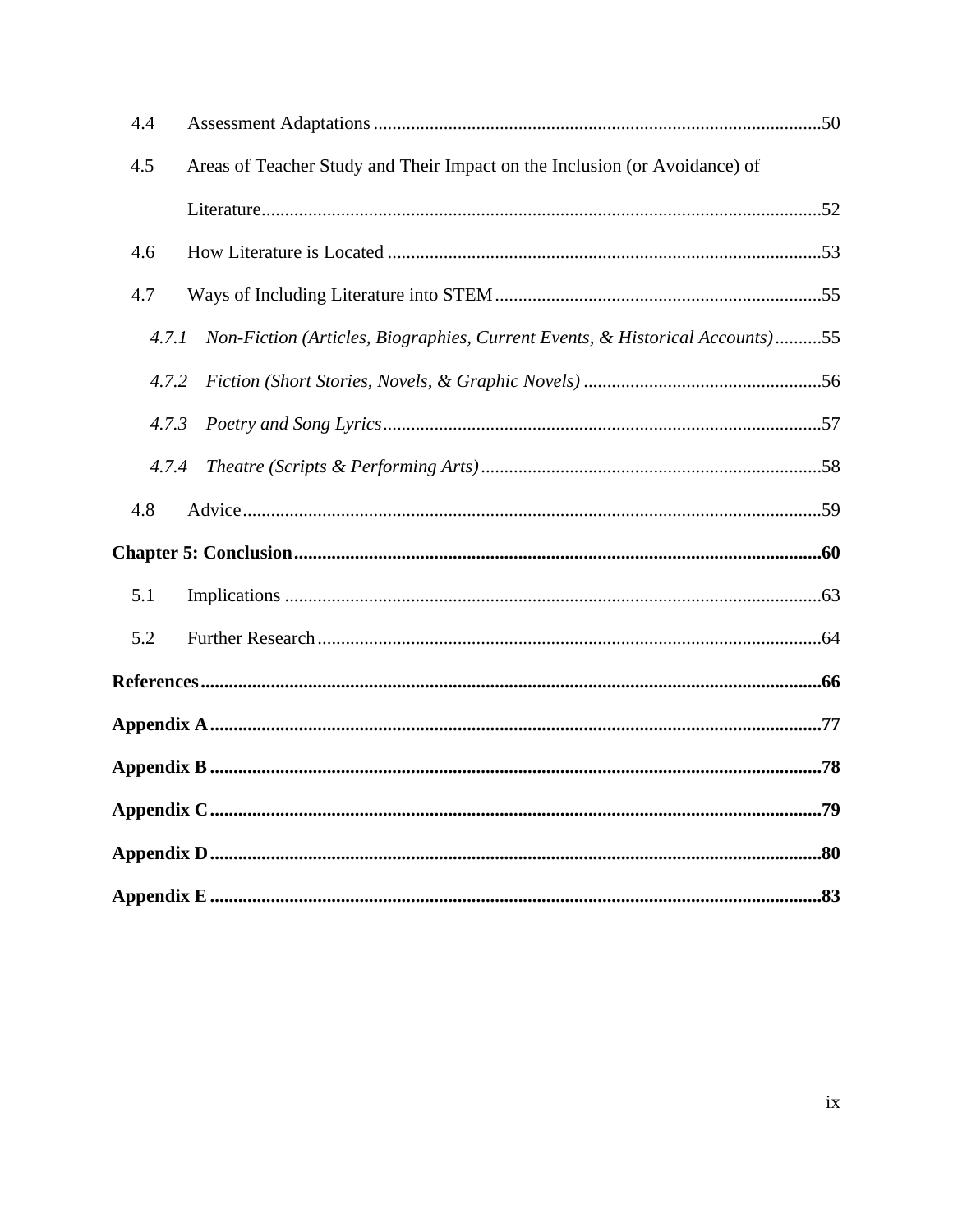4.4 Assessment Adaptations ....................................................................................50

4.5 Areas of Teacher Study and Their Impact on the Inclusion (or Avoidance) of Literature....................................................................................................................52

4.6 How Literature is Located ................................................................................53

4.7 Ways of Including Literature into STEM ...........................................................55

*4.7.1 Non-Fiction (Articles, Biographies, Current Events, & Historical Accounts)*..........55

*4.7.2 Fiction (Short Stories, Novels, & Graphic Novels)* ...............................................56

*4.7.3 Poetry and Song Lyrics*......................................................................................57

*4.7.4 Theatre (Scripts & Performing Arts)*...................................................................58

4.8 Advice................................................................................................................59

**Chapter 5: Conclusion.........................................................................................................60**

5.1 Implications ........................................................................................................63

5.2 Further Research.................................................................................................64

**References............................................................................................................................66**

**Appendix A.........................................................................................................................77**

**Appendix B .........................................................................................................................78**

**Appendix C.........................................................................................................................79**

**Appendix D.........................................................................................................................80**

**Appendix E .........................................................................................................................83**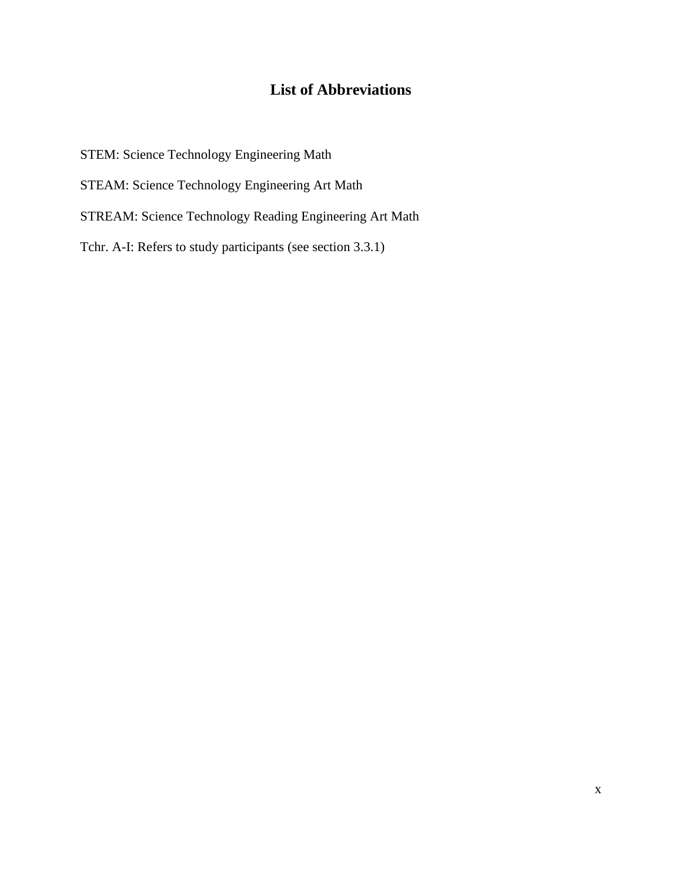# List of Abbreviations

STEM: Science Technology Engineering Math

STEAM: Science Technology Engineering Art Math

STREAM: Science Technology Reading Engineering Art Math

Tchr. A-I: Refers to study participants (see section 3.3.1)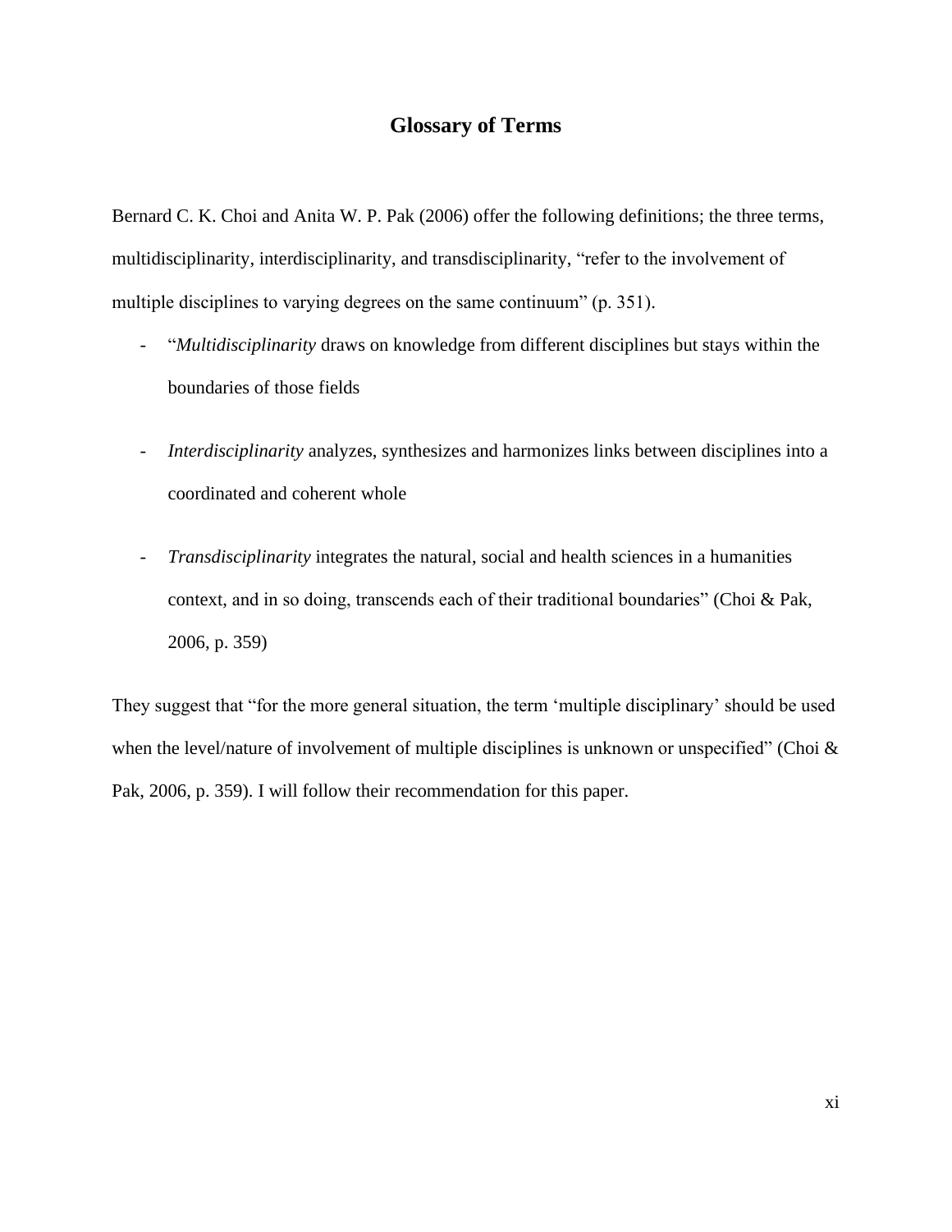## Glossary of Terms

Bernard C. K. Choi and Anita W. P. Pak (2006) offer the following definitions; the three terms, multidisciplinarity, interdisciplinarity, and transdisciplinarity, "refer to the involvement of multiple disciplines to varying degrees on the same continuum" (p. 351).

- "*Multidisciplinarity* draws on knowledge from different disciplines but stays within the boundaries of those fields
- *Interdisciplinarity* analyzes, synthesizes and harmonizes links between disciplines into a coordinated and coherent whole
- *Transdisciplinarity* integrates the natural, social and health sciences in a humanities context, and in so doing, transcends each of their traditional boundaries" (Choi & Pak, 2006, p. 359)

They suggest that "for the more general situation, the term 'multiple disciplinary' should be used when the level/nature of involvement of multiple disciplines is unknown or unspecified" (Choi & Pak, 2006, p. 359). I will follow their recommendation for this paper.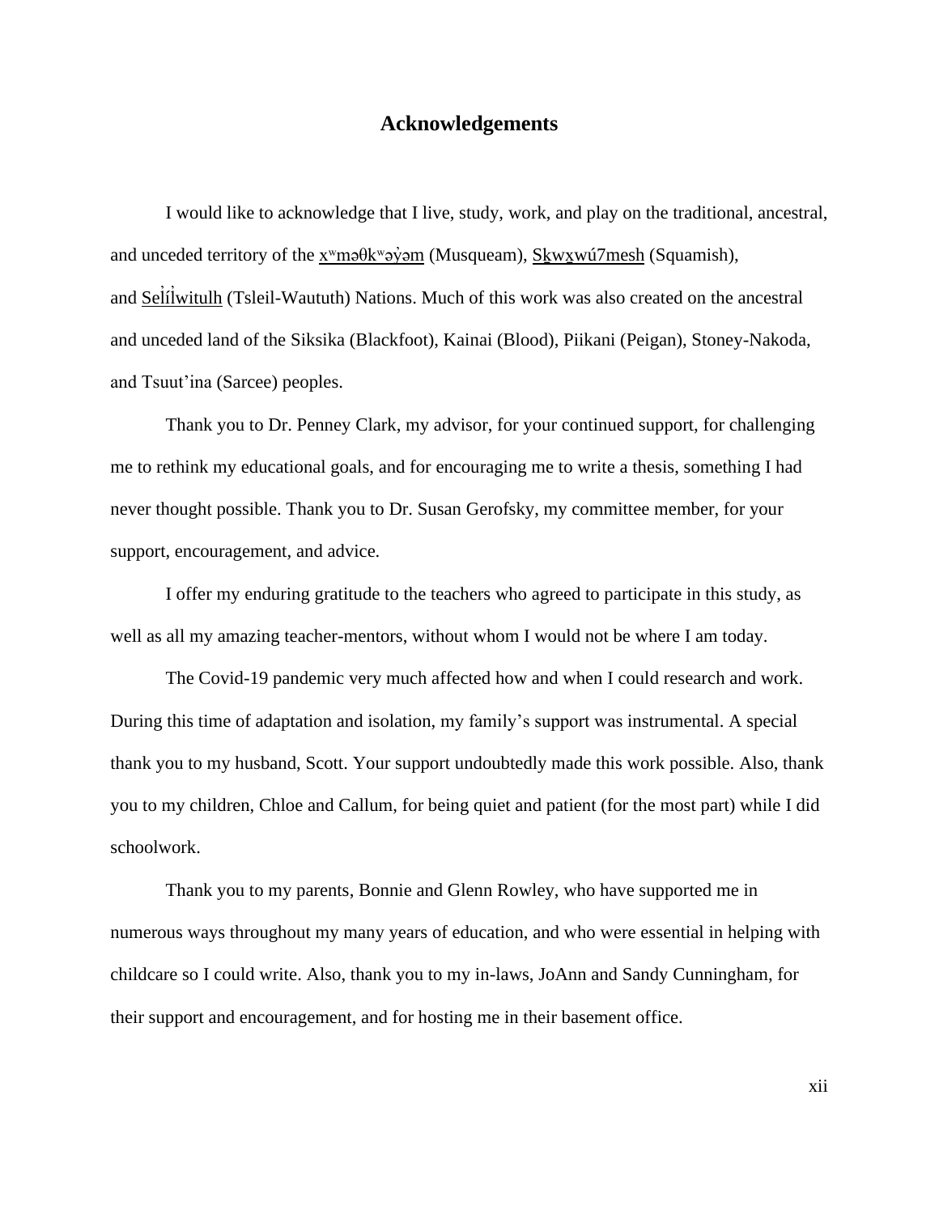# Acknowledgements

I would like to acknowledge that I live, study, work, and play on the traditional, ancestral, and unceded territory of the xʷməθkʷəy̓əm (Musqueam), Sḵwx̱wú7mesh (Squamish), and Səl̓ílwitulh (Tsleil-Waututh) Nations. Much of this work was also created on the ancestral and unceded land of the Siksika (Blackfoot), Kainai (Blood), Piikani (Peigan), Stoney-Nakoda, and Tsuut'ina (Sarcee) peoples.

Thank you to Dr. Penney Clark, my advisor, for your continued support, for challenging me to rethink my educational goals, and for encouraging me to write a thesis, something I had never thought possible. Thank you to Dr. Susan Gerofsky, my committee member, for your support, encouragement, and advice.

I offer my enduring gratitude to the teachers who agreed to participate in this study, as well as all my amazing teacher-mentors, without whom I would not be where I am today.

The Covid-19 pandemic very much affected how and when I could research and work. During this time of adaptation and isolation, my family's support was instrumental. A special thank you to my husband, Scott. Your support undoubtedly made this work possible. Also, thank you to my children, Chloe and Callum, for being quiet and patient (for the most part) while I did schoolwork.

Thank you to my parents, Bonnie and Glenn Rowley, who have supported me in numerous ways throughout my many years of education, and who were essential in helping with childcare so I could write. Also, thank you to my in-laws, JoAnn and Sandy Cunningham, for their support and encouragement, and for hosting me in their basement office.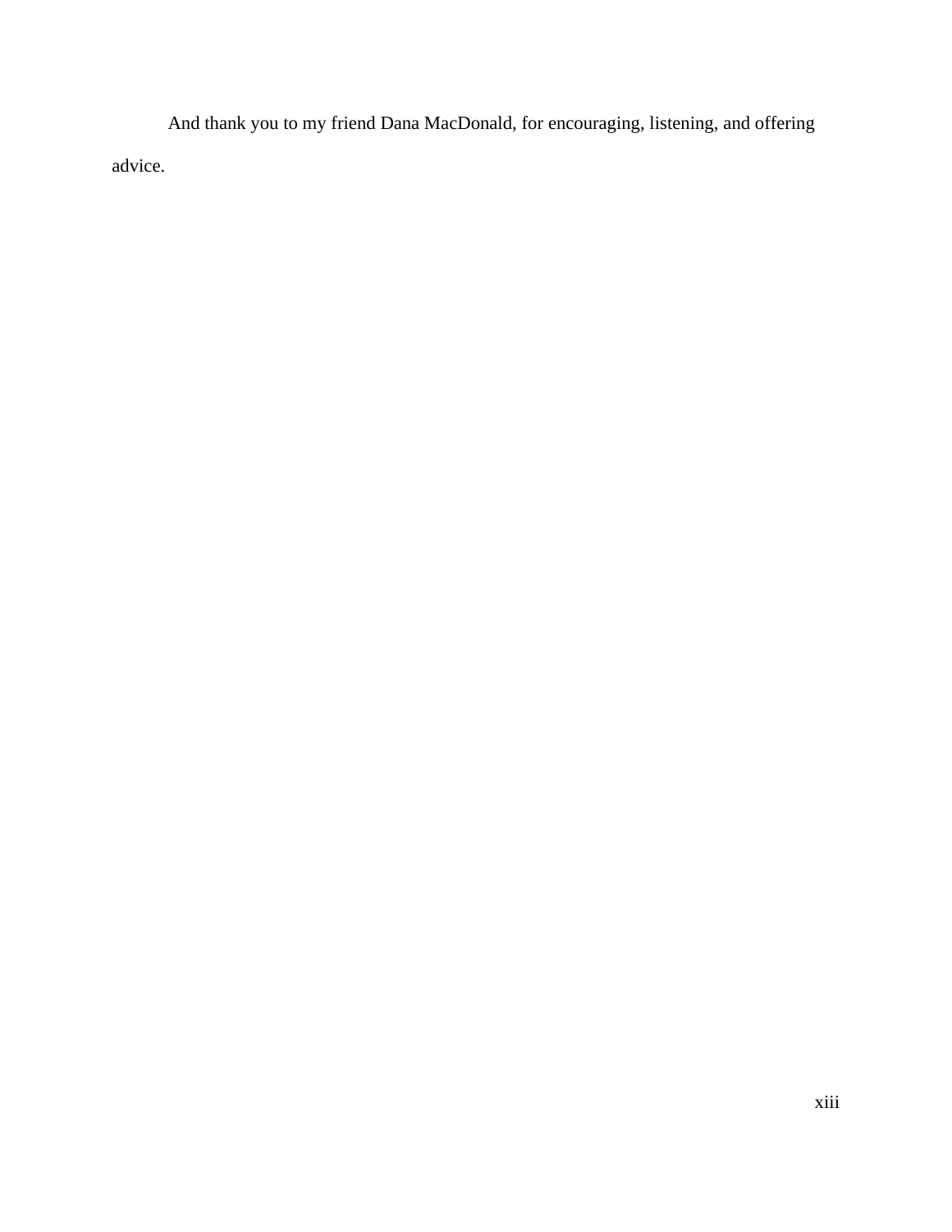And thank you to my friend Dana MacDonald, for encouraging, listening, and offering advice.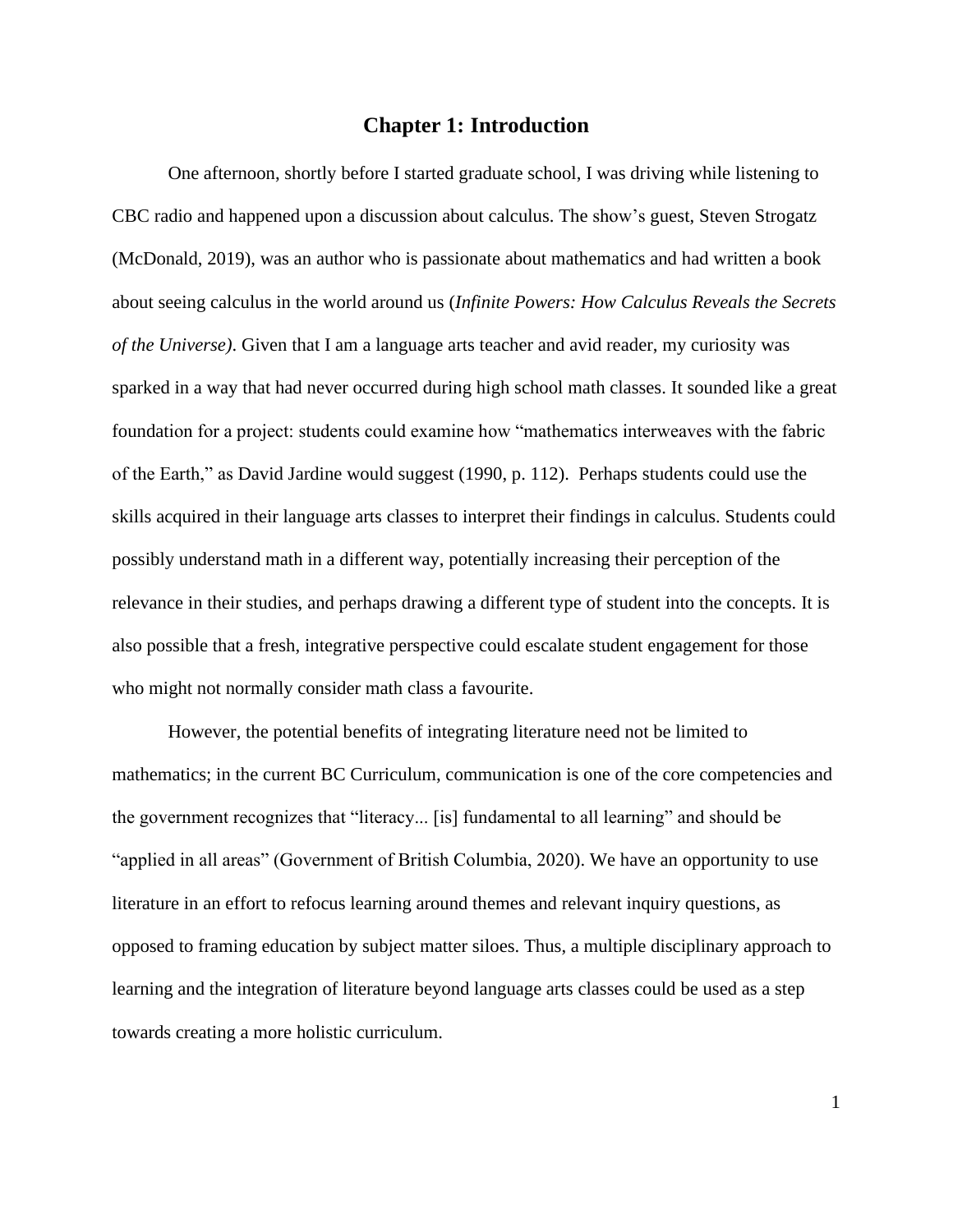# Chapter 1: Introduction

One afternoon, shortly before I started graduate school, I was driving while listening to CBC radio and happened upon a discussion about calculus. The show's guest, Steven Strogatz (McDonald, 2019), was an author who is passionate about mathematics and had written a book about seeing calculus in the world around us (*Infinite Powers: How Calculus Reveals the Secrets of the Universe)*. Given that I am a language arts teacher and avid reader, my curiosity was sparked in a way that had never occurred during high school math classes. It sounded like a great foundation for a project: students could examine how "mathematics interweaves with the fabric of the Earth," as David Jardine would suggest (1990, p. 112). Perhaps students could use the skills acquired in their language arts classes to interpret their findings in calculus. Students could possibly understand math in a different way, potentially increasing their perception of the relevance in their studies, and perhaps drawing a different type of student into the concepts. It is also possible that a fresh, integrative perspective could escalate student engagement for those who might not normally consider math class a favourite.

However, the potential benefits of integrating literature need not be limited to mathematics; in the current BC Curriculum, communication is one of the core competencies and the government recognizes that "literacy... [is] fundamental to all learning" and should be "applied in all areas" (Government of British Columbia, 2020). We have an opportunity to use literature in an effort to refocus learning around themes and relevant inquiry questions, as opposed to framing education by subject matter siloes. Thus, a multiple disciplinary approach to learning and the integration of literature beyond language arts classes could be used as a step towards creating a more holistic curriculum.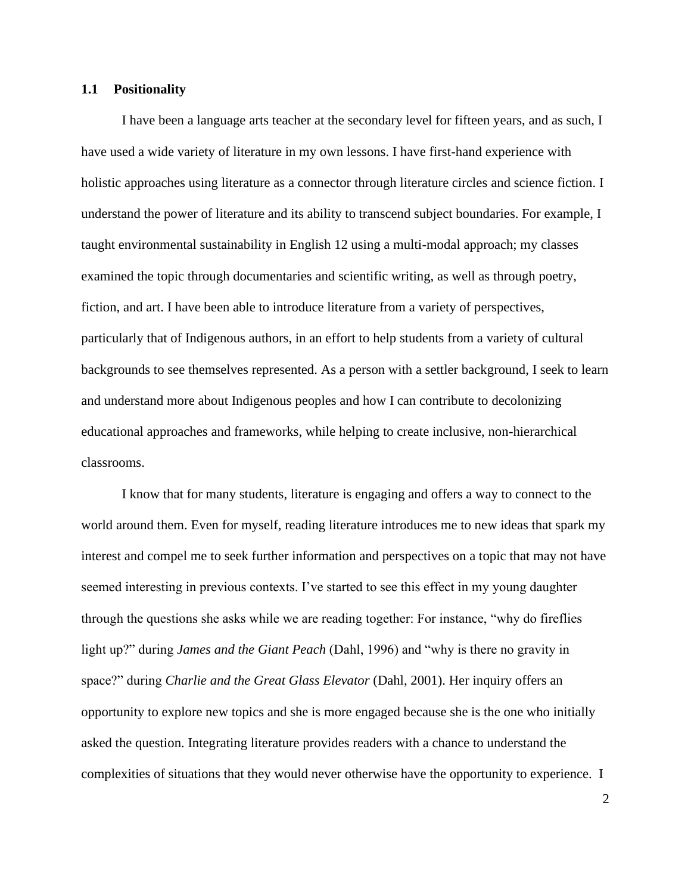## 1.1 Positionality

I have been a language arts teacher at the secondary level for fifteen years, and as such, I have used a wide variety of literature in my own lessons. I have first-hand experience with holistic approaches using literature as a connector through literature circles and science fiction. I understand the power of literature and its ability to transcend subject boundaries. For example, I taught environmental sustainability in English 12 using a multi-modal approach; my classes examined the topic through documentaries and scientific writing, as well as through poetry, fiction, and art. I have been able to introduce literature from a variety of perspectives, particularly that of Indigenous authors, in an effort to help students from a variety of cultural backgrounds to see themselves represented. As a person with a settler background, I seek to learn and understand more about Indigenous peoples and how I can contribute to decolonizing educational approaches and frameworks, while helping to create inclusive, non-hierarchical classrooms.

I know that for many students, literature is engaging and offers a way to connect to the world around them. Even for myself, reading literature introduces me to new ideas that spark my interest and compel me to seek further information and perspectives on a topic that may not have seemed interesting in previous contexts. I've started to see this effect in my young daughter through the questions she asks while we are reading together: For instance, "why do fireflies light up?" during *James and the Giant Peach* (Dahl, 1996) and "why is there no gravity in space?" during *Charlie and the Great Glass Elevator* (Dahl, 2001). Her inquiry offers an opportunity to explore new topics and she is more engaged because she is the one who initially asked the question. Integrating literature provides readers with a chance to understand the complexities of situations that they would never otherwise have the opportunity to experience. I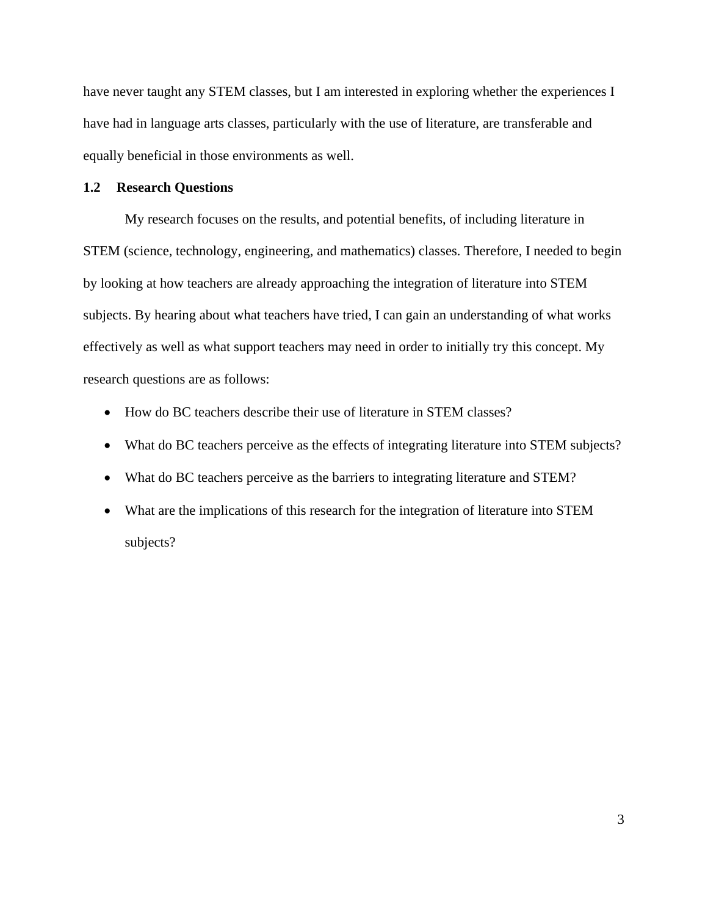have never taught any STEM classes, but I am interested in exploring whether the experiences I have had in language arts classes, particularly with the use of literature, are transferable and equally beneficial in those environments as well.

### 1.2 Research Questions

My research focuses on the results, and potential benefits, of including literature in STEM (science, technology, engineering, and mathematics) classes. Therefore, I needed to begin by looking at how teachers are already approaching the integration of literature into STEM subjects. By hearing about what teachers have tried, I can gain an understanding of what works effectively as well as what support teachers may need in order to initially try this concept. My research questions are as follows:

- How do BC teachers describe their use of literature in STEM classes?
- What do BC teachers perceive as the effects of integrating literature into STEM subjects?
- What do BC teachers perceive as the barriers to integrating literature and STEM?
- What are the implications of this research for the integration of literature into STEM subjects?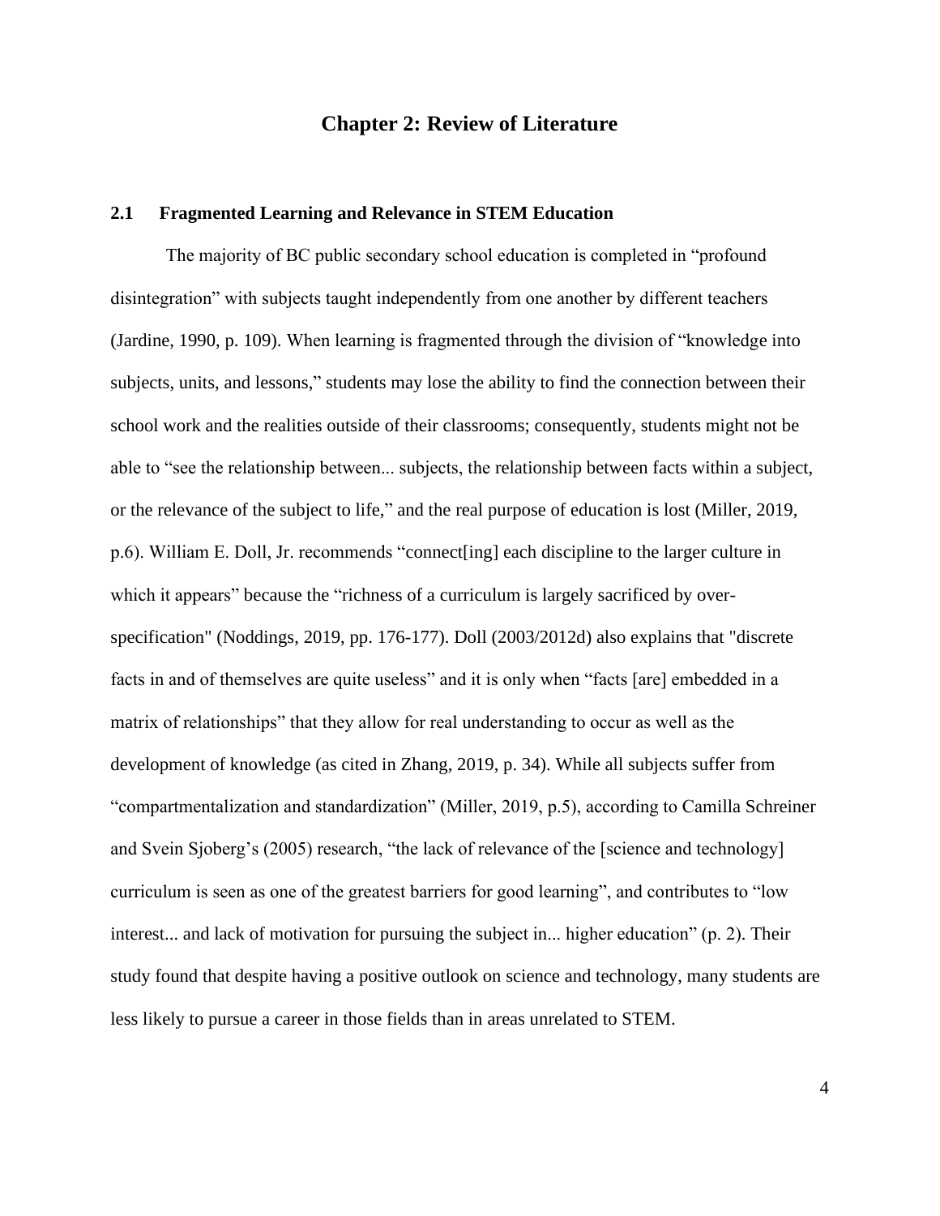# Chapter 2: Review of Literature

## 2.1 Fragmented Learning and Relevance in STEM Education

The majority of BC public secondary school education is completed in "profound disintegration" with subjects taught independently from one another by different teachers (Jardine, 1990, p. 109). When learning is fragmented through the division of "knowledge into subjects, units, and lessons," students may lose the ability to find the connection between their school work and the realities outside of their classrooms; consequently, students might not be able to "see the relationship between... subjects, the relationship between facts within a subject, or the relevance of the subject to life," and the real purpose of education is lost (Miller, 2019, p.6). William E. Doll, Jr. recommends "connect[ing] each discipline to the larger culture in which it appears" because the "richness of a curriculum is largely sacrificed by over-specification" (Noddings, 2019, pp. 176-177). Doll (2003/2012d) also explains that "discrete facts in and of themselves are quite useless" and it is only when "facts [are] embedded in a matrix of relationships" that they allow for real understanding to occur as well as the development of knowledge (as cited in Zhang, 2019, p. 34). While all subjects suffer from "compartmentalization and standardization" (Miller, 2019, p.5), according to Camilla Schreiner and Svein Sjoberg's (2005) research, "the lack of relevance of the [science and technology] curriculum is seen as one of the greatest barriers for good learning", and contributes to "low interest... and lack of motivation for pursuing the subject in... higher education" (p. 2). Their study found that despite having a positive outlook on science and technology, many students are less likely to pursue a career in those fields than in areas unrelated to STEM.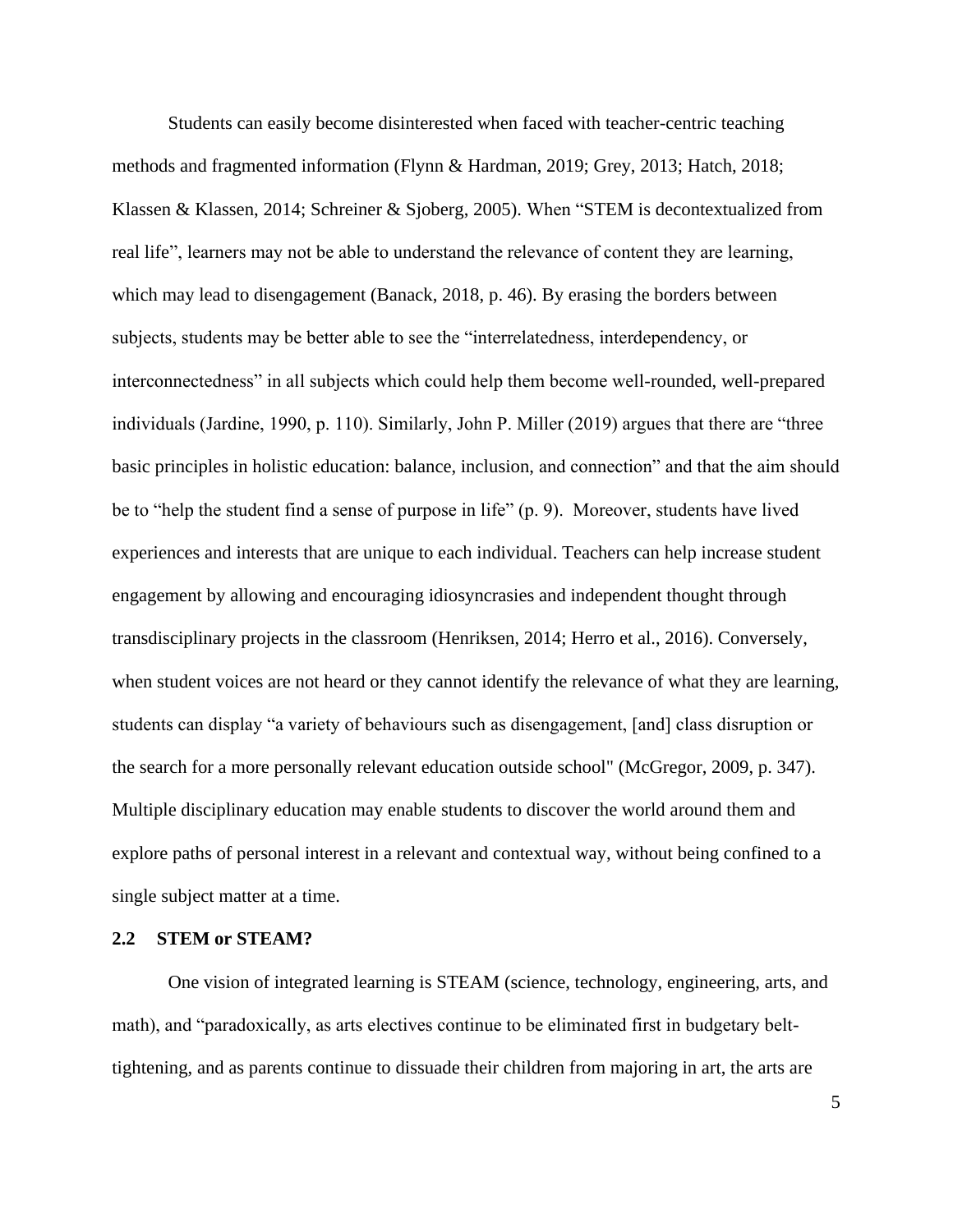Students can easily become disinterested when faced with teacher-centric teaching methods and fragmented information (Flynn & Hardman, 2019; Grey, 2013; Hatch, 2018; Klassen & Klassen, 2014; Schreiner & Sjoberg, 2005). When "STEM is decontextualized from real life", learners may not be able to understand the relevance of content they are learning, which may lead to disengagement (Banack, 2018, p. 46). By erasing the borders between subjects, students may be better able to see the "interrelatedness, interdependency, or interconnectedness" in all subjects which could help them become well-rounded, well-prepared individuals (Jardine, 1990, p. 110). Similarly, John P. Miller (2019) argues that there are "three basic principles in holistic education: balance, inclusion, and connection" and that the aim should be to "help the student find a sense of purpose in life" (p. 9). Moreover, students have lived experiences and interests that are unique to each individual. Teachers can help increase student engagement by allowing and encouraging idiosyncrasies and independent thought through transdisciplinary projects in the classroom (Henriksen, 2014; Herro et al., 2016). Conversely, when student voices are not heard or they cannot identify the relevance of what they are learning, students can display "a variety of behaviours such as disengagement, [and] class disruption or the search for a more personally relevant education outside school" (McGregor, 2009, p. 347). Multiple disciplinary education may enable students to discover the world around them and explore paths of personal interest in a relevant and contextual way, without being confined to a single subject matter at a time.

### 2.2 STEM or STEAM?

One vision of integrated learning is STEAM (science, technology, engineering, arts, and math), and "paradoxically, as arts electives continue to be eliminated first in budgetary belt-tightening, and as parents continue to dissuade their children from majoring in art, the arts are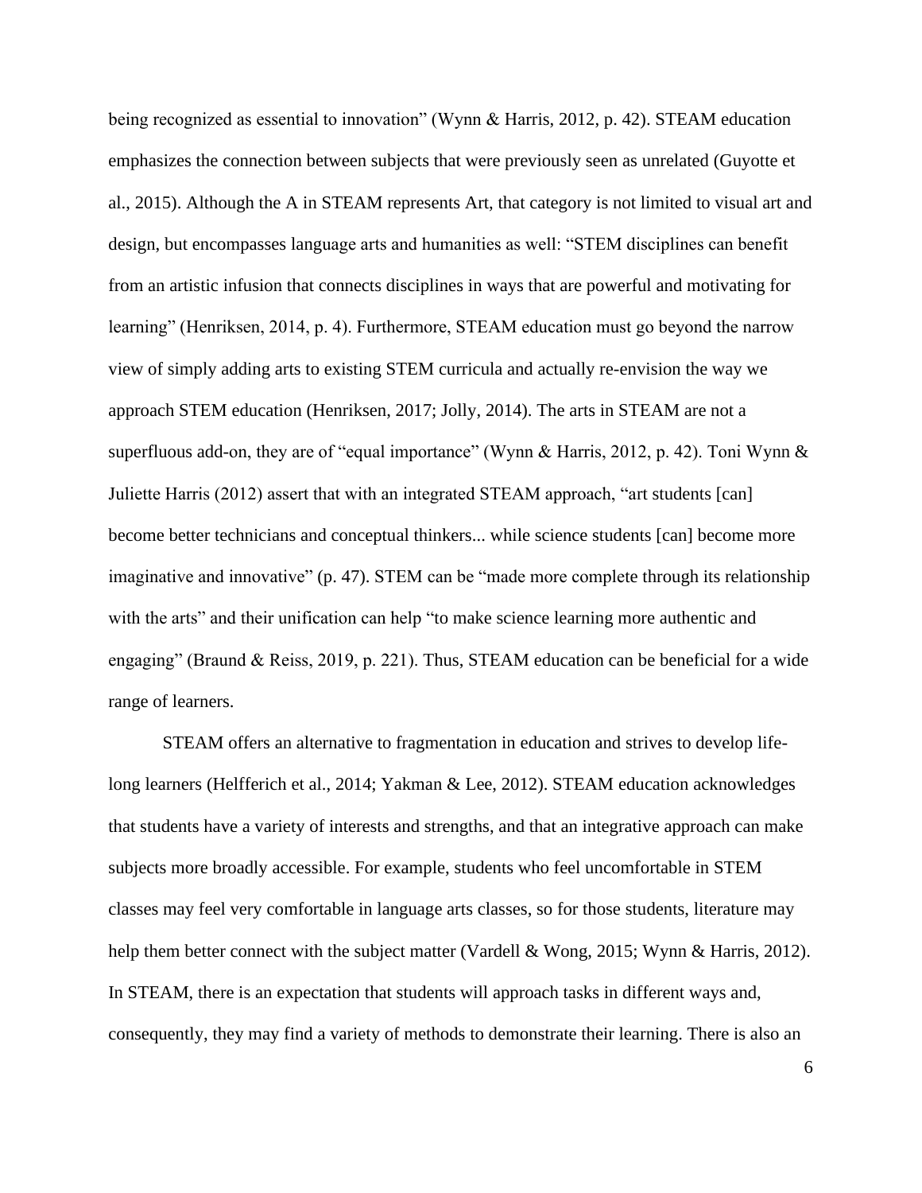being recognized as essential to innovation" (Wynn & Harris, 2012, p. 42). STEAM education emphasizes the connection between subjects that were previously seen as unrelated (Guyotte et al., 2015). Although the A in STEAM represents Art, that category is not limited to visual art and design, but encompasses language arts and humanities as well: "STEM disciplines can benefit from an artistic infusion that connects disciplines in ways that are powerful and motivating for learning" (Henriksen, 2014, p. 4). Furthermore, STEAM education must go beyond the narrow view of simply adding arts to existing STEM curricula and actually re-envision the way we approach STEM education (Henriksen, 2017; Jolly, 2014). The arts in STEAM are not a superfluous add-on, they are of "equal importance" (Wynn & Harris, 2012, p. 42). Toni Wynn & Juliette Harris (2012) assert that with an integrated STEAM approach, "art students [can] become better technicians and conceptual thinkers... while science students [can] become more imaginative and innovative" (p. 47). STEM can be "made more complete through its relationship with the arts" and their unification can help "to make science learning more authentic and engaging" (Braund & Reiss, 2019, p. 221). Thus, STEAM education can be beneficial for a wide range of learners.

STEAM offers an alternative to fragmentation in education and strives to develop life-long learners (Helfferich et al., 2014; Yakman & Lee, 2012). STEAM education acknowledges that students have a variety of interests and strengths, and that an integrative approach can make subjects more broadly accessible. For example, students who feel uncomfortable in STEM classes may feel very comfortable in language arts classes, so for those students, literature may help them better connect with the subject matter (Vardell & Wong, 2015; Wynn & Harris, 2012). In STEAM, there is an expectation that students will approach tasks in different ways and, consequently, they may find a variety of methods to demonstrate their learning. There is also an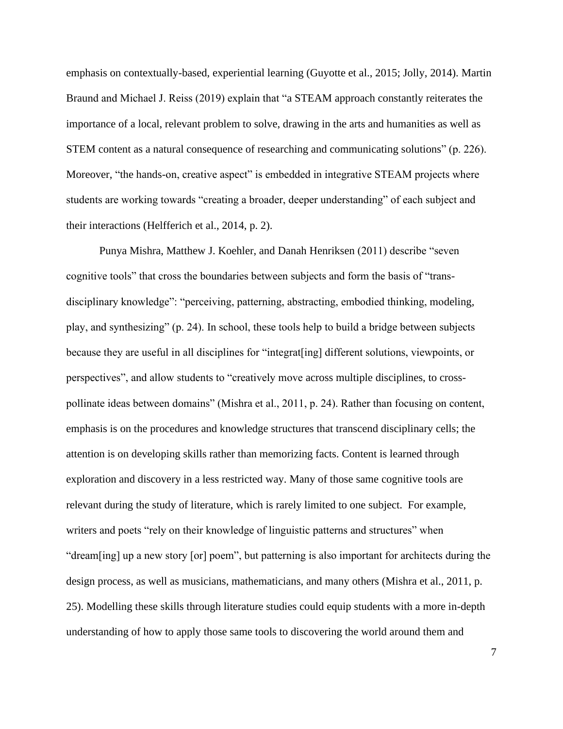emphasis on contextually-based, experiential learning (Guyotte et al., 2015; Jolly, 2014). Martin Braund and Michael J. Reiss (2019) explain that "a STEAM approach constantly reiterates the importance of a local, relevant problem to solve, drawing in the arts and humanities as well as STEM content as a natural consequence of researching and communicating solutions" (p. 226). Moreover, "the hands-on, creative aspect" is embedded in integrative STEAM projects where students are working towards "creating a broader, deeper understanding" of each subject and their interactions (Helfferich et al., 2014, p. 2).

Punya Mishra, Matthew J. Koehler, and Danah Henriksen (2011) describe "seven cognitive tools" that cross the boundaries between subjects and form the basis of "trans-disciplinary knowledge": "perceiving, patterning, abstracting, embodied thinking, modeling, play, and synthesizing" (p. 24). In school, these tools help to build a bridge between subjects because they are useful in all disciplines for "integrat[ing] different solutions, viewpoints, or perspectives", and allow students to "creatively move across multiple disciplines, to cross-pollinate ideas between domains" (Mishra et al., 2011, p. 24). Rather than focusing on content, emphasis is on the procedures and knowledge structures that transcend disciplinary cells; the attention is on developing skills rather than memorizing facts. Content is learned through exploration and discovery in a less restricted way. Many of those same cognitive tools are relevant during the study of literature, which is rarely limited to one subject. For example, writers and poets "rely on their knowledge of linguistic patterns and structures" when "dream[ing] up a new story [or] poem", but patterning is also important for architects during the design process, as well as musicians, mathematicians, and many others (Mishra et al., 2011, p. 25). Modelling these skills through literature studies could equip students with a more in-depth understanding of how to apply those same tools to discovering the world around them and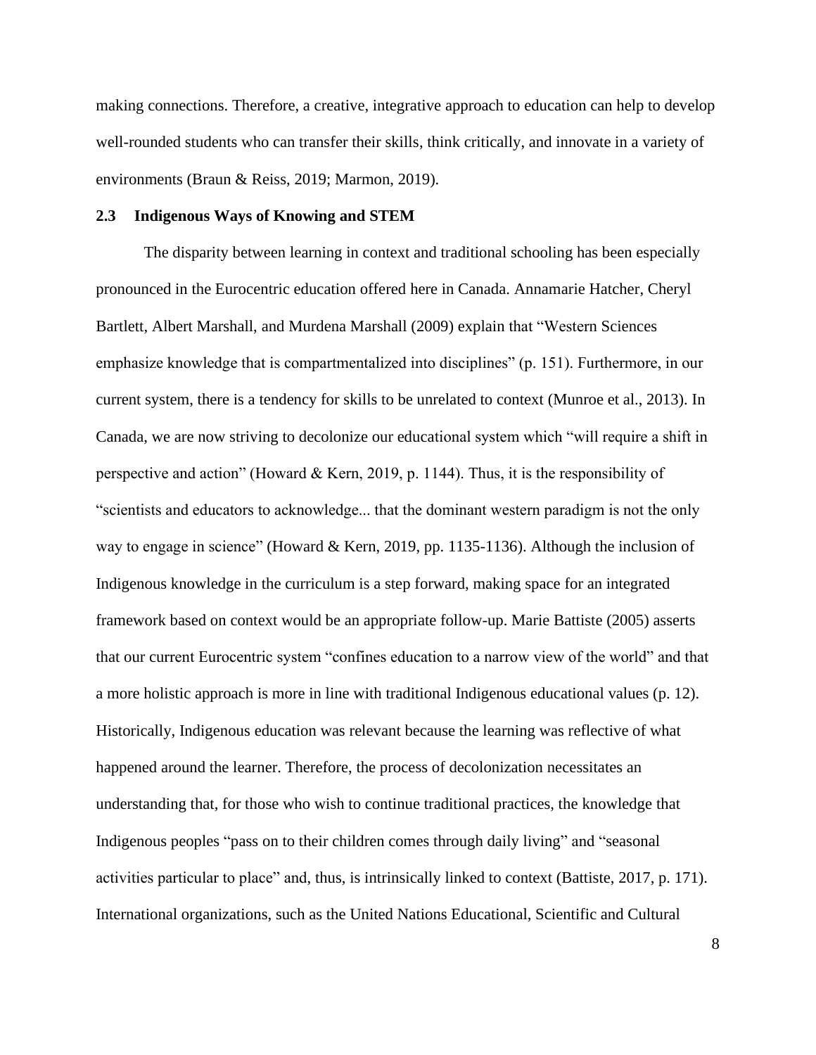making connections. Therefore, a creative, integrative approach to education can help to develop well-rounded students who can transfer their skills, think critically, and innovate in a variety of environments (Braun & Reiss, 2019; Marmon, 2019).

## 2.3 Indigenous Ways of Knowing and STEM

The disparity between learning in context and traditional schooling has been especially pronounced in the Eurocentric education offered here in Canada. Annamarie Hatcher, Cheryl Bartlett, Albert Marshall, and Murdena Marshall (2009) explain that "Western Sciences emphasize knowledge that is compartmentalized into disciplines" (p. 151). Furthermore, in our current system, there is a tendency for skills to be unrelated to context (Munroe et al., 2013). In Canada, we are now striving to decolonize our educational system which "will require a shift in perspective and action" (Howard & Kern, 2019, p. 1144). Thus, it is the responsibility of "scientists and educators to acknowledge... that the dominant western paradigm is not the only way to engage in science" (Howard & Kern, 2019, pp. 1135-1136). Although the inclusion of Indigenous knowledge in the curriculum is a step forward, making space for an integrated framework based on context would be an appropriate follow-up. Marie Battiste (2005) asserts that our current Eurocentric system "confines education to a narrow view of the world" and that a more holistic approach is more in line with traditional Indigenous educational values (p. 12). Historically, Indigenous education was relevant because the learning was reflective of what happened around the learner. Therefore, the process of decolonization necessitates an understanding that, for those who wish to continue traditional practices, the knowledge that Indigenous peoples "pass on to their children comes through daily living" and "seasonal activities particular to place" and, thus, is intrinsically linked to context (Battiste, 2017, p. 171). International organizations, such as the United Nations Educational, Scientific and Cultural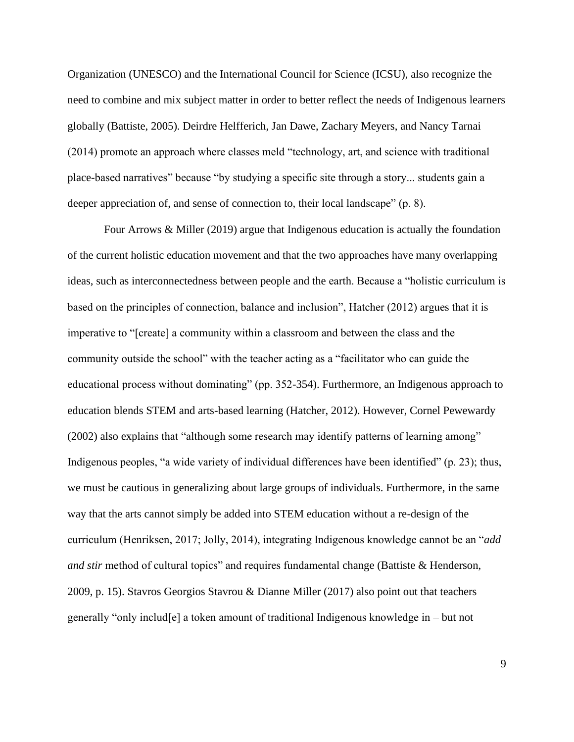Organization (UNESCO) and the International Council for Science (ICSU), also recognize the need to combine and mix subject matter in order to better reflect the needs of Indigenous learners globally (Battiste, 2005). Deirdre Helfferich, Jan Dawe, Zachary Meyers, and Nancy Tarnai (2014) promote an approach where classes meld "technology, art, and science with traditional place-based narratives" because "by studying a specific site through a story... students gain a deeper appreciation of, and sense of connection to, their local landscape" (p. 8).

Four Arrows & Miller (2019) argue that Indigenous education is actually the foundation of the current holistic education movement and that the two approaches have many overlapping ideas, such as interconnectedness between people and the earth. Because a "holistic curriculum is based on the principles of connection, balance and inclusion", Hatcher (2012) argues that it is imperative to "[create] a community within a classroom and between the class and the community outside the school" with the teacher acting as a "facilitator who can guide the educational process without dominating" (pp. 352-354). Furthermore, an Indigenous approach to education blends STEM and arts-based learning (Hatcher, 2012). However, Cornel Pewewardy (2002) also explains that "although some research may identify patterns of learning among" Indigenous peoples, "a wide variety of individual differences have been identified" (p. 23); thus, we must be cautious in generalizing about large groups of individuals. Furthermore, in the same way that the arts cannot simply be added into STEM education without a re-design of the curriculum (Henriksen, 2017; Jolly, 2014), integrating Indigenous knowledge cannot be an "*add and stir* method of cultural topics" and requires fundamental change (Battiste & Henderson, 2009, p. 15). Stavros Georgios Stavrou & Dianne Miller (2017) also point out that teachers generally "only includ[e] a token amount of traditional Indigenous knowledge in – but not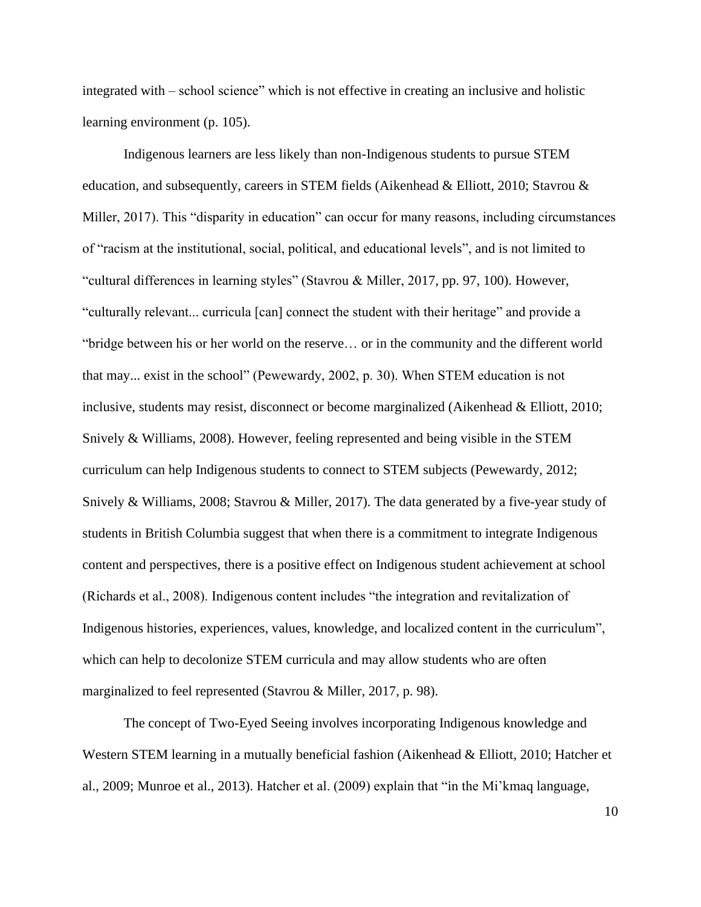integrated with – school science" which is not effective in creating an inclusive and holistic learning environment (p. 105).

Indigenous learners are less likely than non-Indigenous students to pursue STEM education, and subsequently, careers in STEM fields (Aikenhead & Elliott, 2010; Stavrou & Miller, 2017). This "disparity in education" can occur for many reasons, including circumstances of "racism at the institutional, social, political, and educational levels", and is not limited to "cultural differences in learning styles" (Stavrou & Miller, 2017, pp. 97, 100). However, "culturally relevant... curricula [can] connect the student with their heritage" and provide a "bridge between his or her world on the reserve… or in the community and the different world that may... exist in the school" (Pewewardy, 2002, p. 30). When STEM education is not inclusive, students may resist, disconnect or become marginalized (Aikenhead & Elliott, 2010; Snively & Williams, 2008). However, feeling represented and being visible in the STEM curriculum can help Indigenous students to connect to STEM subjects (Pewewardy, 2012; Snively & Williams, 2008; Stavrou & Miller, 2017). The data generated by a five-year study of students in British Columbia suggest that when there is a commitment to integrate Indigenous content and perspectives, there is a positive effect on Indigenous student achievement at school (Richards et al., 2008). Indigenous content includes "the integration and revitalization of Indigenous histories, experiences, values, knowledge, and localized content in the curriculum", which can help to decolonize STEM curricula and may allow students who are often marginalized to feel represented (Stavrou & Miller, 2017, p. 98).

The concept of Two-Eyed Seeing involves incorporating Indigenous knowledge and Western STEM learning in a mutually beneficial fashion (Aikenhead & Elliott, 2010; Hatcher et al., 2009; Munroe et al., 2013). Hatcher et al. (2009) explain that "in the Mi'kmaq language,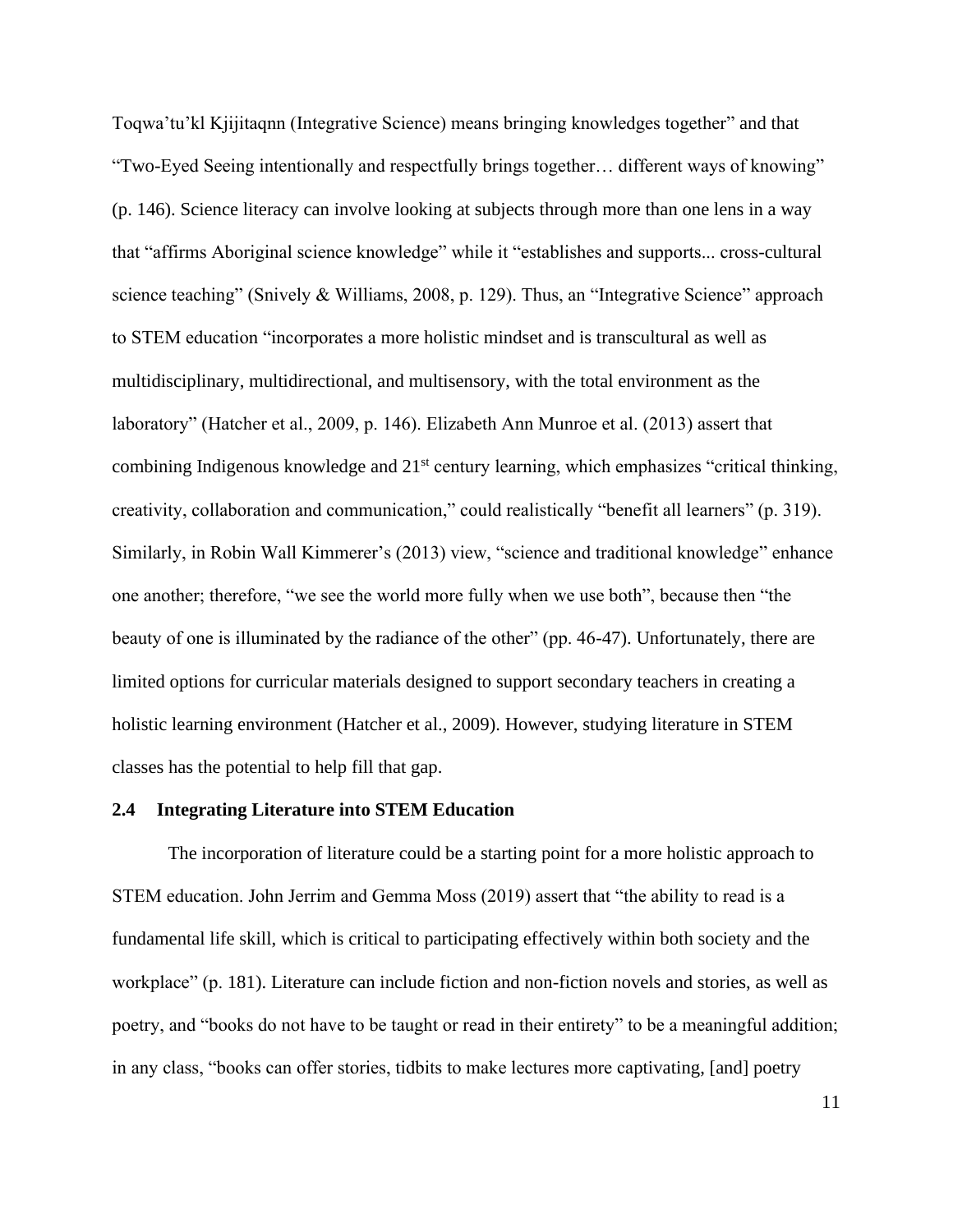Toqwa'tu'kl Kjijitaqnn (Integrative Science) means bringing knowledges together" and that "Two-Eyed Seeing intentionally and respectfully brings together… different ways of knowing" (p. 146). Science literacy can involve looking at subjects through more than one lens in a way that "affirms Aboriginal science knowledge" while it "establishes and supports... cross-cultural science teaching" (Snively & Williams, 2008, p. 129). Thus, an "Integrative Science" approach to STEM education "incorporates a more holistic mindset and is transcultural as well as multidisciplinary, multidirectional, and multisensory, with the total environment as the laboratory" (Hatcher et al., 2009, p. 146). Elizabeth Ann Munroe et al. (2013) assert that combining Indigenous knowledge and 21st century learning, which emphasizes "critical thinking, creativity, collaboration and communication," could realistically "benefit all learners" (p. 319). Similarly, in Robin Wall Kimmerer's (2013) view, "science and traditional knowledge" enhance one another; therefore, "we see the world more fully when we use both", because then "the beauty of one is illuminated by the radiance of the other" (pp. 46-47). Unfortunately, there are limited options for curricular materials designed to support secondary teachers in creating a holistic learning environment (Hatcher et al., 2009). However, studying literature in STEM classes has the potential to help fill that gap.

### 2.4 Integrating Literature into STEM Education

The incorporation of literature could be a starting point for a more holistic approach to STEM education. John Jerrim and Gemma Moss (2019) assert that "the ability to read is a fundamental life skill, which is critical to participating effectively within both society and the workplace" (p. 181). Literature can include fiction and non-fiction novels and stories, as well as poetry, and "books do not have to be taught or read in their entirety" to be a meaningful addition; in any class, "books can offer stories, tidbits to make lectures more captivating, [and] poetry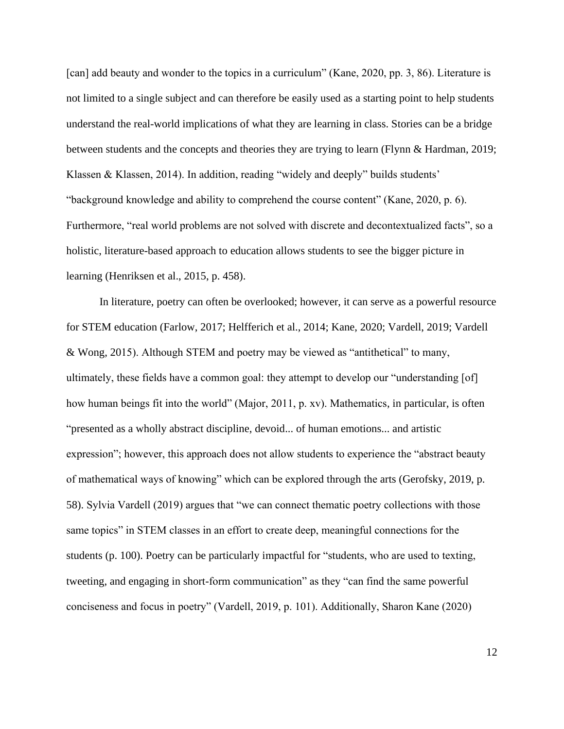[can] add beauty and wonder to the topics in a curriculum" (Kane, 2020, pp. 3, 86). Literature is not limited to a single subject and can therefore be easily used as a starting point to help students understand the real-world implications of what they are learning in class. Stories can be a bridge between students and the concepts and theories they are trying to learn (Flynn & Hardman, 2019; Klassen & Klassen, 2014). In addition, reading "widely and deeply" builds students' "background knowledge and ability to comprehend the course content" (Kane, 2020, p. 6). Furthermore, "real world problems are not solved with discrete and decontextualized facts", so a holistic, literature-based approach to education allows students to see the bigger picture in learning (Henriksen et al., 2015, p. 458).

In literature, poetry can often be overlooked; however, it can serve as a powerful resource for STEM education (Farlow, 2017; Helfferich et al., 2014; Kane, 2020; Vardell, 2019; Vardell & Wong, 2015). Although STEM and poetry may be viewed as "antithetical" to many, ultimately, these fields have a common goal: they attempt to develop our "understanding [of] how human beings fit into the world" (Major, 2011, p. xv). Mathematics, in particular, is often "presented as a wholly abstract discipline, devoid... of human emotions... and artistic expression"; however, this approach does not allow students to experience the "abstract beauty of mathematical ways of knowing" which can be explored through the arts (Gerofsky, 2019, p. 58). Sylvia Vardell (2019) argues that "we can connect thematic poetry collections with those same topics" in STEM classes in an effort to create deep, meaningful connections for the students (p. 100). Poetry can be particularly impactful for "students, who are used to texting, tweeting, and engaging in short-form communication" as they "can find the same powerful conciseness and focus in poetry" (Vardell, 2019, p. 101). Additionally, Sharon Kane (2020)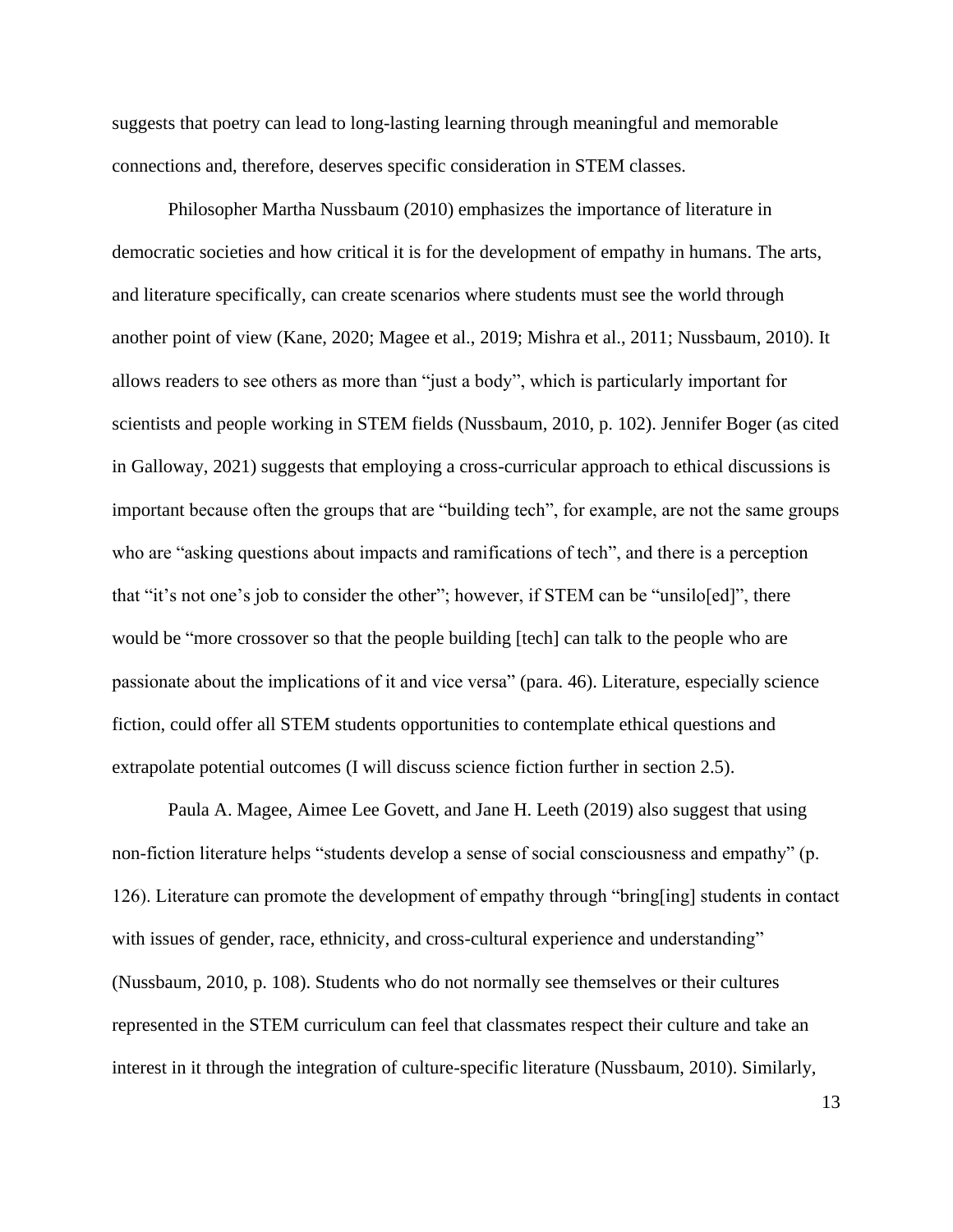suggests that poetry can lead to long-lasting learning through meaningful and memorable connections and, therefore, deserves specific consideration in STEM classes.

Philosopher Martha Nussbaum (2010) emphasizes the importance of literature in democratic societies and how critical it is for the development of empathy in humans. The arts, and literature specifically, can create scenarios where students must see the world through another point of view (Kane, 2020; Magee et al., 2019; Mishra et al., 2011; Nussbaum, 2010). It allows readers to see others as more than "just a body", which is particularly important for scientists and people working in STEM fields (Nussbaum, 2010, p. 102). Jennifer Boger (as cited in Galloway, 2021) suggests that employing a cross-curricular approach to ethical discussions is important because often the groups that are "building tech", for example, are not the same groups who are "asking questions about impacts and ramifications of tech", and there is a perception that "it's not one's job to consider the other"; however, if STEM can be "unsilo[ed]", there would be "more crossover so that the people building [tech] can talk to the people who are passionate about the implications of it and vice versa" (para. 46). Literature, especially science fiction, could offer all STEM students opportunities to contemplate ethical questions and extrapolate potential outcomes (I will discuss science fiction further in section 2.5).

Paula A. Magee, Aimee Lee Govett, and Jane H. Leeth (2019) also suggest that using non-fiction literature helps "students develop a sense of social consciousness and empathy" (p. 126). Literature can promote the development of empathy through "bring[ing] students in contact with issues of gender, race, ethnicity, and cross-cultural experience and understanding" (Nussbaum, 2010, p. 108). Students who do not normally see themselves or their cultures represented in the STEM curriculum can feel that classmates respect their culture and take an interest in it through the integration of culture-specific literature (Nussbaum, 2010). Similarly,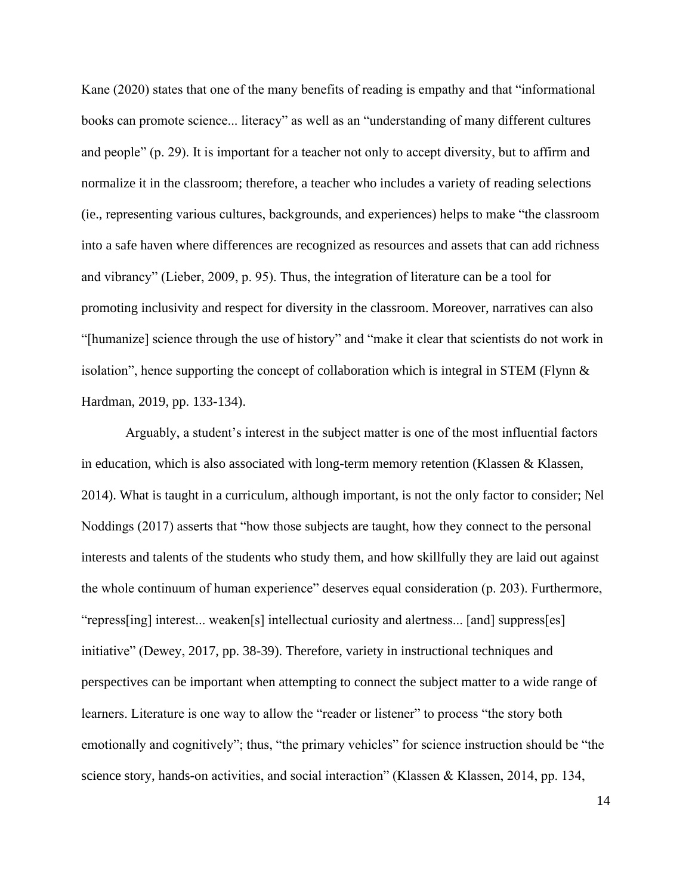Kane (2020) states that one of the many benefits of reading is empathy and that "informational books can promote science... literacy" as well as an "understanding of many different cultures and people" (p. 29). It is important for a teacher not only to accept diversity, but to affirm and normalize it in the classroom; therefore, a teacher who includes a variety of reading selections (ie., representing various cultures, backgrounds, and experiences) helps to make "the classroom into a safe haven where differences are recognized as resources and assets that can add richness and vibrancy" (Lieber, 2009, p. 95). Thus, the integration of literature can be a tool for promoting inclusivity and respect for diversity in the classroom. Moreover, narratives can also "[humanize] science through the use of history" and "make it clear that scientists do not work in isolation", hence supporting the concept of collaboration which is integral in STEM (Flynn & Hardman, 2019, pp. 133-134).

Arguably, a student's interest in the subject matter is one of the most influential factors in education, which is also associated with long-term memory retention (Klassen & Klassen, 2014). What is taught in a curriculum, although important, is not the only factor to consider; Nel Noddings (2017) asserts that "how those subjects are taught, how they connect to the personal interests and talents of the students who study them, and how skillfully they are laid out against the whole continuum of human experience" deserves equal consideration (p. 203). Furthermore, "repress[ing] interest... weaken[s] intellectual curiosity and alertness... [and] suppress[es] initiative" (Dewey, 2017, pp. 38-39). Therefore, variety in instructional techniques and perspectives can be important when attempting to connect the subject matter to a wide range of learners. Literature is one way to allow the "reader or listener" to process "the story both emotionally and cognitively"; thus, "the primary vehicles" for science instruction should be "the science story, hands-on activities, and social interaction" (Klassen & Klassen, 2014, pp. 134,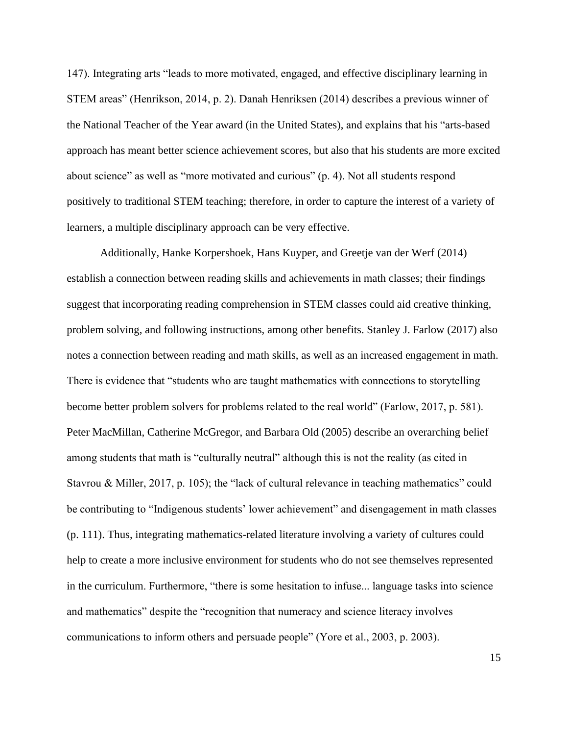147). Integrating arts "leads to more motivated, engaged, and effective disciplinary learning in STEM areas" (Henrikson, 2014, p. 2). Danah Henriksen (2014) describes a previous winner of the National Teacher of the Year award (in the United States), and explains that his "arts-based approach has meant better science achievement scores, but also that his students are more excited about science" as well as "more motivated and curious" (p. 4). Not all students respond positively to traditional STEM teaching; therefore, in order to capture the interest of a variety of learners, a multiple disciplinary approach can be very effective.

Additionally, Hanke Korpershoek, Hans Kuyper, and Greetje van der Werf (2014) establish a connection between reading skills and achievements in math classes; their findings suggest that incorporating reading comprehension in STEM classes could aid creative thinking, problem solving, and following instructions, among other benefits. Stanley J. Farlow (2017) also notes a connection between reading and math skills, as well as an increased engagement in math. There is evidence that "students who are taught mathematics with connections to storytelling become better problem solvers for problems related to the real world" (Farlow, 2017, p. 581). Peter MacMillan, Catherine McGregor, and Barbara Old (2005) describe an overarching belief among students that math is "culturally neutral" although this is not the reality (as cited in Stavrou & Miller, 2017, p. 105); the "lack of cultural relevance in teaching mathematics" could be contributing to "Indigenous students' lower achievement" and disengagement in math classes (p. 111). Thus, integrating mathematics-related literature involving a variety of cultures could help to create a more inclusive environment for students who do not see themselves represented in the curriculum. Furthermore, "there is some hesitation to infuse... language tasks into science and mathematics" despite the "recognition that numeracy and science literacy involves communications to inform others and persuade people" (Yore et al., 2003, p. 2003).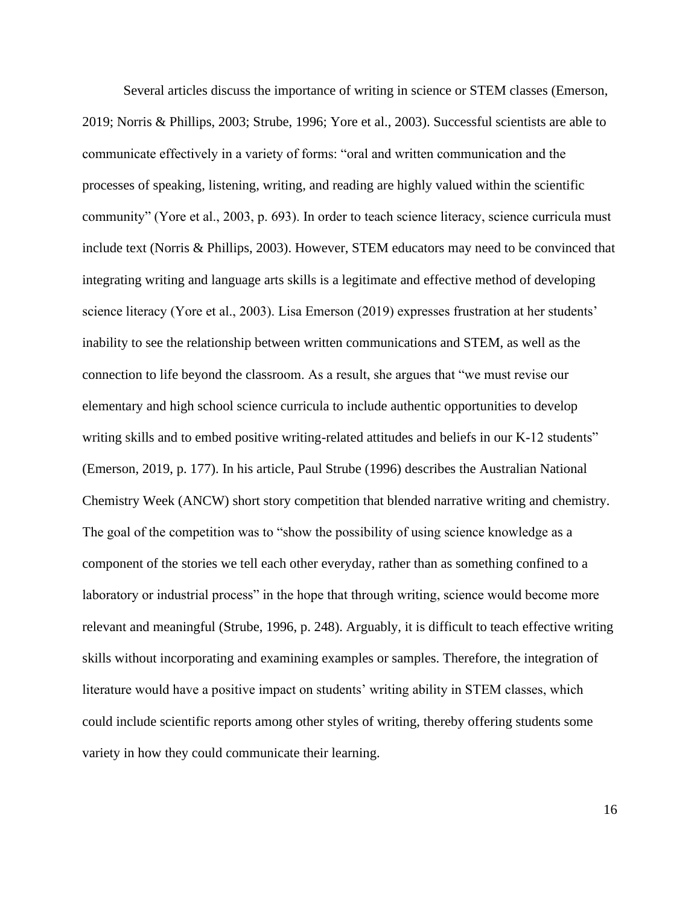Several articles discuss the importance of writing in science or STEM classes (Emerson, 2019; Norris & Phillips, 2003; Strube, 1996; Yore et al., 2003). Successful scientists are able to communicate effectively in a variety of forms: "oral and written communication and the processes of speaking, listening, writing, and reading are highly valued within the scientific community" (Yore et al., 2003, p. 693). In order to teach science literacy, science curricula must include text (Norris & Phillips, 2003). However, STEM educators may need to be convinced that integrating writing and language arts skills is a legitimate and effective method of developing science literacy (Yore et al., 2003). Lisa Emerson (2019) expresses frustration at her students' inability to see the relationship between written communications and STEM, as well as the connection to life beyond the classroom. As a result, she argues that "we must revise our elementary and high school science curricula to include authentic opportunities to develop writing skills and to embed positive writing-related attitudes and beliefs in our K-12 students" (Emerson, 2019, p. 177). In his article, Paul Strube (1996) describes the Australian National Chemistry Week (ANCW) short story competition that blended narrative writing and chemistry. The goal of the competition was to "show the possibility of using science knowledge as a component of the stories we tell each other everyday, rather than as something confined to a laboratory or industrial process" in the hope that through writing, science would become more relevant and meaningful (Strube, 1996, p. 248). Arguably, it is difficult to teach effective writing skills without incorporating and examining examples or samples. Therefore, the integration of literature would have a positive impact on students' writing ability in STEM classes, which could include scientific reports among other styles of writing, thereby offering students some variety in how they could communicate their learning.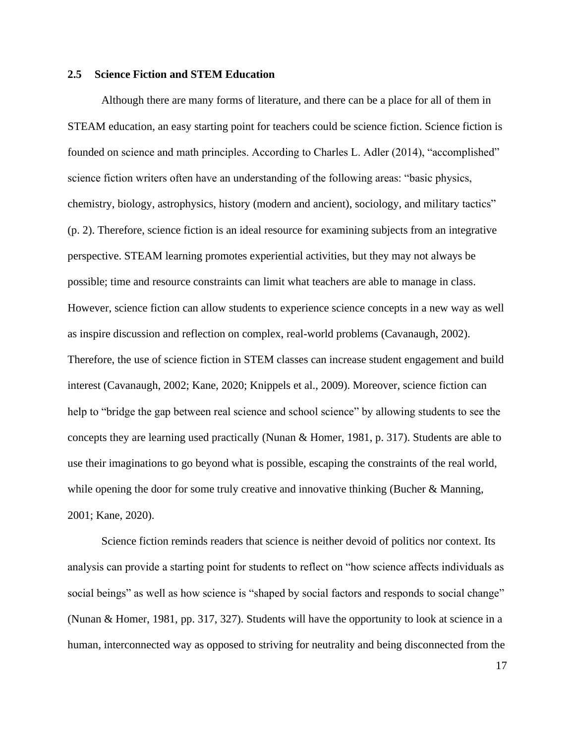### 2.5 Science Fiction and STEM Education

Although there are many forms of literature, and there can be a place for all of them in STEAM education, an easy starting point for teachers could be science fiction. Science fiction is founded on science and math principles. According to Charles L. Adler (2014), "accomplished" science fiction writers often have an understanding of the following areas: "basic physics, chemistry, biology, astrophysics, history (modern and ancient), sociology, and military tactics" (p. 2). Therefore, science fiction is an ideal resource for examining subjects from an integrative perspective. STEAM learning promotes experiential activities, but they may not always be possible; time and resource constraints can limit what teachers are able to manage in class. However, science fiction can allow students to experience science concepts in a new way as well as inspire discussion and reflection on complex, real-world problems (Cavanaugh, 2002). Therefore, the use of science fiction in STEM classes can increase student engagement and build interest (Cavanaugh, 2002; Kane, 2020; Knippels et al., 2009). Moreover, science fiction can help to "bridge the gap between real science and school science" by allowing students to see the concepts they are learning used practically (Nunan & Homer, 1981, p. 317). Students are able to use their imaginations to go beyond what is possible, escaping the constraints of the real world, while opening the door for some truly creative and innovative thinking (Bucher & Manning, 2001; Kane, 2020).

Science fiction reminds readers that science is neither devoid of politics nor context. Its analysis can provide a starting point for students to reflect on "how science affects individuals as social beings" as well as how science is "shaped by social factors and responds to social change" (Nunan & Homer, 1981, pp. 317, 327). Students will have the opportunity to look at science in a human, interconnected way as opposed to striving for neutrality and being disconnected from the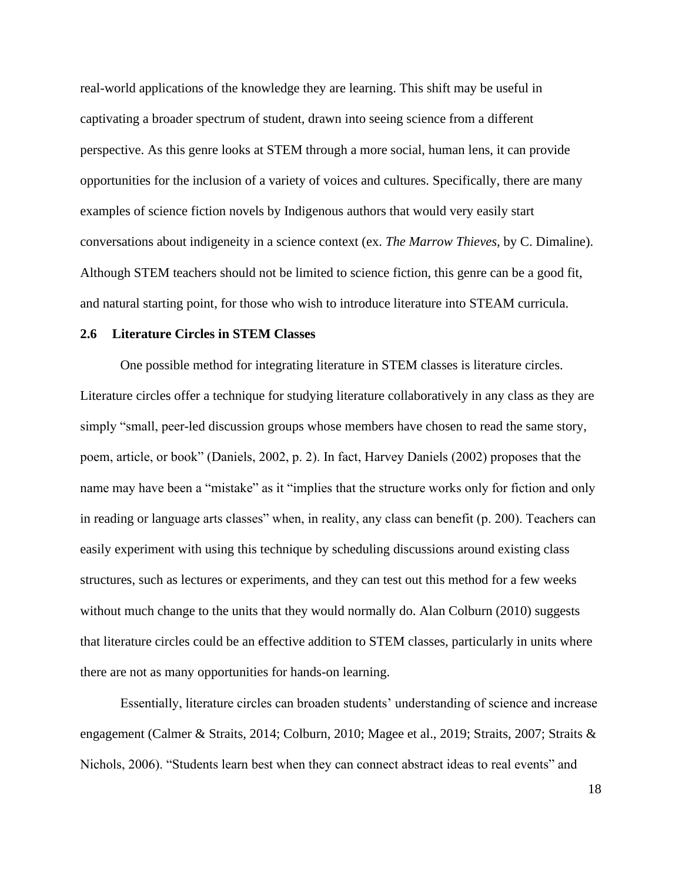real-world applications of the knowledge they are learning. This shift may be useful in captivating a broader spectrum of student, drawn into seeing science from a different perspective. As this genre looks at STEM through a more social, human lens, it can provide opportunities for the inclusion of a variety of voices and cultures. Specifically, there are many examples of science fiction novels by Indigenous authors that would very easily start conversations about indigeneity in a science context (ex. *The Marrow Thieves*, by C. Dimaline). Although STEM teachers should not be limited to science fiction, this genre can be a good fit, and natural starting point, for those who wish to introduce literature into STEAM curricula.

### 2.6 Literature Circles in STEM Classes

One possible method for integrating literature in STEM classes is literature circles. Literature circles offer a technique for studying literature collaboratively in any class as they are simply "small, peer-led discussion groups whose members have chosen to read the same story, poem, article, or book" (Daniels, 2002, p. 2). In fact, Harvey Daniels (2002) proposes that the name may have been a "mistake" as it "implies that the structure works only for fiction and only in reading or language arts classes" when, in reality, any class can benefit (p. 200). Teachers can easily experiment with using this technique by scheduling discussions around existing class structures, such as lectures or experiments, and they can test out this method for a few weeks without much change to the units that they would normally do. Alan Colburn (2010) suggests that literature circles could be an effective addition to STEM classes, particularly in units where there are not as many opportunities for hands-on learning.

Essentially, literature circles can broaden students' understanding of science and increase engagement (Calmer & Straits, 2014; Colburn, 2010; Magee et al., 2019; Straits, 2007; Straits & Nichols, 2006). "Students learn best when they can connect abstract ideas to real events" and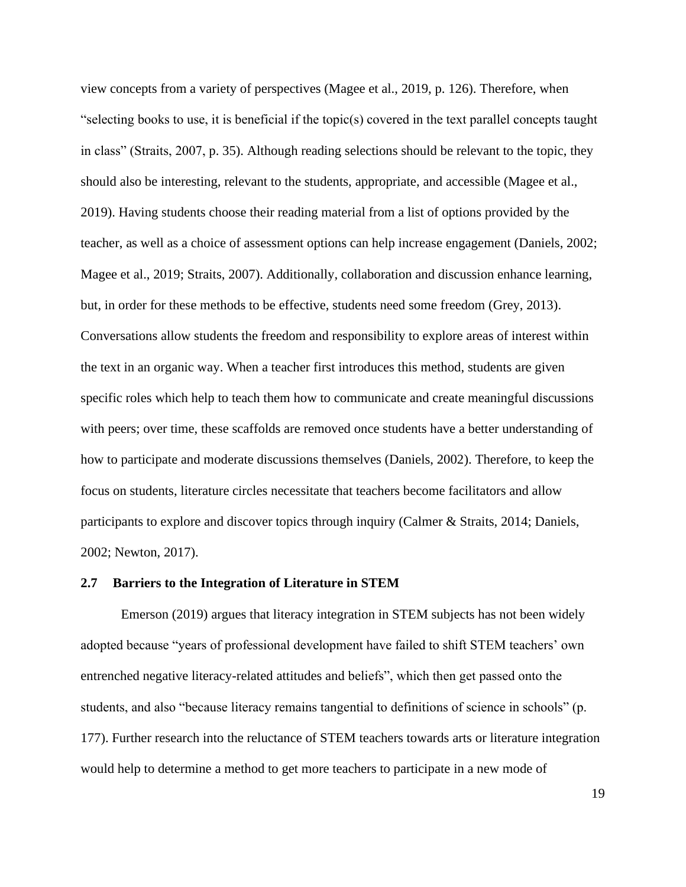view concepts from a variety of perspectives (Magee et al., 2019, p. 126). Therefore, when "selecting books to use, it is beneficial if the topic(s) covered in the text parallel concepts taught in class" (Straits, 2007, p. 35). Although reading selections should be relevant to the topic, they should also be interesting, relevant to the students, appropriate, and accessible (Magee et al., 2019). Having students choose their reading material from a list of options provided by the teacher, as well as a choice of assessment options can help increase engagement (Daniels, 2002; Magee et al., 2019; Straits, 2007). Additionally, collaboration and discussion enhance learning, but, in order for these methods to be effective, students need some freedom (Grey, 2013). Conversations allow students the freedom and responsibility to explore areas of interest within the text in an organic way. When a teacher first introduces this method, students are given specific roles which help to teach them how to communicate and create meaningful discussions with peers; over time, these scaffolds are removed once students have a better understanding of how to participate and moderate discussions themselves (Daniels, 2002). Therefore, to keep the focus on students, literature circles necessitate that teachers become facilitators and allow participants to explore and discover topics through inquiry (Calmer & Straits, 2014; Daniels, 2002; Newton, 2017).

## 2.7 Barriers to the Integration of Literature in STEM

Emerson (2019) argues that literacy integration in STEM subjects has not been widely adopted because "years of professional development have failed to shift STEM teachers' own entrenched negative literacy-related attitudes and beliefs", which then get passed onto the students, and also "because literacy remains tangential to definitions of science in schools" (p. 177). Further research into the reluctance of STEM teachers towards arts or literature integration would help to determine a method to get more teachers to participate in a new mode of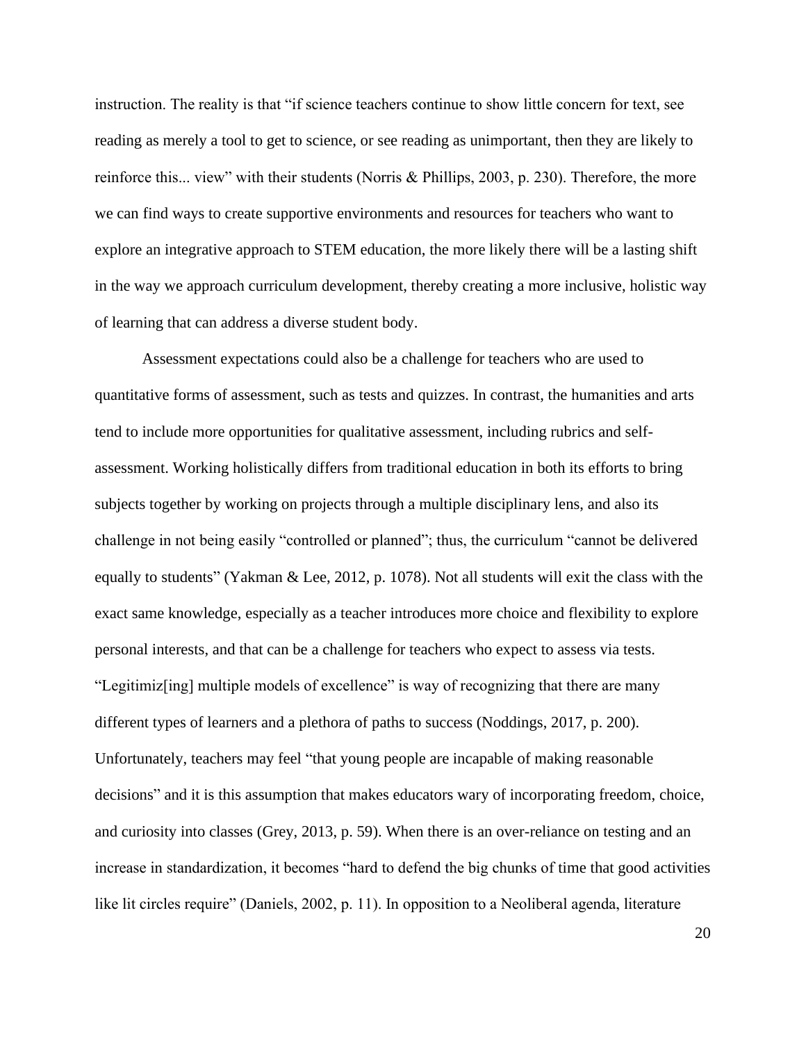instruction. The reality is that "if science teachers continue to show little concern for text, see reading as merely a tool to get to science, or see reading as unimportant, then they are likely to reinforce this... view" with their students (Norris & Phillips, 2003, p. 230). Therefore, the more we can find ways to create supportive environments and resources for teachers who want to explore an integrative approach to STEM education, the more likely there will be a lasting shift in the way we approach curriculum development, thereby creating a more inclusive, holistic way of learning that can address a diverse student body.

Assessment expectations could also be a challenge for teachers who are used to quantitative forms of assessment, such as tests and quizzes. In contrast, the humanities and arts tend to include more opportunities for qualitative assessment, including rubrics and self-assessment. Working holistically differs from traditional education in both its efforts to bring subjects together by working on projects through a multiple disciplinary lens, and also its challenge in not being easily "controlled or planned"; thus, the curriculum "cannot be delivered equally to students" (Yakman & Lee, 2012, p. 1078). Not all students will exit the class with the exact same knowledge, especially as a teacher introduces more choice and flexibility to explore personal interests, and that can be a challenge for teachers who expect to assess via tests. "Legitimiz[ing] multiple models of excellence" is way of recognizing that there are many different types of learners and a plethora of paths to success (Noddings, 2017, p. 200). Unfortunately, teachers may feel "that young people are incapable of making reasonable decisions" and it is this assumption that makes educators wary of incorporating freedom, choice, and curiosity into classes (Grey, 2013, p. 59). When there is an over-reliance on testing and an increase in standardization, it becomes "hard to defend the big chunks of time that good activities like lit circles require" (Daniels, 2002, p. 11). In opposition to a Neoliberal agenda, literature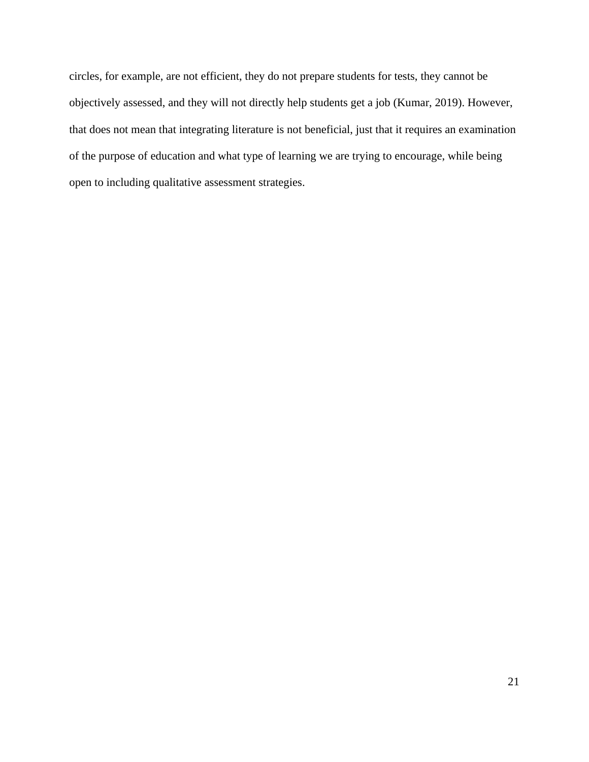circles, for example, are not efficient, they do not prepare students for tests, they cannot be objectively assessed, and they will not directly help students get a job (Kumar, 2019). However, that does not mean that integrating literature is not beneficial, just that it requires an examination of the purpose of education and what type of learning we are trying to encourage, while being open to including qualitative assessment strategies.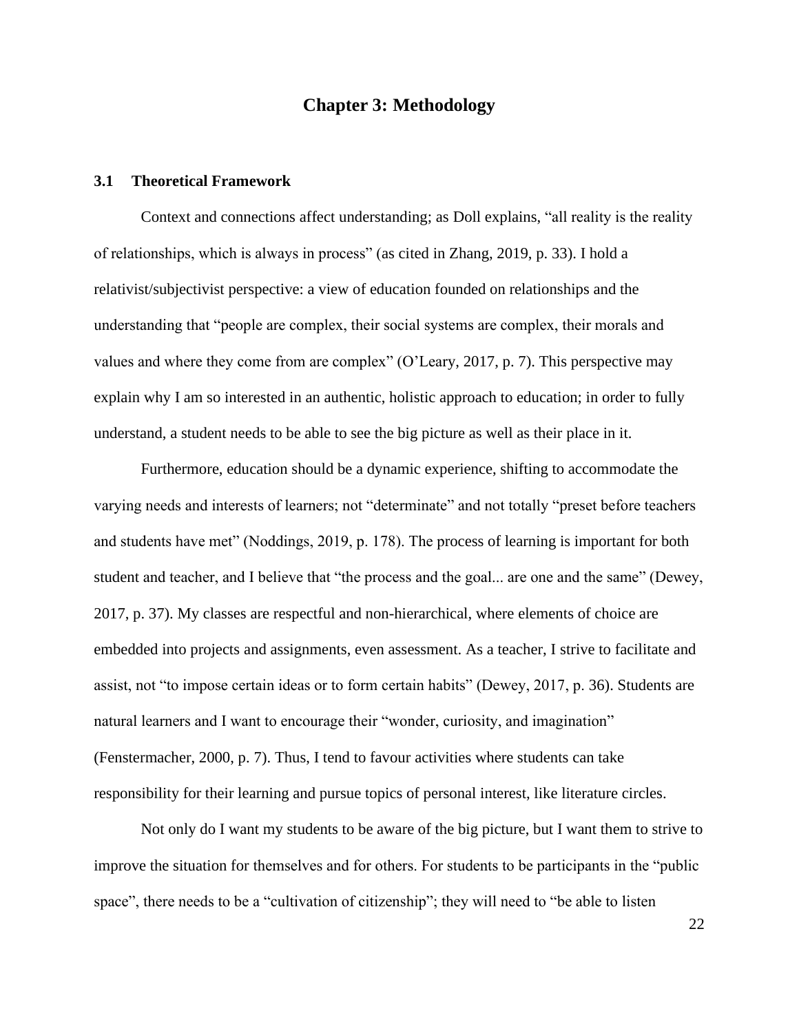# Chapter 3: Methodology

## 3.1 Theoretical Framework

Context and connections affect understanding; as Doll explains, "all reality is the reality of relationships, which is always in process" (as cited in Zhang, 2019, p. 33). I hold a relativist/subjectivist perspective: a view of education founded on relationships and the understanding that "people are complex, their social systems are complex, their morals and values and where they come from are complex" (O'Leary, 2017, p. 7). This perspective may explain why I am so interested in an authentic, holistic approach to education; in order to fully understand, a student needs to be able to see the big picture as well as their place in it.

Furthermore, education should be a dynamic experience, shifting to accommodate the varying needs and interests of learners; not "determinate" and not totally "preset before teachers and students have met" (Noddings, 2019, p. 178). The process of learning is important for both student and teacher, and I believe that "the process and the goal... are one and the same" (Dewey, 2017, p. 37). My classes are respectful and non-hierarchical, where elements of choice are embedded into projects and assignments, even assessment. As a teacher, I strive to facilitate and assist, not "to impose certain ideas or to form certain habits" (Dewey, 2017, p. 36). Students are natural learners and I want to encourage their "wonder, curiosity, and imagination" (Fenstermacher, 2000, p. 7). Thus, I tend to favour activities where students can take responsibility for their learning and pursue topics of personal interest, like literature circles.

Not only do I want my students to be aware of the big picture, but I want them to strive to improve the situation for themselves and for others. For students to be participants in the "public space", there needs to be a "cultivation of citizenship"; they will need to "be able to listen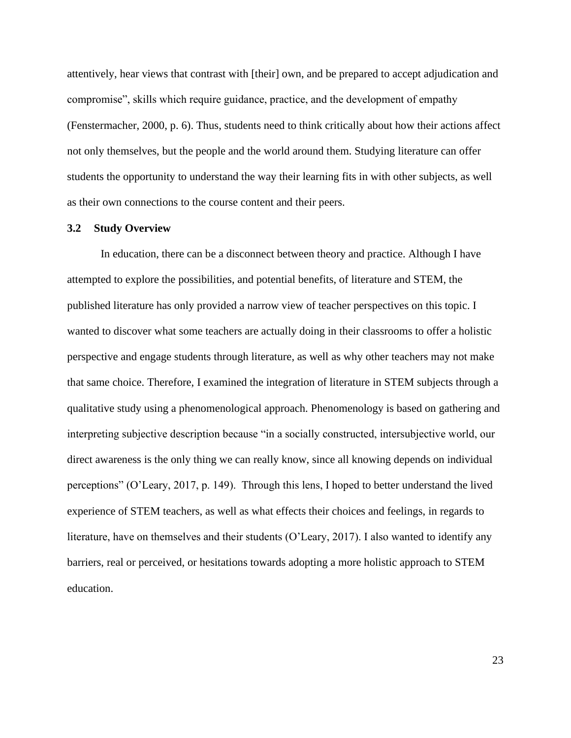attentively, hear views that contrast with [their] own, and be prepared to accept adjudication and compromise", skills which require guidance, practice, and the development of empathy (Fenstermacher, 2000, p. 6). Thus, students need to think critically about how their actions affect not only themselves, but the people and the world around them. Studying literature can offer students the opportunity to understand the way their learning fits in with other subjects, as well as their own connections to the course content and their peers.

### 3.2 Study Overview

In education, there can be a disconnect between theory and practice. Although I have attempted to explore the possibilities, and potential benefits, of literature and STEM, the published literature has only provided a narrow view of teacher perspectives on this topic. I wanted to discover what some teachers are actually doing in their classrooms to offer a holistic perspective and engage students through literature, as well as why other teachers may not make that same choice. Therefore, I examined the integration of literature in STEM subjects through a qualitative study using a phenomenological approach. Phenomenology is based on gathering and interpreting subjective description because "in a socially constructed, intersubjective world, our direct awareness is the only thing we can really know, since all knowing depends on individual perceptions" (O'Leary, 2017, p. 149). Through this lens, I hoped to better understand the lived experience of STEM teachers, as well as what effects their choices and feelings, in regards to literature, have on themselves and their students (O'Leary, 2017). I also wanted to identify any barriers, real or perceived, or hesitations towards adopting a more holistic approach to STEM education.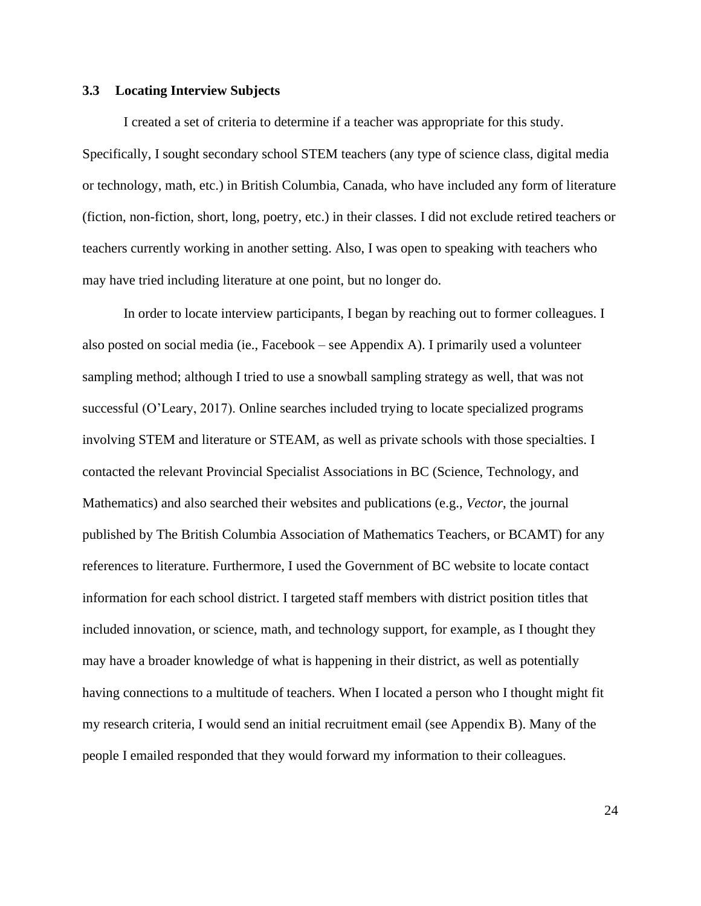### 3.3 Locating Interview Subjects

I created a set of criteria to determine if a teacher was appropriate for this study. Specifically, I sought secondary school STEM teachers (any type of science class, digital media or technology, math, etc.) in British Columbia, Canada, who have included any form of literature (fiction, non-fiction, short, long, poetry, etc.) in their classes. I did not exclude retired teachers or teachers currently working in another setting. Also, I was open to speaking with teachers who may have tried including literature at one point, but no longer do.

In order to locate interview participants, I began by reaching out to former colleagues. I also posted on social media (ie., Facebook – see Appendix A). I primarily used a volunteer sampling method; although I tried to use a snowball sampling strategy as well, that was not successful (O'Leary, 2017). Online searches included trying to locate specialized programs involving STEM and literature or STEAM, as well as private schools with those specialties. I contacted the relevant Provincial Specialist Associations in BC (Science, Technology, and Mathematics) and also searched their websites and publications (e.g., *Vector*, the journal published by The British Columbia Association of Mathematics Teachers, or BCAMT) for any references to literature. Furthermore, I used the Government of BC website to locate contact information for each school district. I targeted staff members with district position titles that included innovation, or science, math, and technology support, for example, as I thought they may have a broader knowledge of what is happening in their district, as well as potentially having connections to a multitude of teachers. When I located a person who I thought might fit my research criteria, I would send an initial recruitment email (see Appendix B). Many of the people I emailed responded that they would forward my information to their colleagues.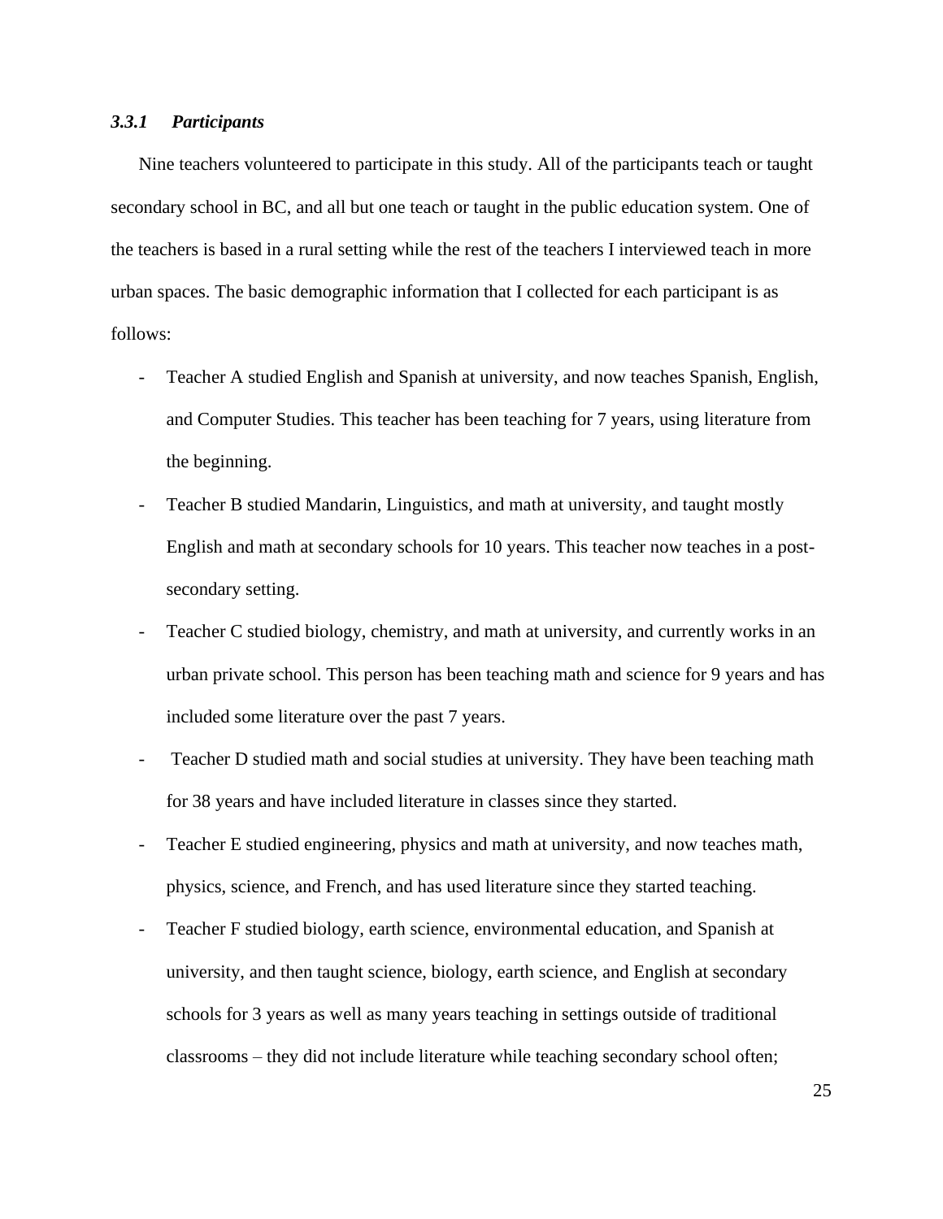### *3.3.1 Participants*

Nine teachers volunteered to participate in this study. All of the participants teach or taught secondary school in BC, and all but one teach or taught in the public education system. One of the teachers is based in a rural setting while the rest of the teachers I interviewed teach in more urban spaces. The basic demographic information that I collected for each participant is as follows:

- Teacher A studied English and Spanish at university, and now teaches Spanish, English, and Computer Studies. This teacher has been teaching for 7 years, using literature from the beginning.
- Teacher B studied Mandarin, Linguistics, and math at university, and taught mostly English and math at secondary schools for 10 years. This teacher now teaches in a post-secondary setting.
- Teacher C studied biology, chemistry, and math at university, and currently works in an urban private school. This person has been teaching math and science for 9 years and has included some literature over the past 7 years.
- Teacher D studied math and social studies at university. They have been teaching math for 38 years and have included literature in classes since they started.
- Teacher E studied engineering, physics and math at university, and now teaches math, physics, science, and French, and has used literature since they started teaching.
- Teacher F studied biology, earth science, environmental education, and Spanish at university, and then taught science, biology, earth science, and English at secondary schools for 3 years as well as many years teaching in settings outside of traditional classrooms – they did not include literature while teaching secondary school often;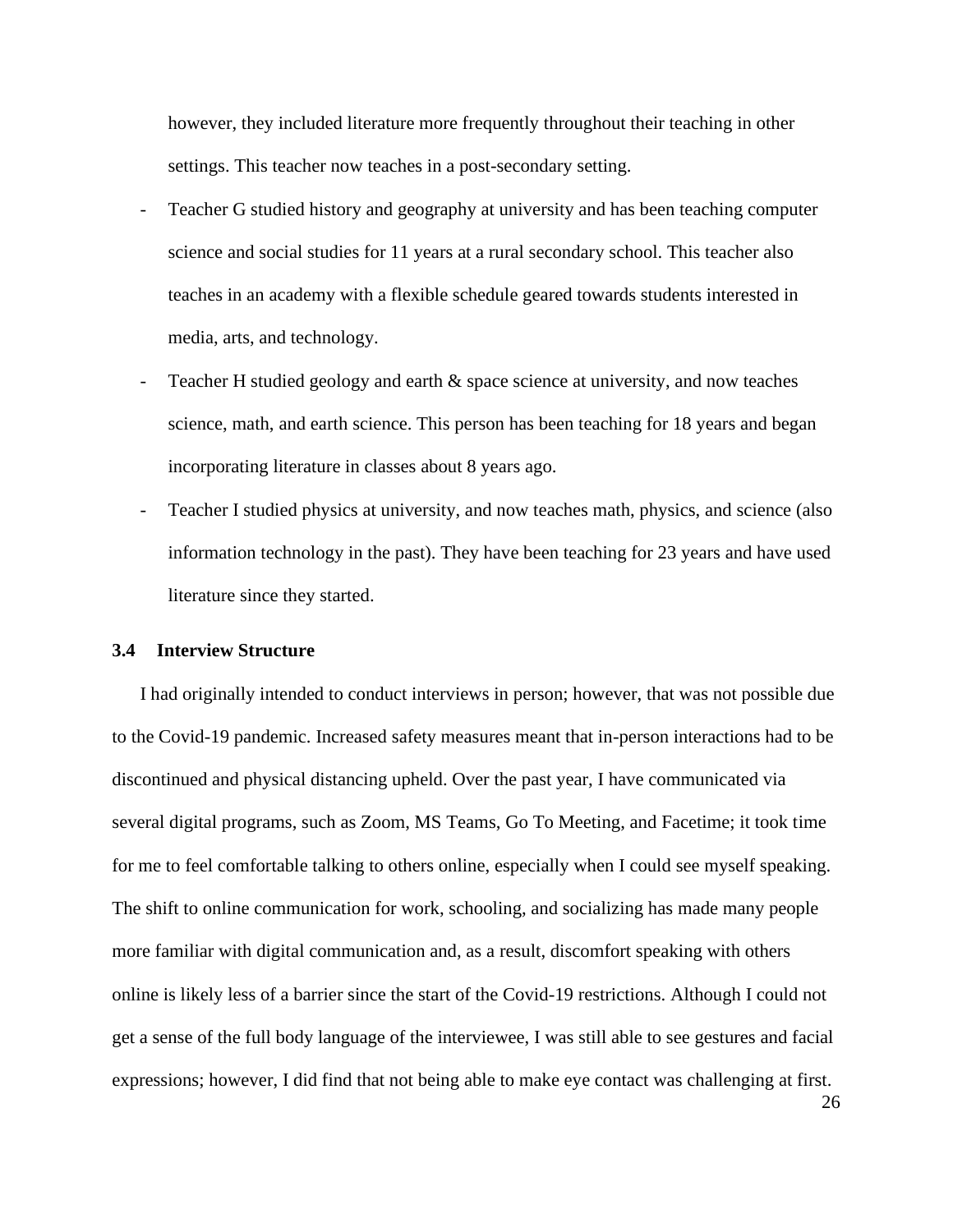however, they included literature more frequently throughout their teaching in other settings. This teacher now teaches in a post-secondary setting.

- Teacher G studied history and geography at university and has been teaching computer science and social studies for 11 years at a rural secondary school. This teacher also teaches in an academy with a flexible schedule geared towards students interested in media, arts, and technology.
- Teacher H studied geology and earth & space science at university, and now teaches science, math, and earth science. This person has been teaching for 18 years and began incorporating literature in classes about 8 years ago.
- Teacher I studied physics at university, and now teaches math, physics, and science (also information technology in the past). They have been teaching for 23 years and have used literature since they started.

### 3.4 Interview Structure

I had originally intended to conduct interviews in person; however, that was not possible due to the Covid-19 pandemic. Increased safety measures meant that in-person interactions had to be discontinued and physical distancing upheld. Over the past year, I have communicated via several digital programs, such as Zoom, MS Teams, Go To Meeting, and Facetime; it took time for me to feel comfortable talking to others online, especially when I could see myself speaking. The shift to online communication for work, schooling, and socializing has made many people more familiar with digital communication and, as a result, discomfort speaking with others online is likely less of a barrier since the start of the Covid-19 restrictions. Although I could not get a sense of the full body language of the interviewee, I was still able to see gestures and facial expressions; however, I did find that not being able to make eye contact was challenging at first.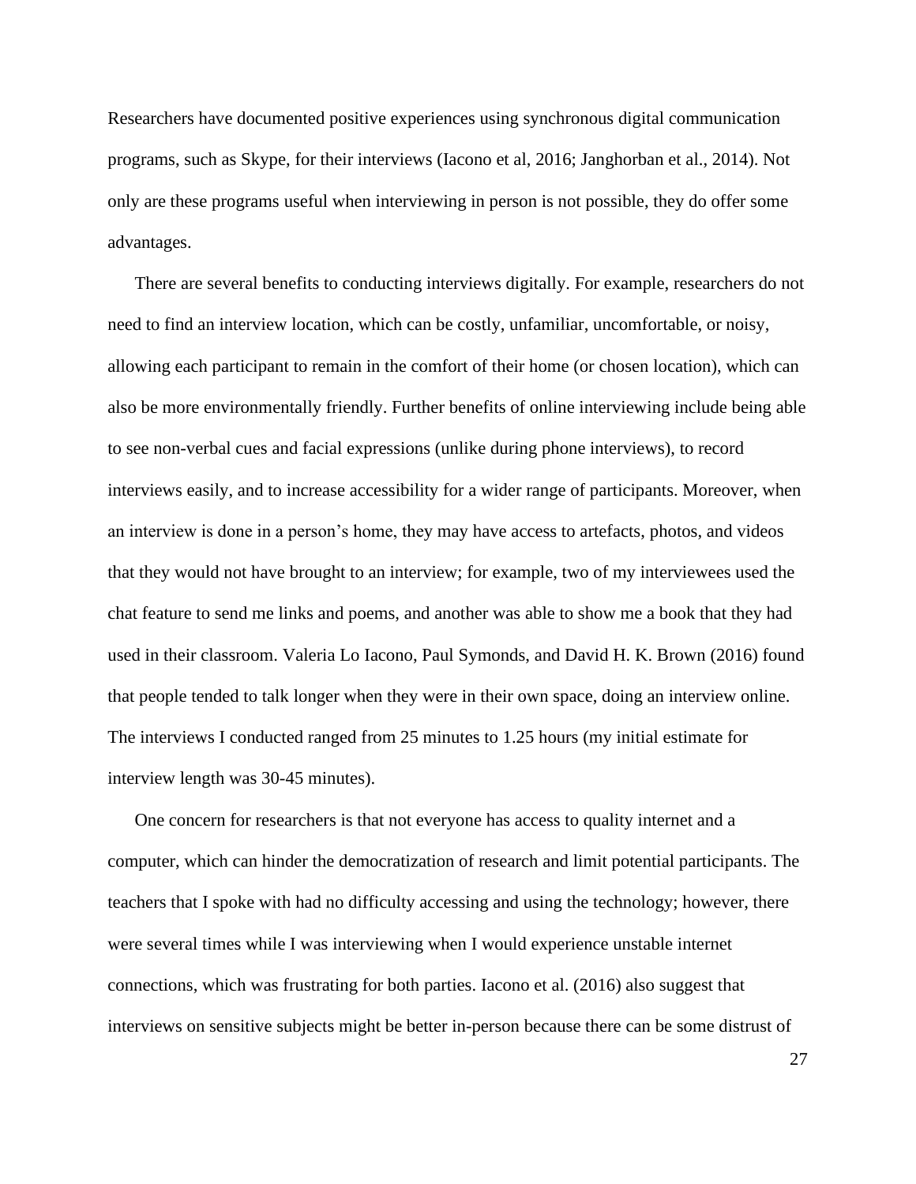Researchers have documented positive experiences using synchronous digital communication programs, such as Skype, for their interviews (Iacono et al, 2016; Janghorban et al., 2014). Not only are these programs useful when interviewing in person is not possible, they do offer some advantages.

There are several benefits to conducting interviews digitally. For example, researchers do not need to find an interview location, which can be costly, unfamiliar, uncomfortable, or noisy, allowing each participant to remain in the comfort of their home (or chosen location), which can also be more environmentally friendly. Further benefits of online interviewing include being able to see non-verbal cues and facial expressions (unlike during phone interviews), to record interviews easily, and to increase accessibility for a wider range of participants. Moreover, when an interview is done in a person's home, they may have access to artefacts, photos, and videos that they would not have brought to an interview; for example, two of my interviewees used the chat feature to send me links and poems, and another was able to show me a book that they had used in their classroom. Valeria Lo Iacono, Paul Symonds, and David H. K. Brown (2016) found that people tended to talk longer when they were in their own space, doing an interview online. The interviews I conducted ranged from 25 minutes to 1.25 hours (my initial estimate for interview length was 30-45 minutes).

One concern for researchers is that not everyone has access to quality internet and a computer, which can hinder the democratization of research and limit potential participants. The teachers that I spoke with had no difficulty accessing and using the technology; however, there were several times while I was interviewing when I would experience unstable internet connections, which was frustrating for both parties. Iacono et al. (2016) also suggest that interviews on sensitive subjects might be better in-person because there can be some distrust of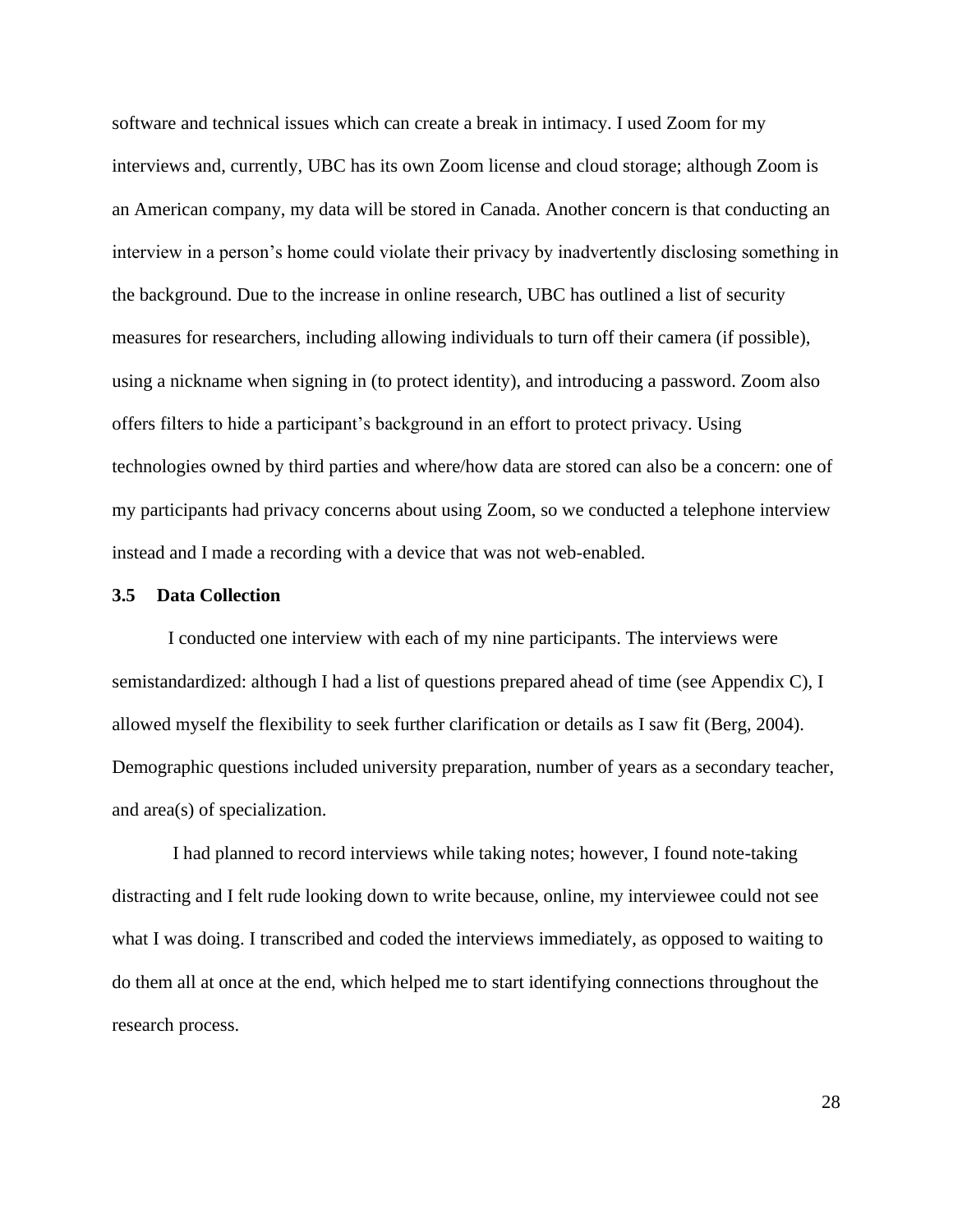software and technical issues which can create a break in intimacy. I used Zoom for my interviews and, currently, UBC has its own Zoom license and cloud storage; although Zoom is an American company, my data will be stored in Canada. Another concern is that conducting an interview in a person's home could violate their privacy by inadvertently disclosing something in the background. Due to the increase in online research, UBC has outlined a list of security measures for researchers, including allowing individuals to turn off their camera (if possible), using a nickname when signing in (to protect identity), and introducing a password. Zoom also offers filters to hide a participant's background in an effort to protect privacy. Using technologies owned by third parties and where/how data are stored can also be a concern: one of my participants had privacy concerns about using Zoom, so we conducted a telephone interview instead and I made a recording with a device that was not web-enabled.

### 3.5 Data Collection

I conducted one interview with each of my nine participants. The interviews were semistandardized: although I had a list of questions prepared ahead of time (see Appendix C), I allowed myself the flexibility to seek further clarification or details as I saw fit (Berg, 2004). Demographic questions included university preparation, number of years as a secondary teacher, and area(s) of specialization.

I had planned to record interviews while taking notes; however, I found note-taking distracting and I felt rude looking down to write because, online, my interviewee could not see what I was doing. I transcribed and coded the interviews immediately, as opposed to waiting to do them all at once at the end, which helped me to start identifying connections throughout the research process.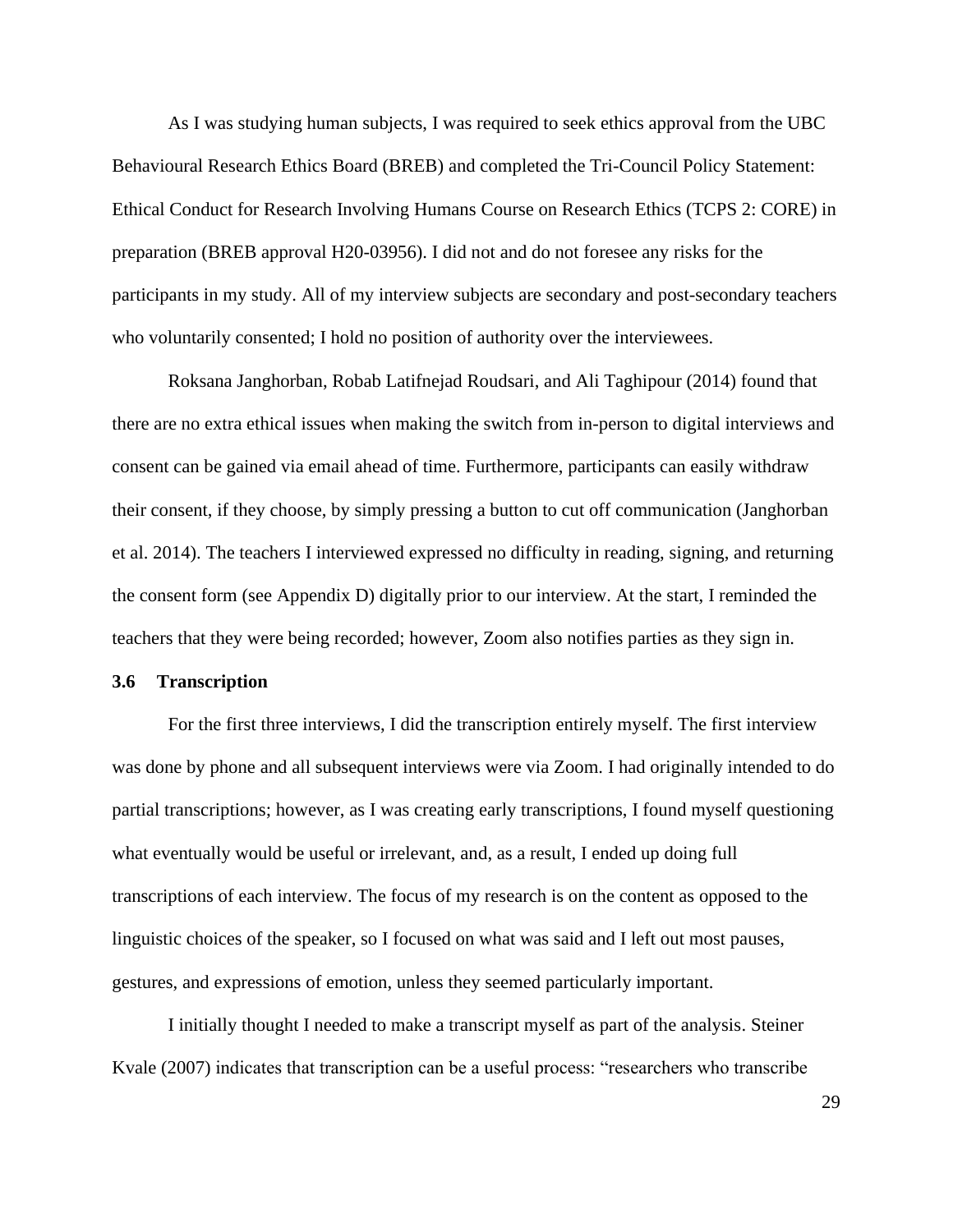As I was studying human subjects, I was required to seek ethics approval from the UBC Behavioural Research Ethics Board (BREB) and completed the Tri-Council Policy Statement: Ethical Conduct for Research Involving Humans Course on Research Ethics (TCPS 2: CORE) in preparation (BREB approval H20-03956). I did not and do not foresee any risks for the participants in my study. All of my interview subjects are secondary and post-secondary teachers who voluntarily consented; I hold no position of authority over the interviewees.

Roksana Janghorban, Robab Latifnejad Roudsari, and Ali Taghipour (2014) found that there are no extra ethical issues when making the switch from in-person to digital interviews and consent can be gained via email ahead of time. Furthermore, participants can easily withdraw their consent, if they choose, by simply pressing a button to cut off communication (Janghorban et al. 2014). The teachers I interviewed expressed no difficulty in reading, signing, and returning the consent form (see Appendix D) digitally prior to our interview. At the start, I reminded the teachers that they were being recorded; however, Zoom also notifies parties as they sign in.

### 3.6 Transcription

For the first three interviews, I did the transcription entirely myself. The first interview was done by phone and all subsequent interviews were via Zoom. I had originally intended to do partial transcriptions; however, as I was creating early transcriptions, I found myself questioning what eventually would be useful or irrelevant, and, as a result, I ended up doing full transcriptions of each interview. The focus of my research is on the content as opposed to the linguistic choices of the speaker, so I focused on what was said and I left out most pauses, gestures, and expressions of emotion, unless they seemed particularly important.

I initially thought I needed to make a transcript myself as part of the analysis. Steiner Kvale (2007) indicates that transcription can be a useful process: "researchers who transcribe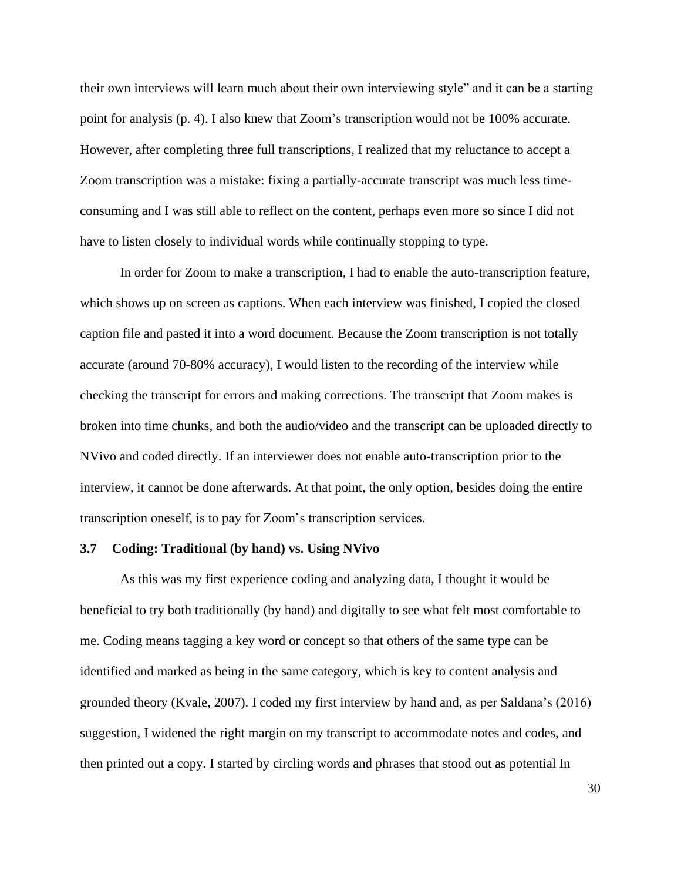their own interviews will learn much about their own interviewing style" and it can be a starting point for analysis (p. 4). I also knew that Zoom's transcription would not be 100% accurate. However, after completing three full transcriptions, I realized that my reluctance to accept a Zoom transcription was a mistake: fixing a partially-accurate transcript was much less time-consuming and I was still able to reflect on the content, perhaps even more so since I did not have to listen closely to individual words while continually stopping to type.

In order for Zoom to make a transcription, I had to enable the auto-transcription feature, which shows up on screen as captions. When each interview was finished, I copied the closed caption file and pasted it into a word document. Because the Zoom transcription is not totally accurate (around 70-80% accuracy), I would listen to the recording of the interview while checking the transcript for errors and making corrections. The transcript that Zoom makes is broken into time chunks, and both the audio/video and the transcript can be uploaded directly to NVivo and coded directly. If an interviewer does not enable auto-transcription prior to the interview, it cannot be done afterwards. At that point, the only option, besides doing the entire transcription oneself, is to pay for Zoom's transcription services.

### 3.7 Coding: Traditional (by hand) vs. Using NVivo

As this was my first experience coding and analyzing data, I thought it would be beneficial to try both traditionally (by hand) and digitally to see what felt most comfortable to me. Coding means tagging a key word or concept so that others of the same type can be identified and marked as being in the same category, which is key to content analysis and grounded theory (Kvale, 2007). I coded my first interview by hand and, as per Saldana's (2016) suggestion, I widened the right margin on my transcript to accommodate notes and codes, and then printed out a copy. I started by circling words and phrases that stood out as potential In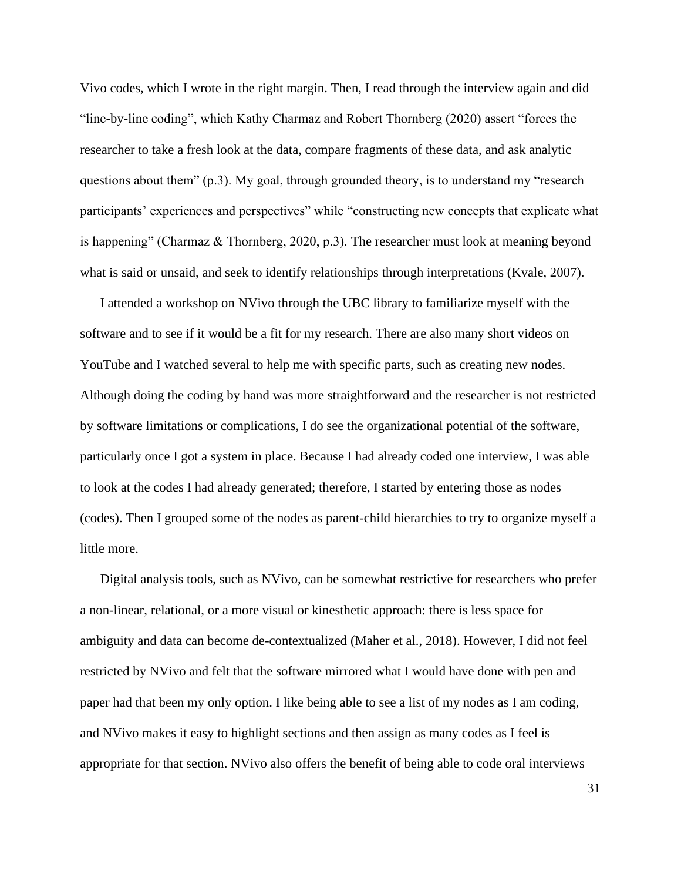Vivo codes, which I wrote in the right margin. Then, I read through the interview again and did "line-by-line coding", which Kathy Charmaz and Robert Thornberg (2020) assert "forces the researcher to take a fresh look at the data, compare fragments of these data, and ask analytic questions about them" (p.3). My goal, through grounded theory, is to understand my "research participants' experiences and perspectives" while "constructing new concepts that explicate what is happening" (Charmaz & Thornberg, 2020, p.3). The researcher must look at meaning beyond what is said or unsaid, and seek to identify relationships through interpretations (Kvale, 2007).

I attended a workshop on NVivo through the UBC library to familiarize myself with the software and to see if it would be a fit for my research. There are also many short videos on YouTube and I watched several to help me with specific parts, such as creating new nodes. Although doing the coding by hand was more straightforward and the researcher is not restricted by software limitations or complications, I do see the organizational potential of the software, particularly once I got a system in place. Because I had already coded one interview, I was able to look at the codes I had already generated; therefore, I started by entering those as nodes (codes). Then I grouped some of the nodes as parent-child hierarchies to try to organize myself a little more.

Digital analysis tools, such as NVivo, can be somewhat restrictive for researchers who prefer a non-linear, relational, or a more visual or kinesthetic approach: there is less space for ambiguity and data can become de-contextualized (Maher et al., 2018). However, I did not feel restricted by NVivo and felt that the software mirrored what I would have done with pen and paper had that been my only option. I like being able to see a list of my nodes as I am coding, and NVivo makes it easy to highlight sections and then assign as many codes as I feel is appropriate for that section. NVivo also offers the benefit of being able to code oral interviews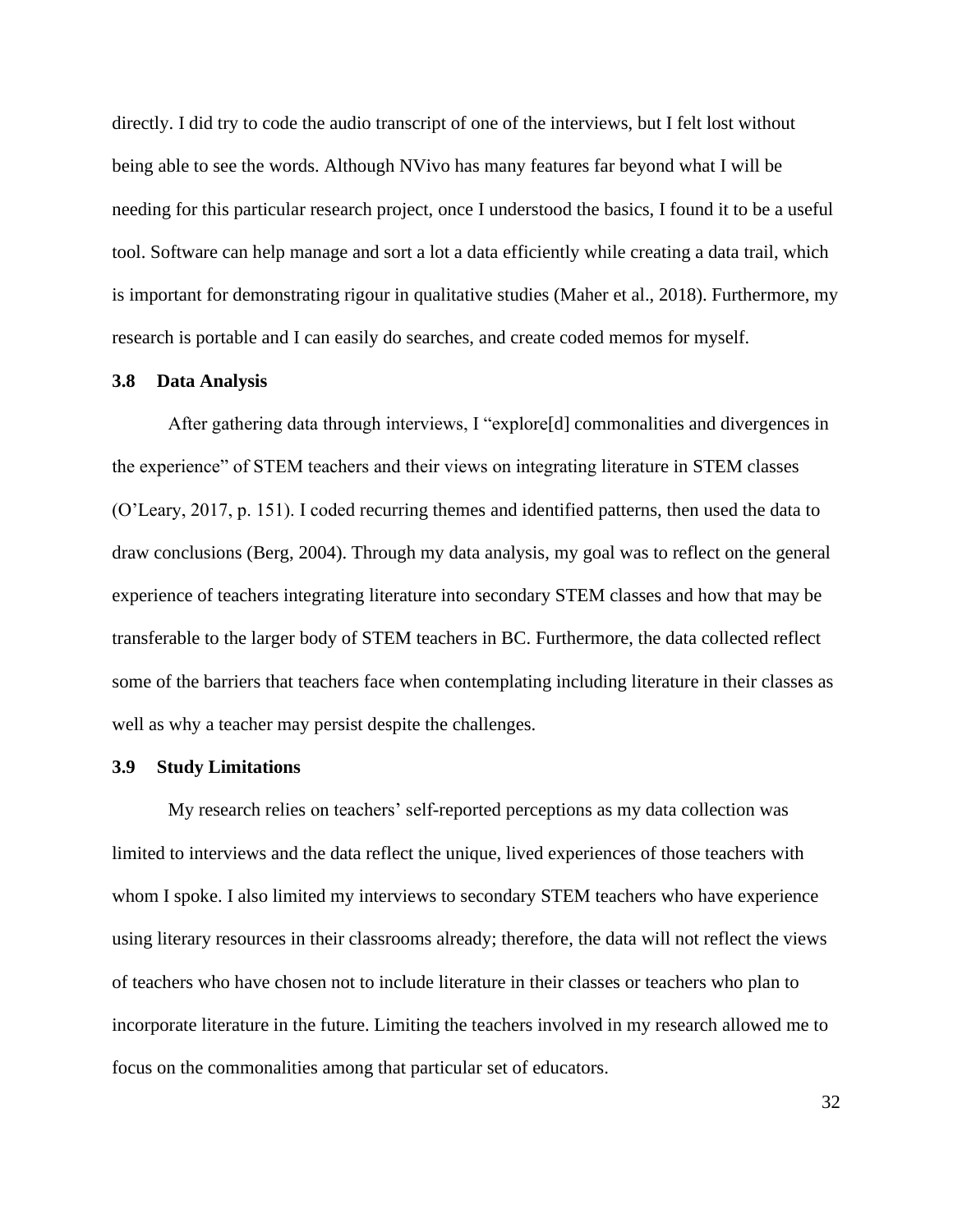directly. I did try to code the audio transcript of one of the interviews, but I felt lost without being able to see the words. Although NVivo has many features far beyond what I will be needing for this particular research project, once I understood the basics, I found it to be a useful tool. Software can help manage and sort a lot a data efficiently while creating a data trail, which is important for demonstrating rigour in qualitative studies (Maher et al., 2018). Furthermore, my research is portable and I can easily do searches, and create coded memos for myself.

### 3.8 Data Analysis

After gathering data through interviews, I "explore[d] commonalities and divergences in the experience" of STEM teachers and their views on integrating literature in STEM classes (O'Leary, 2017, p. 151). I coded recurring themes and identified patterns, then used the data to draw conclusions (Berg, 2004). Through my data analysis, my goal was to reflect on the general experience of teachers integrating literature into secondary STEM classes and how that may be transferable to the larger body of STEM teachers in BC. Furthermore, the data collected reflect some of the barriers that teachers face when contemplating including literature in their classes as well as why a teacher may persist despite the challenges.

### 3.9 Study Limitations

My research relies on teachers' self-reported perceptions as my data collection was limited to interviews and the data reflect the unique, lived experiences of those teachers with whom I spoke. I also limited my interviews to secondary STEM teachers who have experience using literary resources in their classrooms already; therefore, the data will not reflect the views of teachers who have chosen not to include literature in their classes or teachers who plan to incorporate literature in the future. Limiting the teachers involved in my research allowed me to focus on the commonalities among that particular set of educators.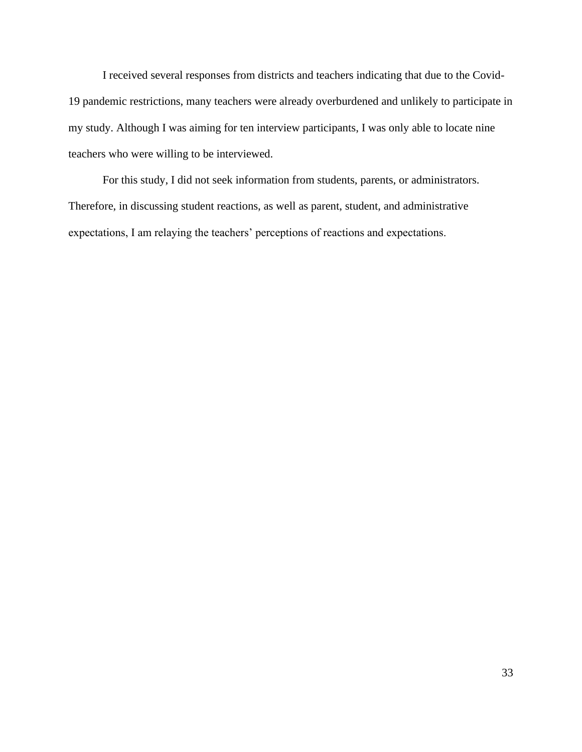I received several responses from districts and teachers indicating that due to the Covid-19 pandemic restrictions, many teachers were already overburdened and unlikely to participate in my study. Although I was aiming for ten interview participants, I was only able to locate nine teachers who were willing to be interviewed.

For this study, I did not seek information from students, parents, or administrators. Therefore, in discussing student reactions, as well as parent, student, and administrative expectations, I am relaying the teachers' perceptions of reactions and expectations.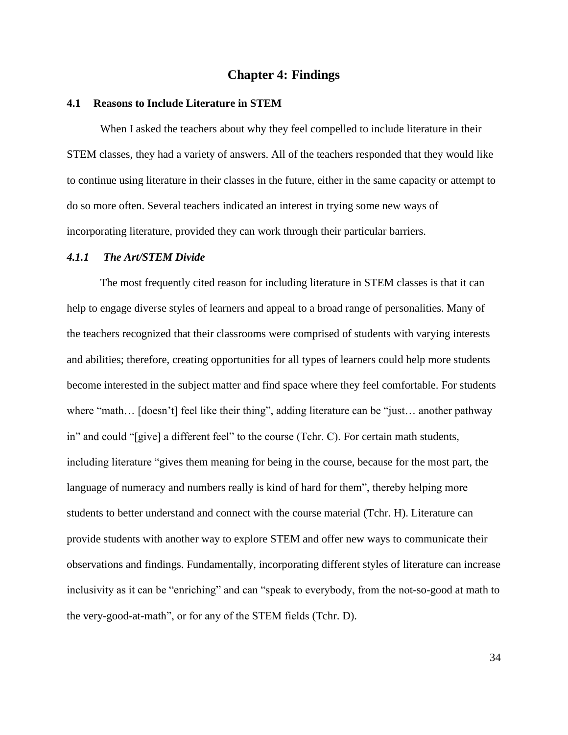# Chapter 4: Findings

## 4.1 Reasons to Include Literature in STEM

When I asked the teachers about why they feel compelled to include literature in their STEM classes, they had a variety of answers. All of the teachers responded that they would like to continue using literature in their classes in the future, either in the same capacity or attempt to do so more often. Several teachers indicated an interest in trying some new ways of incorporating literature, provided they can work through their particular barriers.

### *4.1.1 The Art/STEM Divide*

The most frequently cited reason for including literature in STEM classes is that it can help to engage diverse styles of learners and appeal to a broad range of personalities. Many of the teachers recognized that their classrooms were comprised of students with varying interests and abilities; therefore, creating opportunities for all types of learners could help more students become interested in the subject matter and find space where they feel comfortable. For students where "math… [doesn't] feel like their thing", adding literature can be "just… another pathway in" and could "[give] a different feel" to the course (Tchr. C). For certain math students, including literature "gives them meaning for being in the course, because for the most part, the language of numeracy and numbers really is kind of hard for them", thereby helping more students to better understand and connect with the course material (Tchr. H). Literature can provide students with another way to explore STEM and offer new ways to communicate their observations and findings. Fundamentally, incorporating different styles of literature can increase inclusivity as it can be "enriching" and can "speak to everybody, from the not-so-good at math to the very-good-at-math", or for any of the STEM fields (Tchr. D).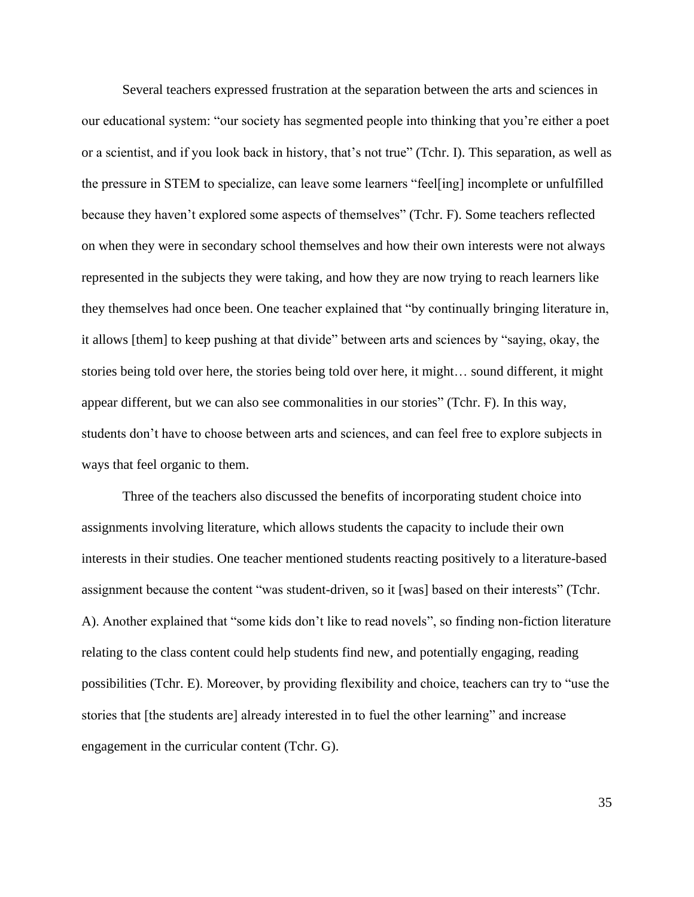Several teachers expressed frustration at the separation between the arts and sciences in our educational system: "our society has segmented people into thinking that you're either a poet or a scientist, and if you look back in history, that's not true" (Tchr. I). This separation, as well as the pressure in STEM to specialize, can leave some learners "feel[ing] incomplete or unfulfilled because they haven't explored some aspects of themselves" (Tchr. F). Some teachers reflected on when they were in secondary school themselves and how their own interests were not always represented in the subjects they were taking, and how they are now trying to reach learners like they themselves had once been. One teacher explained that "by continually bringing literature in, it allows [them] to keep pushing at that divide" between arts and sciences by "saying, okay, the stories being told over here, the stories being told over here, it might… sound different, it might appear different, but we can also see commonalities in our stories" (Tchr. F). In this way, students don't have to choose between arts and sciences, and can feel free to explore subjects in ways that feel organic to them.

Three of the teachers also discussed the benefits of incorporating student choice into assignments involving literature, which allows students the capacity to include their own interests in their studies. One teacher mentioned students reacting positively to a literature-based assignment because the content "was student-driven, so it [was] based on their interests" (Tchr. A). Another explained that "some kids don't like to read novels", so finding non-fiction literature relating to the class content could help students find new, and potentially engaging, reading possibilities (Tchr. E). Moreover, by providing flexibility and choice, teachers can try to "use the stories that [the students are] already interested in to fuel the other learning" and increase engagement in the curricular content (Tchr. G).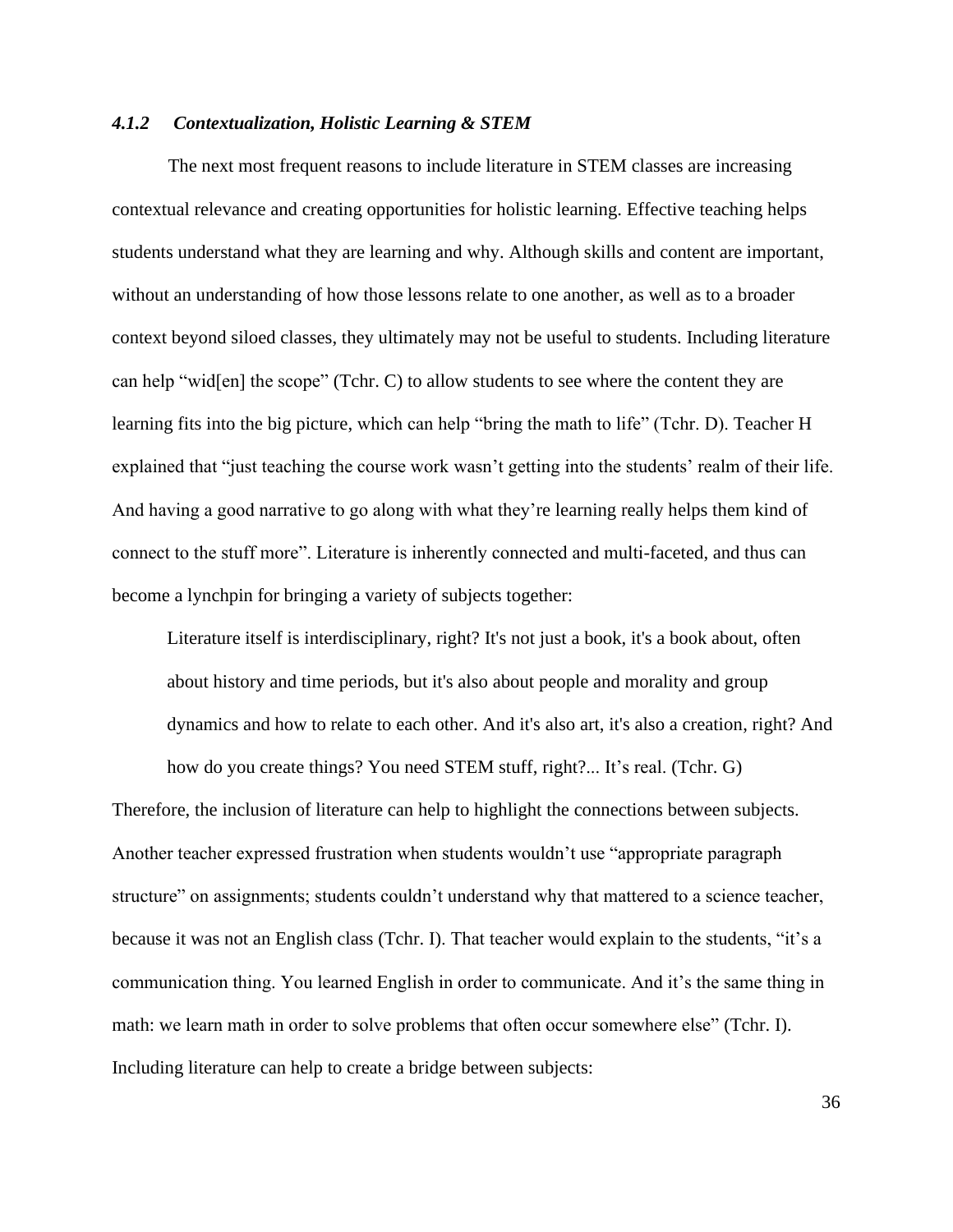### *4.1.2 Contextualization, Holistic Learning & STEM*

The next most frequent reasons to include literature in STEM classes are increasing contextual relevance and creating opportunities for holistic learning. Effective teaching helps students understand what they are learning and why. Although skills and content are important, without an understanding of how those lessons relate to one another, as well as to a broader context beyond siloed classes, they ultimately may not be useful to students. Including literature can help "wid[en] the scope" (Tchr. C) to allow students to see where the content they are learning fits into the big picture, which can help "bring the math to life" (Tchr. D). Teacher H explained that "just teaching the course work wasn't getting into the students' realm of their life. And having a good narrative to go along with what they're learning really helps them kind of connect to the stuff more". Literature is inherently connected and multi-faceted, and thus can become a lynchpin for bringing a variety of subjects together:

> Literature itself is interdisciplinary, right? It's not just a book, it's a book about, often about history and time periods, but it's also about people and morality and group dynamics and how to relate to each other. And it's also art, it's also a creation, right? And how do you create things? You need STEM stuff, right?... It's real. (Tchr. G)

Therefore, the inclusion of literature can help to highlight the connections between subjects. Another teacher expressed frustration when students wouldn't use "appropriate paragraph structure" on assignments; students couldn't understand why that mattered to a science teacher, because it was not an English class (Tchr. I). That teacher would explain to the students, "it's a communication thing. You learned English in order to communicate. And it's the same thing in math: we learn math in order to solve problems that often occur somewhere else" (Tchr. I). Including literature can help to create a bridge between subjects: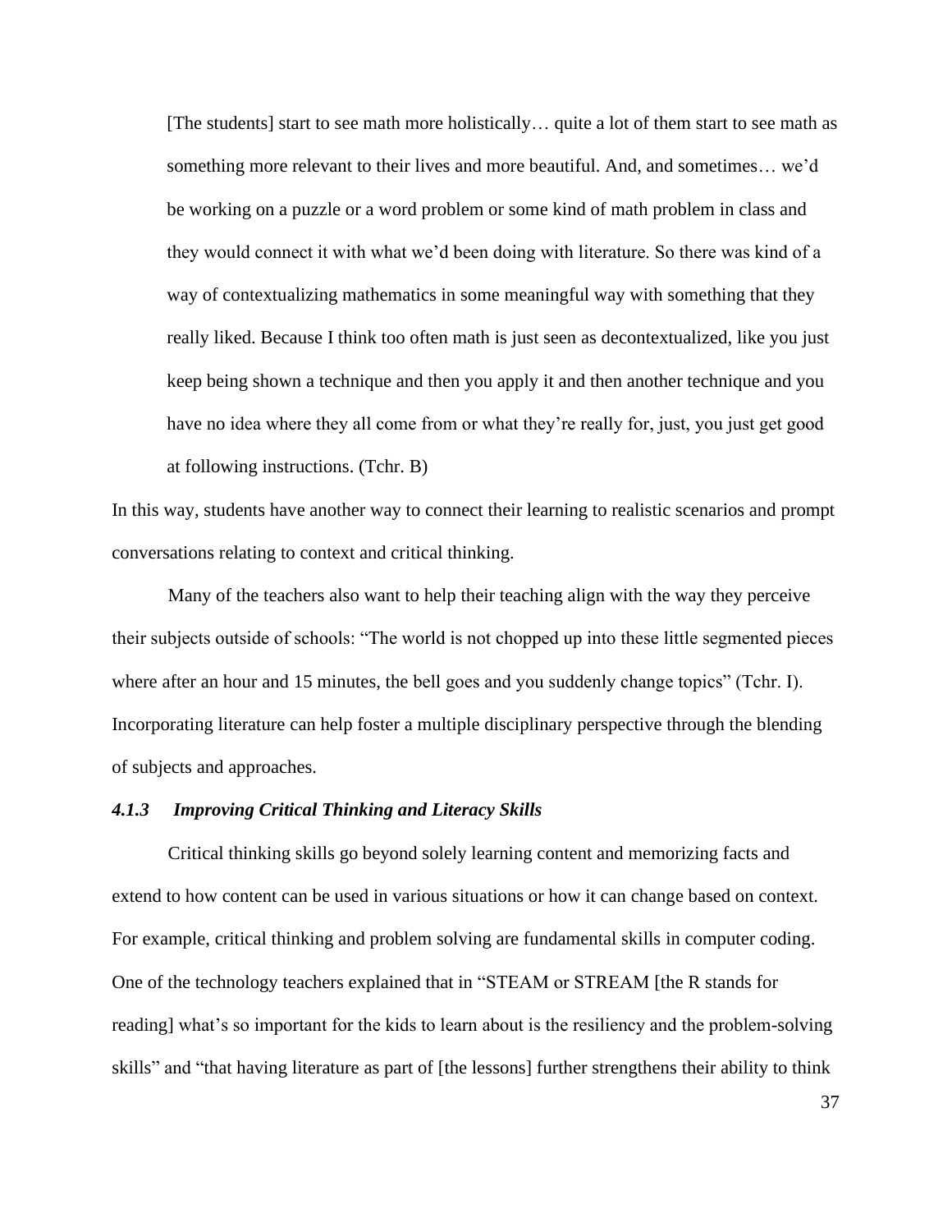> [The students] start to see math more holistically… quite a lot of them start to see math as something more relevant to their lives and more beautiful. And, and sometimes… we'd be working on a puzzle or a word problem or some kind of math problem in class and they would connect it with what we'd been doing with literature. So there was kind of a way of contextualizing mathematics in some meaningful way with something that they really liked. Because I think too often math is just seen as decontextualized, like you just keep being shown a technique and then you apply it and then another technique and you have no idea where they all come from or what they're really for, just, you just get good at following instructions. (Tchr. B)

In this way, students have another way to connect their learning to realistic scenarios and prompt conversations relating to context and critical thinking.

Many of the teachers also want to help their teaching align with the way they perceive their subjects outside of schools: "The world is not chopped up into these little segmented pieces where after an hour and 15 minutes, the bell goes and you suddenly change topics" (Tchr. I). Incorporating literature can help foster a multiple disciplinary perspective through the blending of subjects and approaches.

### *4.1.3 Improving Critical Thinking and Literacy Skills*

Critical thinking skills go beyond solely learning content and memorizing facts and extend to how content can be used in various situations or how it can change based on context. For example, critical thinking and problem solving are fundamental skills in computer coding. One of the technology teachers explained that in "STEAM or STREAM [the R stands for reading] what's so important for the kids to learn about is the resiliency and the problem-solving skills" and "that having literature as part of [the lessons] further strengthens their ability to think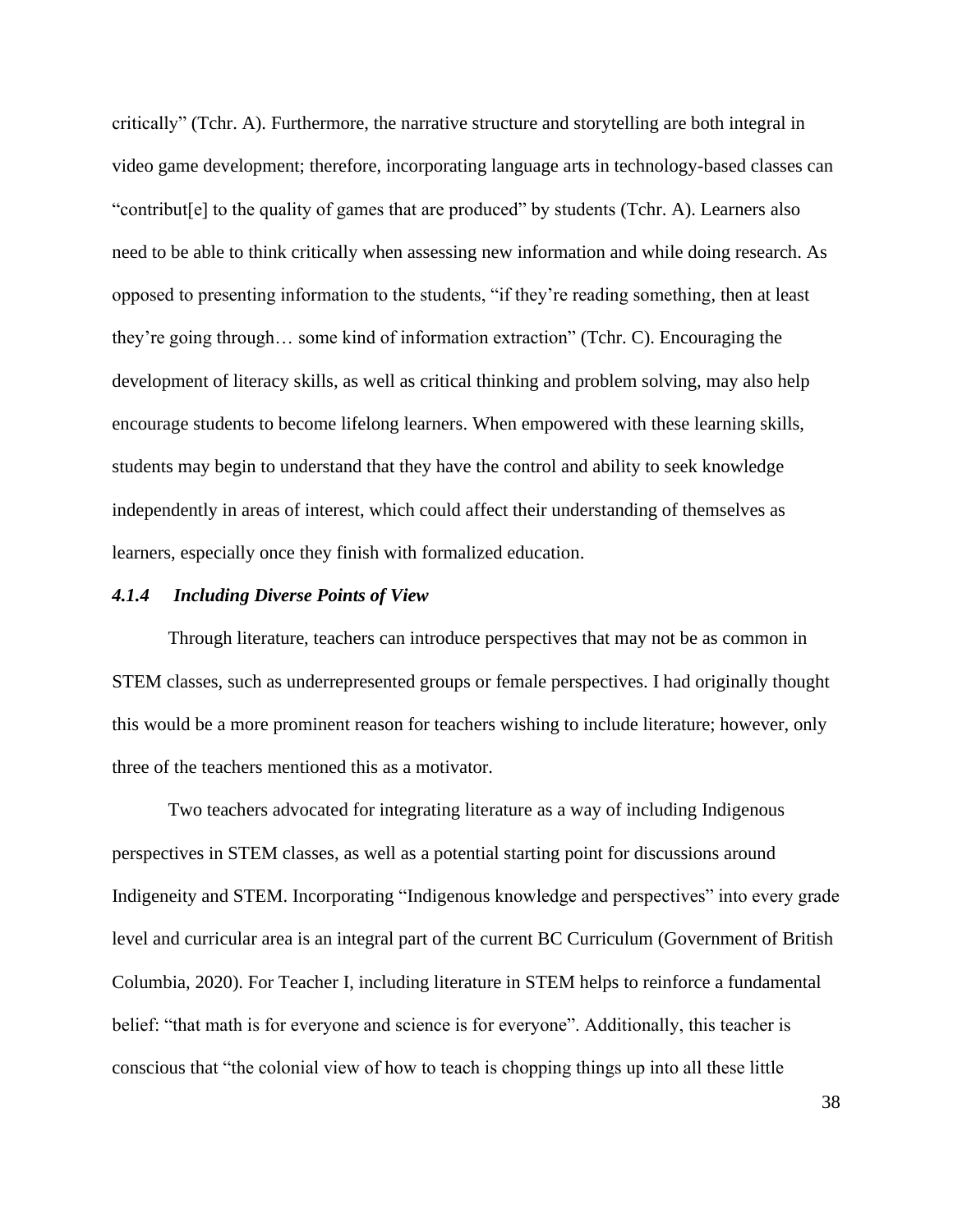critically" (Tchr. A). Furthermore, the narrative structure and storytelling are both integral in video game development; therefore, incorporating language arts in technology-based classes can "contribut[e] to the quality of games that are produced" by students (Tchr. A). Learners also need to be able to think critically when assessing new information and while doing research. As opposed to presenting information to the students, "if they're reading something, then at least they're going through… some kind of information extraction" (Tchr. C). Encouraging the development of literacy skills, as well as critical thinking and problem solving, may also help encourage students to become lifelong learners. When empowered with these learning skills, students may begin to understand that they have the control and ability to seek knowledge independently in areas of interest, which could affect their understanding of themselves as learners, especially once they finish with formalized education.

#### *4.1.4 Including Diverse Points of View*

Through literature, teachers can introduce perspectives that may not be as common in STEM classes, such as underrepresented groups or female perspectives. I had originally thought this would be a more prominent reason for teachers wishing to include literature; however, only three of the teachers mentioned this as a motivator.

Two teachers advocated for integrating literature as a way of including Indigenous perspectives in STEM classes, as well as a potential starting point for discussions around Indigeneity and STEM. Incorporating "Indigenous knowledge and perspectives" into every grade level and curricular area is an integral part of the current BC Curriculum (Government of British Columbia, 2020). For Teacher I, including literature in STEM helps to reinforce a fundamental belief: "that math is for everyone and science is for everyone". Additionally, this teacher is conscious that "the colonial view of how to teach is chopping things up into all these little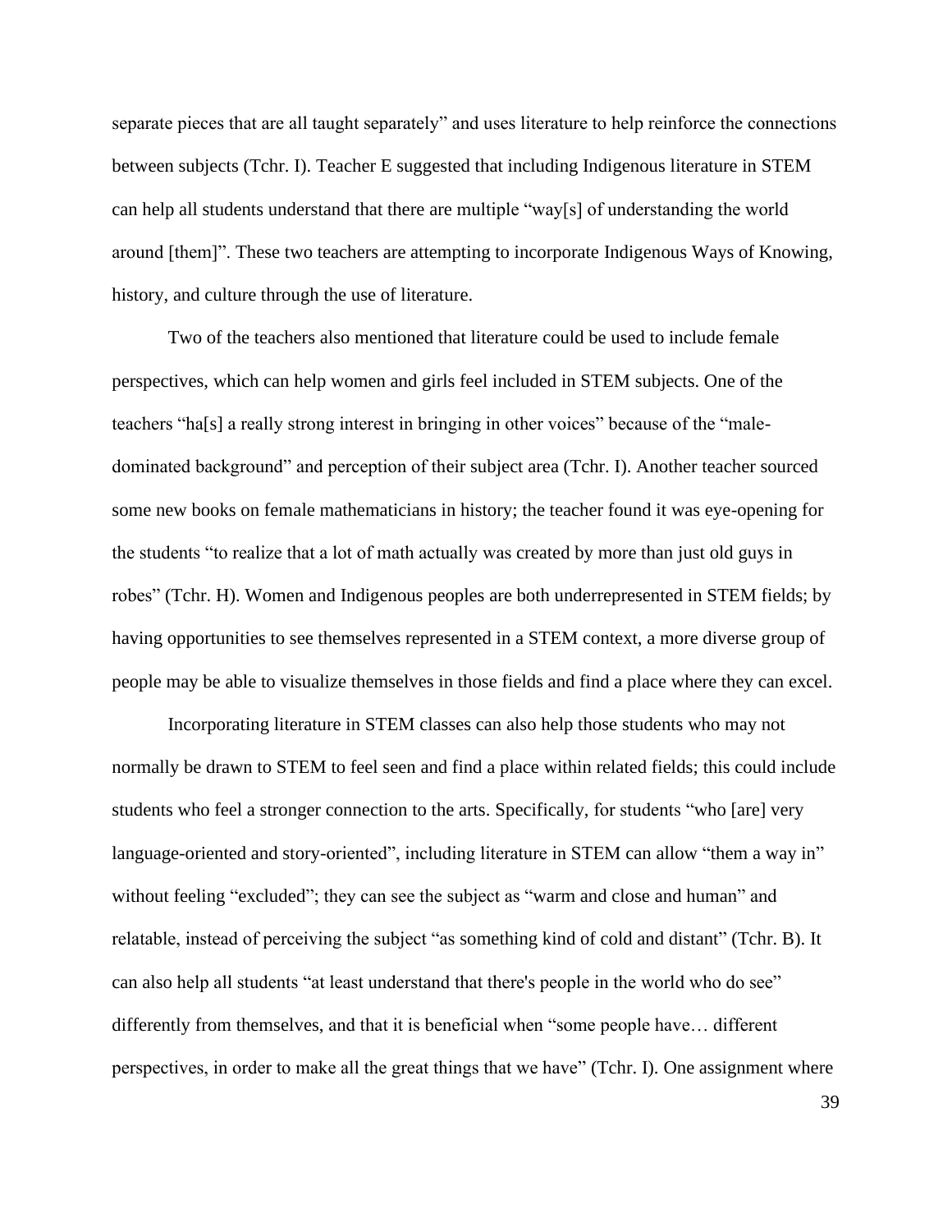separate pieces that are all taught separately" and uses literature to help reinforce the connections between subjects (Tchr. I). Teacher E suggested that including Indigenous literature in STEM can help all students understand that there are multiple "way[s] of understanding the world around [them]". These two teachers are attempting to incorporate Indigenous Ways of Knowing, history, and culture through the use of literature.

Two of the teachers also mentioned that literature could be used to include female perspectives, which can help women and girls feel included in STEM subjects. One of the teachers "ha[s] a really strong interest in bringing in other voices" because of the "male-dominated background" and perception of their subject area (Tchr. I). Another teacher sourced some new books on female mathematicians in history; the teacher found it was eye-opening for the students "to realize that a lot of math actually was created by more than just old guys in robes" (Tchr. H). Women and Indigenous peoples are both underrepresented in STEM fields; by having opportunities to see themselves represented in a STEM context, a more diverse group of people may be able to visualize themselves in those fields and find a place where they can excel.

Incorporating literature in STEM classes can also help those students who may not normally be drawn to STEM to feel seen and find a place within related fields; this could include students who feel a stronger connection to the arts. Specifically, for students "who [are] very language-oriented and story-oriented", including literature in STEM can allow "them a way in" without feeling "excluded"; they can see the subject as "warm and close and human" and relatable, instead of perceiving the subject "as something kind of cold and distant" (Tchr. B). It can also help all students "at least understand that there's people in the world who do see" differently from themselves, and that it is beneficial when "some people have… different perspectives, in order to make all the great things that we have" (Tchr. I). One assignment where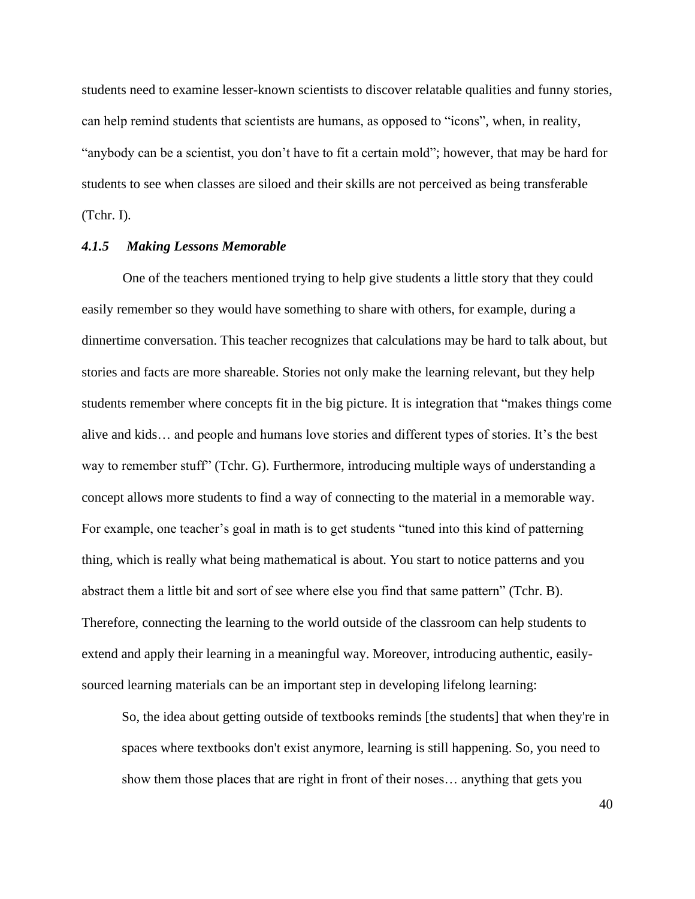students need to examine lesser-known scientists to discover relatable qualities and funny stories, can help remind students that scientists are humans, as opposed to "icons", when, in reality, "anybody can be a scientist, you don't have to fit a certain mold"; however, that may be hard for students to see when classes are siloed and their skills are not perceived as being transferable (Tchr. I).

### *4.1.5 Making Lessons Memorable*

One of the teachers mentioned trying to help give students a little story that they could easily remember so they would have something to share with others, for example, during a dinnertime conversation. This teacher recognizes that calculations may be hard to talk about, but stories and facts are more shareable. Stories not only make the learning relevant, but they help students remember where concepts fit in the big picture. It is integration that "makes things come alive and kids… and people and humans love stories and different types of stories. It's the best way to remember stuff" (Tchr. G). Furthermore, introducing multiple ways of understanding a concept allows more students to find a way of connecting to the material in a memorable way. For example, one teacher's goal in math is to get students "tuned into this kind of patterning thing, which is really what being mathematical is about. You start to notice patterns and you abstract them a little bit and sort of see where else you find that same pattern" (Tchr. B). Therefore, connecting the learning to the world outside of the classroom can help students to extend and apply their learning in a meaningful way. Moreover, introducing authentic, easily-sourced learning materials can be an important step in developing lifelong learning:

> So, the idea about getting outside of textbooks reminds [the students] that when they're in spaces where textbooks don't exist anymore, learning is still happening. So, you need to show them those places that are right in front of their noses… anything that gets you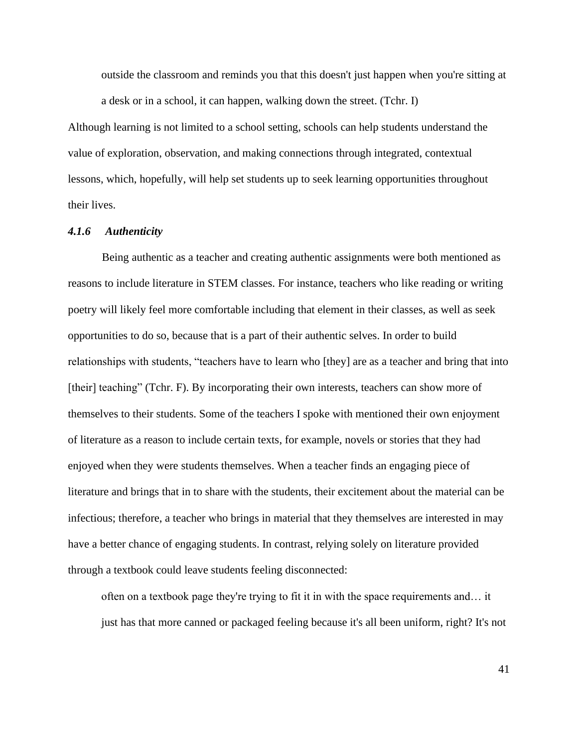> outside the classroom and reminds you that this doesn't just happen when you're sitting at a desk or in a school, it can happen, walking down the street. (Tchr. I)

Although learning is not limited to a school setting, schools can help students understand the value of exploration, observation, and making connections through integrated, contextual lessons, which, hopefully, will help set students up to seek learning opportunities throughout their lives.

### *4.1.6 Authenticity*

Being authentic as a teacher and creating authentic assignments were both mentioned as reasons to include literature in STEM classes. For instance, teachers who like reading or writing poetry will likely feel more comfortable including that element in their classes, as well as seek opportunities to do so, because that is a part of their authentic selves. In order to build relationships with students, "teachers have to learn who [they] are as a teacher and bring that into [their] teaching" (Tchr. F). By incorporating their own interests, teachers can show more of themselves to their students. Some of the teachers I spoke with mentioned their own enjoyment of literature as a reason to include certain texts, for example, novels or stories that they had enjoyed when they were students themselves. When a teacher finds an engaging piece of literature and brings that in to share with the students, their excitement about the material can be infectious; therefore, a teacher who brings in material that they themselves are interested in may have a better chance of engaging students. In contrast, relying solely on literature provided through a textbook could leave students feeling disconnected:

> often on a textbook page they're trying to fit it in with the space requirements and… it just has that more canned or packaged feeling because it's all been uniform, right? It's not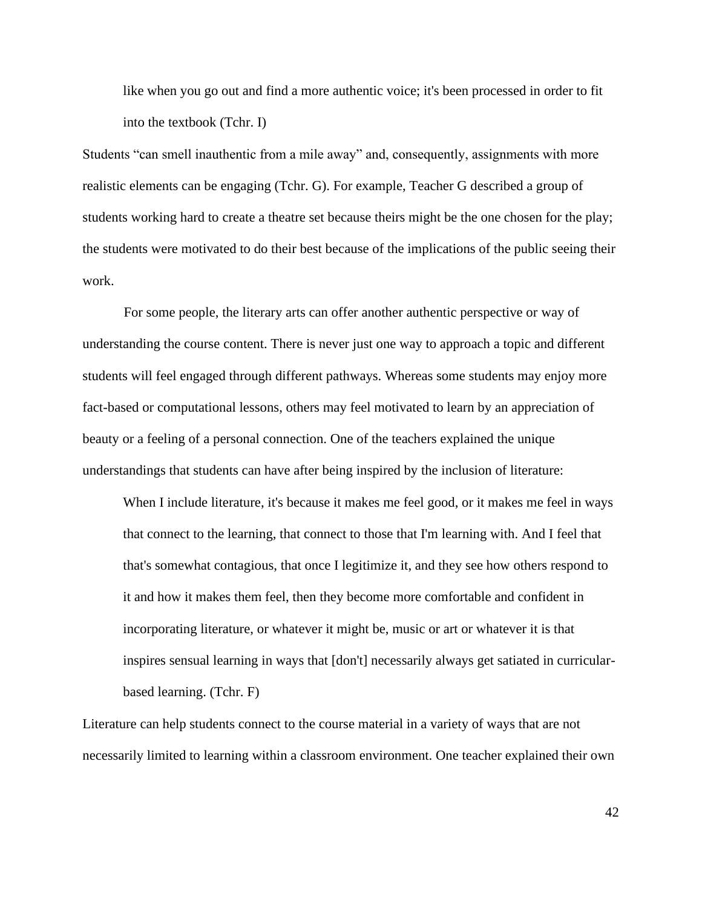> like when you go out and find a more authentic voice; it's been processed in order to fit into the textbook (Tchr. I)

Students "can smell inauthentic from a mile away" and, consequently, assignments with more realistic elements can be engaging (Tchr. G). For example, Teacher G described a group of students working hard to create a theatre set because theirs might be the one chosen for the play; the students were motivated to do their best because of the implications of the public seeing their work.

For some people, the literary arts can offer another authentic perspective or way of understanding the course content. There is never just one way to approach a topic and different students will feel engaged through different pathways. Whereas some students may enjoy more fact-based or computational lessons, others may feel motivated to learn by an appreciation of beauty or a feeling of a personal connection. One of the teachers explained the unique understandings that students can have after being inspired by the inclusion of literature:

> When I include literature, it's because it makes me feel good, or it makes me feel in ways that connect to the learning, that connect to those that I'm learning with. And I feel that that's somewhat contagious, that once I legitimize it, and they see how others respond to it and how it makes them feel, then they become more comfortable and confident in incorporating literature, or whatever it might be, music or art or whatever it is that inspires sensual learning in ways that [don't] necessarily always get satiated in curricular-based learning. (Tchr. F)

Literature can help students connect to the course material in a variety of ways that are not necessarily limited to learning within a classroom environment. One teacher explained their own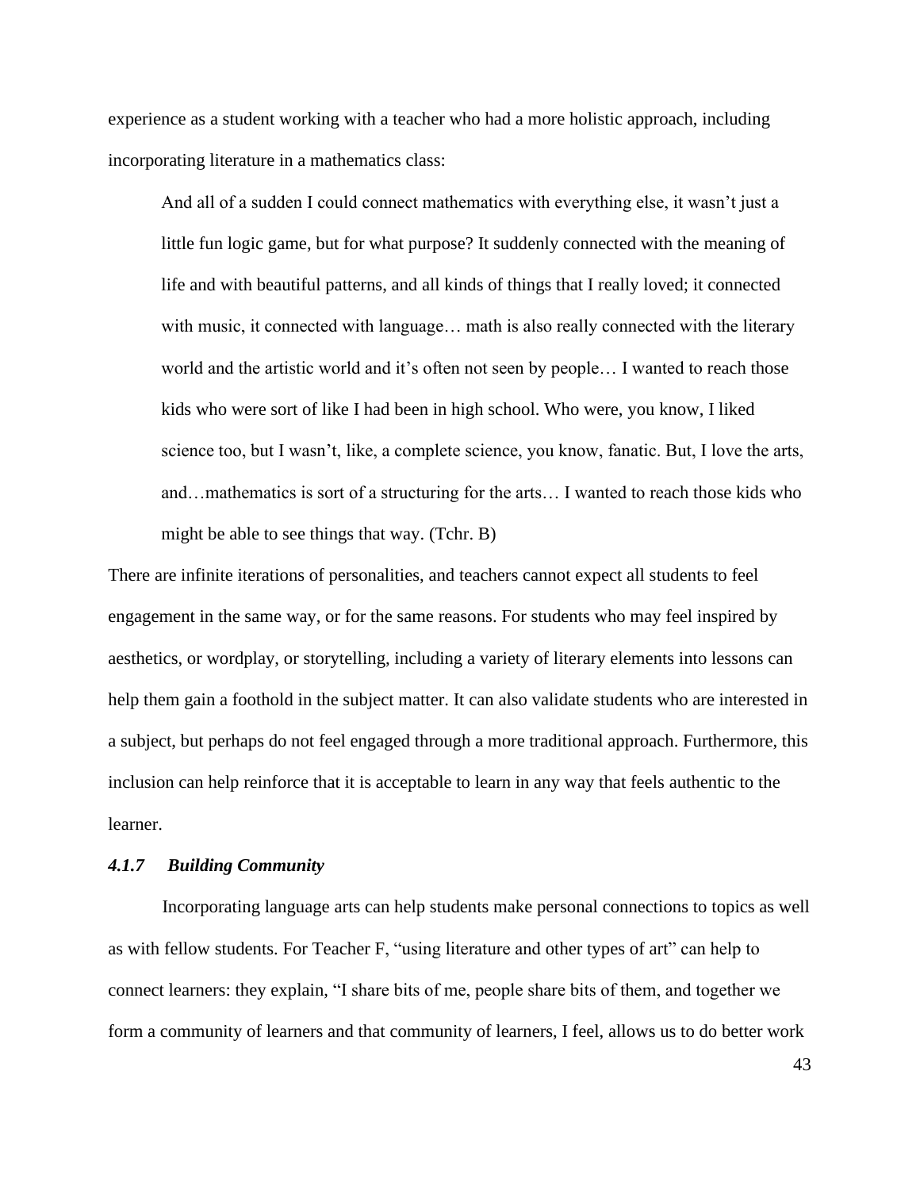experience as a student working with a teacher who had a more holistic approach, including incorporating literature in a mathematics class:

> And all of a sudden I could connect mathematics with everything else, it wasn't just a little fun logic game, but for what purpose? It suddenly connected with the meaning of life and with beautiful patterns, and all kinds of things that I really loved; it connected with music, it connected with language… math is also really connected with the literary world and the artistic world and it's often not seen by people… I wanted to reach those kids who were sort of like I had been in high school. Who were, you know, I liked science too, but I wasn't, like, a complete science, you know, fanatic. But, I love the arts, and…mathematics is sort of a structuring for the arts… I wanted to reach those kids who might be able to see things that way. (Tchr. B)

There are infinite iterations of personalities, and teachers cannot expect all students to feel engagement in the same way, or for the same reasons. For students who may feel inspired by aesthetics, or wordplay, or storytelling, including a variety of literary elements into lessons can help them gain a foothold in the subject matter. It can also validate students who are interested in a subject, but perhaps do not feel engaged through a more traditional approach. Furthermore, this inclusion can help reinforce that it is acceptable to learn in any way that feels authentic to the learner.

#### *4.1.7 Building Community*

Incorporating language arts can help students make personal connections to topics as well as with fellow students. For Teacher F, "using literature and other types of art" can help to connect learners: they explain, "I share bits of me, people share bits of them, and together we form a community of learners and that community of learners, I feel, allows us to do better work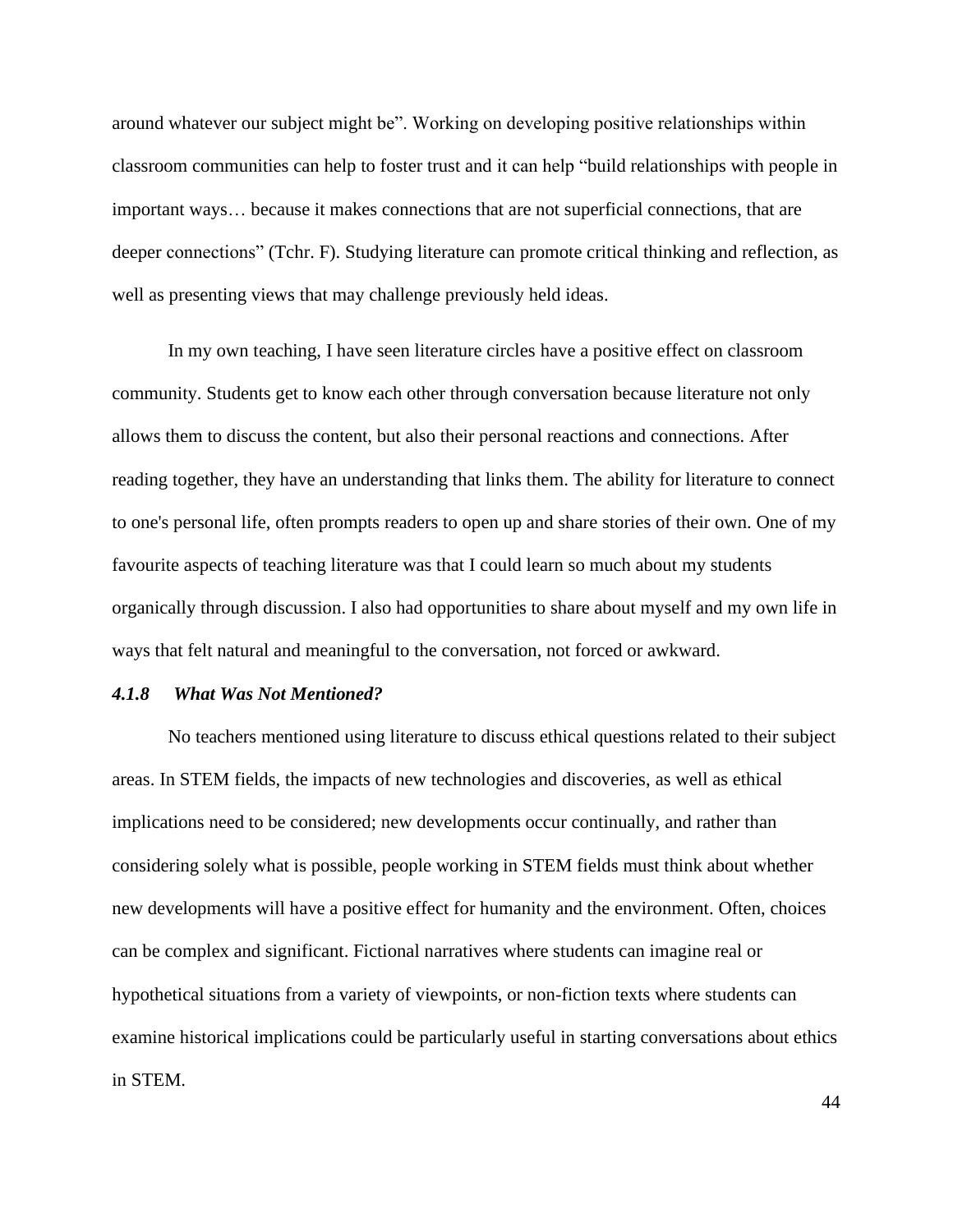around whatever our subject might be". Working on developing positive relationships within classroom communities can help to foster trust and it can help "build relationships with people in important ways… because it makes connections that are not superficial connections, that are deeper connections" (Tchr. F). Studying literature can promote critical thinking and reflection, as well as presenting views that may challenge previously held ideas.

In my own teaching, I have seen literature circles have a positive effect on classroom community. Students get to know each other through conversation because literature not only allows them to discuss the content, but also their personal reactions and connections. After reading together, they have an understanding that links them. The ability for literature to connect to one's personal life, often prompts readers to open up and share stories of their own. One of my favourite aspects of teaching literature was that I could learn so much about my students organically through discussion. I also had opportunities to share about myself and my own life in ways that felt natural and meaningful to the conversation, not forced or awkward.

### *4.1.8 What Was Not Mentioned?*

No teachers mentioned using literature to discuss ethical questions related to their subject areas. In STEM fields, the impacts of new technologies and discoveries, as well as ethical implications need to be considered; new developments occur continually, and rather than considering solely what is possible, people working in STEM fields must think about whether new developments will have a positive effect for humanity and the environment. Often, choices can be complex and significant. Fictional narratives where students can imagine real or hypothetical situations from a variety of viewpoints, or non-fiction texts where students can examine historical implications could be particularly useful in starting conversations about ethics in STEM.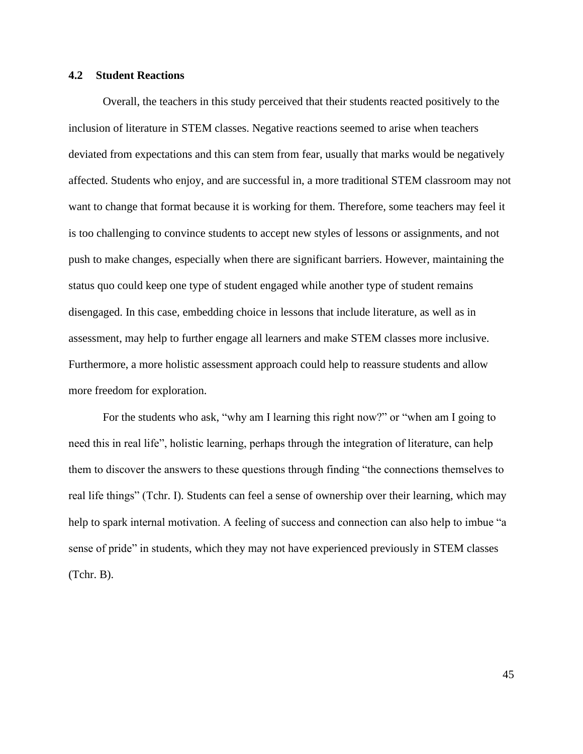## 4.2 Student Reactions

Overall, the teachers in this study perceived that their students reacted positively to the inclusion of literature in STEM classes. Negative reactions seemed to arise when teachers deviated from expectations and this can stem from fear, usually that marks would be negatively affected. Students who enjoy, and are successful in, a more traditional STEM classroom may not want to change that format because it is working for them. Therefore, some teachers may feel it is too challenging to convince students to accept new styles of lessons or assignments, and not push to make changes, especially when there are significant barriers. However, maintaining the status quo could keep one type of student engaged while another type of student remains disengaged. In this case, embedding choice in lessons that include literature, as well as in assessment, may help to further engage all learners and make STEM classes more inclusive. Furthermore, a more holistic assessment approach could help to reassure students and allow more freedom for exploration.

For the students who ask, "why am I learning this right now?" or "when am I going to need this in real life", holistic learning, perhaps through the integration of literature, can help them to discover the answers to these questions through finding "the connections themselves to real life things" (Tchr. I). Students can feel a sense of ownership over their learning, which may help to spark internal motivation. A feeling of success and connection can also help to imbue "a sense of pride" in students, which they may not have experienced previously in STEM classes (Tchr. B).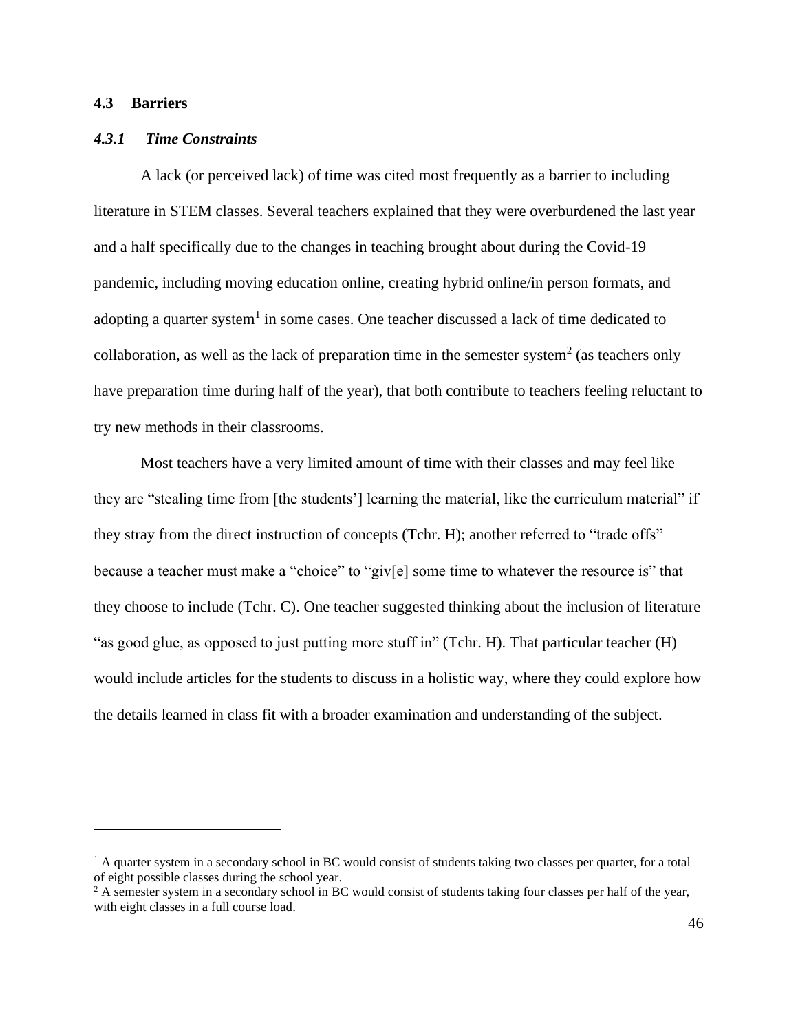## 4.3 Barriers

### *4.3.1 Time Constraints*

A lack (or perceived lack) of time was cited most frequently as a barrier to including literature in STEM classes. Several teachers explained that they were overburdened the last year and a half specifically due to the changes in teaching brought about during the Covid-19 pandemic, including moving education online, creating hybrid online/in person formats, and adopting a quarter system[1] in some cases. One teacher discussed a lack of time dedicated to collaboration, as well as the lack of preparation time in the semester system[2] (as teachers only have preparation time during half of the year), that both contribute to teachers feeling reluctant to try new methods in their classrooms.

Most teachers have a very limited amount of time with their classes and may feel like they are "stealing time from [the students'] learning the material, like the curriculum material" if they stray from the direct instruction of concepts (Tchr. H); another referred to "trade offs" because a teacher must make a "choice" to "giv[e] some time to whatever the resource is" that they choose to include (Tchr. C). One teacher suggested thinking about the inclusion of literature "as good glue, as opposed to just putting more stuff in" (Tchr. H). That particular teacher (H) would include articles for the students to discuss in a holistic way, where they could explore how the details learned in class fit with a broader examination and understanding of the subject.

---

[1] A quarter system in a secondary school in BC would consist of students taking two classes per quarter, for a total of eight possible classes during the school year.

[2] A semester system in a secondary school in BC would consist of students taking four classes per half of the year, with eight classes in a full course load.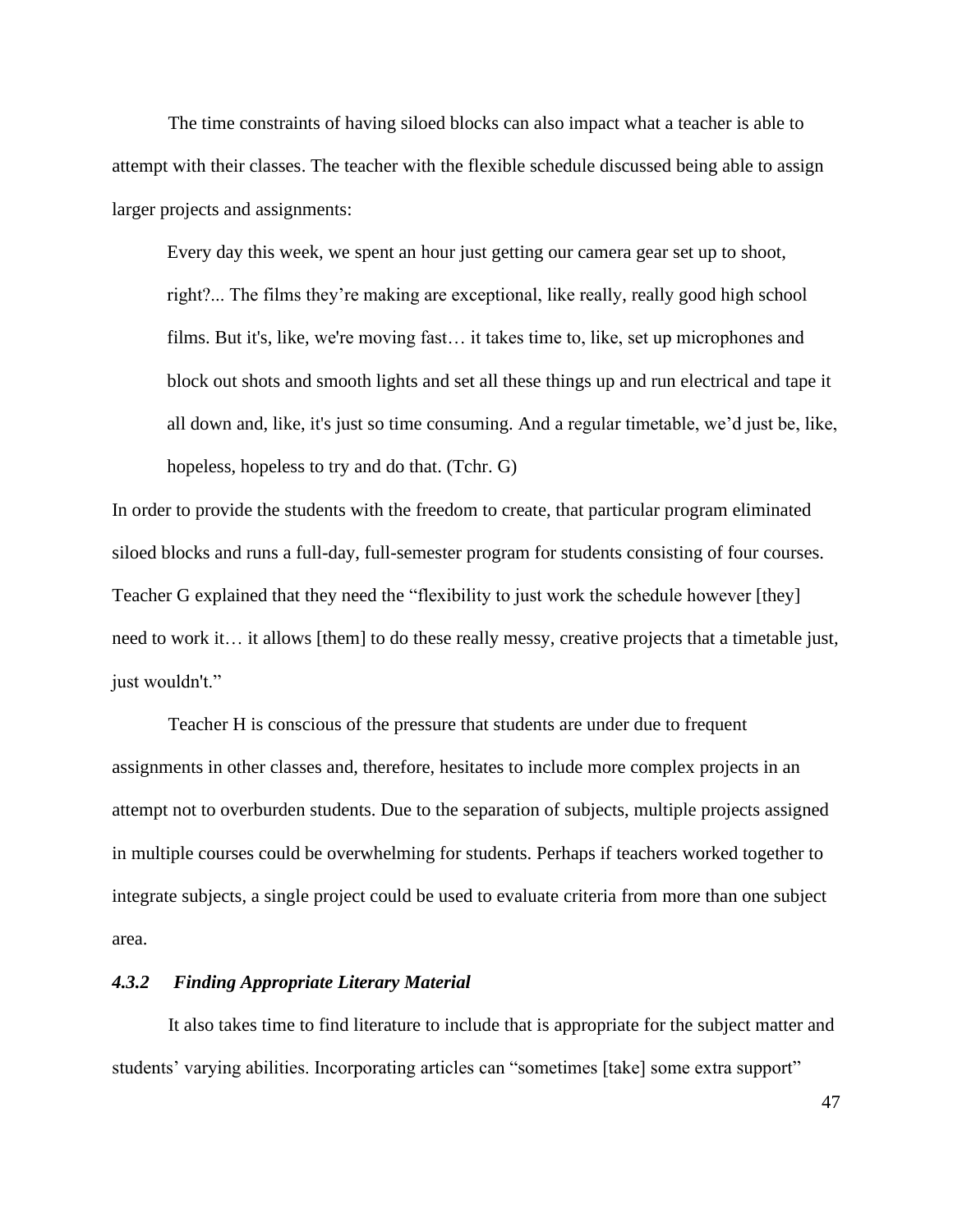The time constraints of having siloed blocks can also impact what a teacher is able to attempt with their classes. The teacher with the flexible schedule discussed being able to assign larger projects and assignments:

> Every day this week, we spent an hour just getting our camera gear set up to shoot, right?... The films they're making are exceptional, like really, really good high school films. But it's, like, we're moving fast… it takes time to, like, set up microphones and block out shots and smooth lights and set all these things up and run electrical and tape it all down and, like, it's just so time consuming. And a regular timetable, we'd just be, like, hopeless, hopeless to try and do that. (Tchr. G)

In order to provide the students with the freedom to create, that particular program eliminated siloed blocks and runs a full-day, full-semester program for students consisting of four courses. Teacher G explained that they need the "flexibility to just work the schedule however [they] need to work it… it allows [them] to do these really messy, creative projects that a timetable just, just wouldn't."

Teacher H is conscious of the pressure that students are under due to frequent assignments in other classes and, therefore, hesitates to include more complex projects in an attempt not to overburden students. Due to the separation of subjects, multiple projects assigned in multiple courses could be overwhelming for students. Perhaps if teachers worked together to integrate subjects, a single project could be used to evaluate criteria from more than one subject area.

### *4.3.2 Finding Appropriate Literary Material*

It also takes time to find literature to include that is appropriate for the subject matter and students' varying abilities. Incorporating articles can "sometimes [take] some extra support"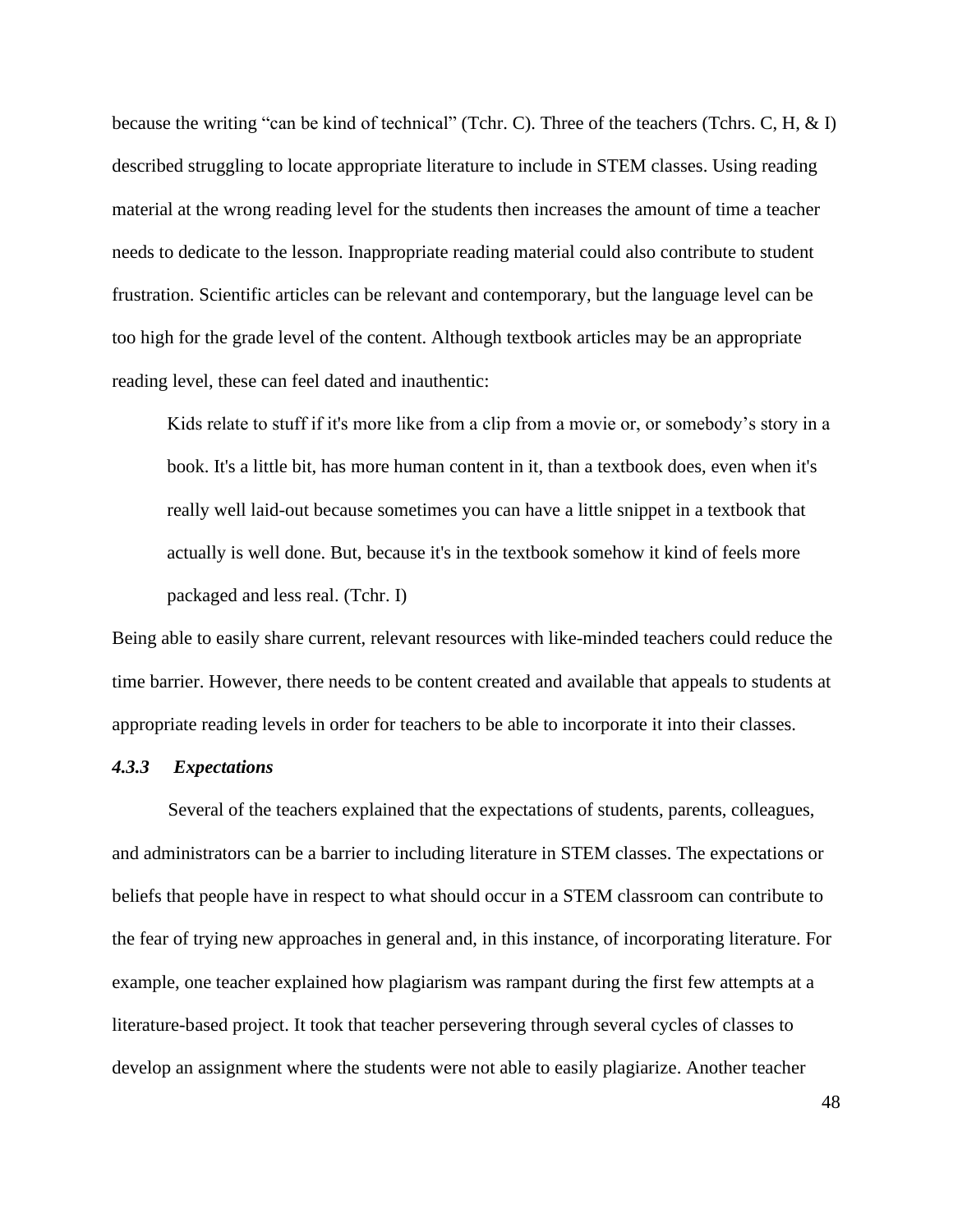because the writing "can be kind of technical" (Tchr. C). Three of the teachers (Tchrs. C, H, & I) described struggling to locate appropriate literature to include in STEM classes. Using reading material at the wrong reading level for the students then increases the amount of time a teacher needs to dedicate to the lesson. Inappropriate reading material could also contribute to student frustration. Scientific articles can be relevant and contemporary, but the language level can be too high for the grade level of the content. Although textbook articles may be an appropriate reading level, these can feel dated and inauthentic:

> Kids relate to stuff if it's more like from a clip from a movie or, or somebody's story in a book. It's a little bit, has more human content in it, than a textbook does, even when it's really well laid-out because sometimes you can have a little snippet in a textbook that actually is well done. But, because it's in the textbook somehow it kind of feels more packaged and less real. (Tchr. I)

Being able to easily share current, relevant resources with like-minded teachers could reduce the time barrier. However, there needs to be content created and available that appeals to students at appropriate reading levels in order for teachers to be able to incorporate it into their classes.

#### *4.3.3 Expectations*

Several of the teachers explained that the expectations of students, parents, colleagues, and administrators can be a barrier to including literature in STEM classes. The expectations or beliefs that people have in respect to what should occur in a STEM classroom can contribute to the fear of trying new approaches in general and, in this instance, of incorporating literature. For example, one teacher explained how plagiarism was rampant during the first few attempts at a literature-based project. It took that teacher persevering through several cycles of classes to develop an assignment where the students were not able to easily plagiarize. Another teacher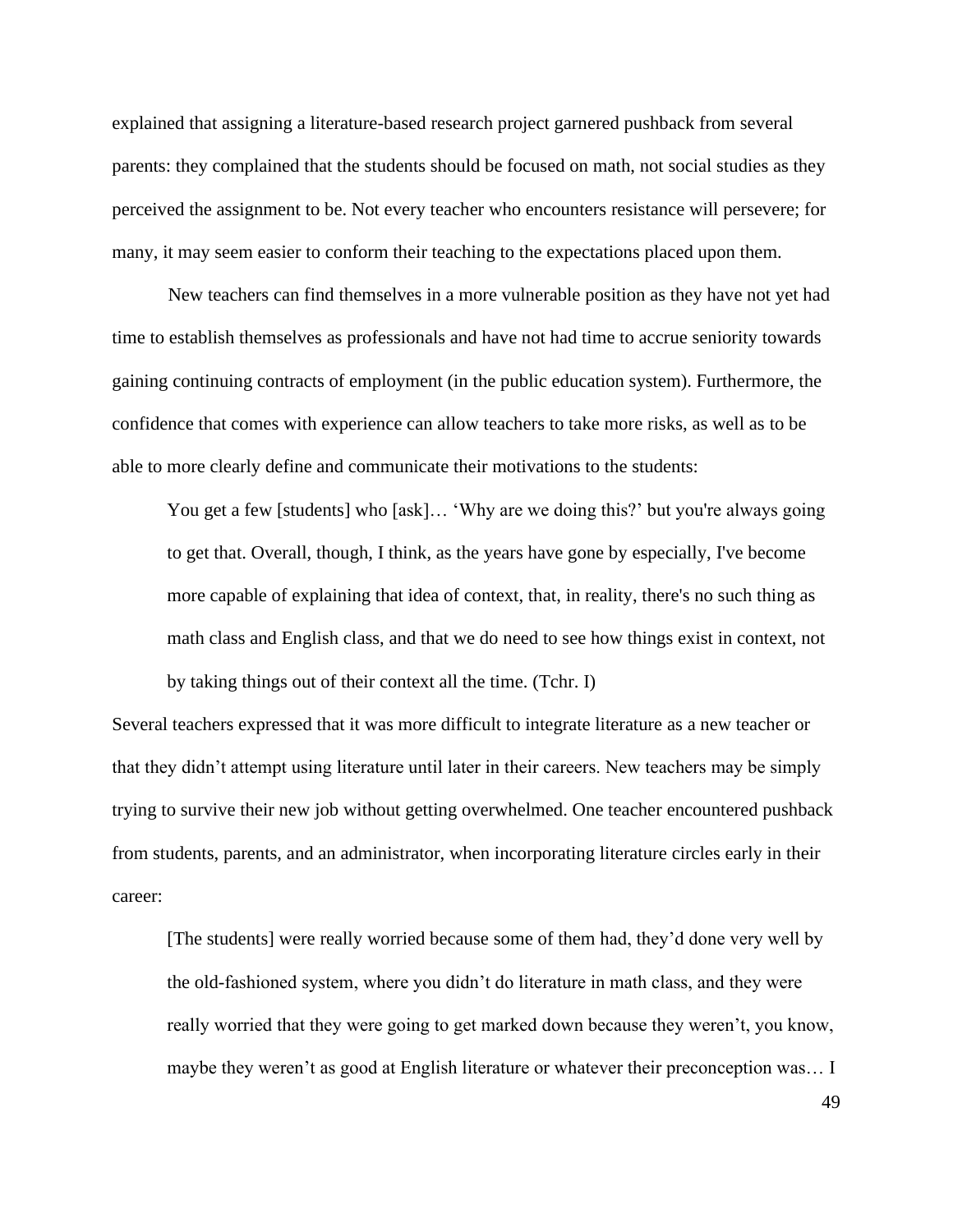explained that assigning a literature-based research project garnered pushback from several parents: they complained that the students should be focused on math, not social studies as they perceived the assignment to be. Not every teacher who encounters resistance will persevere; for many, it may seem easier to conform their teaching to the expectations placed upon them.

New teachers can find themselves in a more vulnerable position as they have not yet had time to establish themselves as professionals and have not had time to accrue seniority towards gaining continuing contracts of employment (in the public education system). Furthermore, the confidence that comes with experience can allow teachers to take more risks, as well as to be able to more clearly define and communicate their motivations to the students:

> You get a few [students] who [ask]… 'Why are we doing this?' but you're always going to get that. Overall, though, I think, as the years have gone by especially, I've become more capable of explaining that idea of context, that, in reality, there's no such thing as math class and English class, and that we do need to see how things exist in context, not by taking things out of their context all the time. (Tchr. I)

Several teachers expressed that it was more difficult to integrate literature as a new teacher or that they didn't attempt using literature until later in their careers. New teachers may be simply trying to survive their new job without getting overwhelmed. One teacher encountered pushback from students, parents, and an administrator, when incorporating literature circles early in their career:

> [The students] were really worried because some of them had, they'd done very well by the old-fashioned system, where you didn't do literature in math class, and they were really worried that they were going to get marked down because they weren't, you know, maybe they weren't as good at English literature or whatever their preconception was… I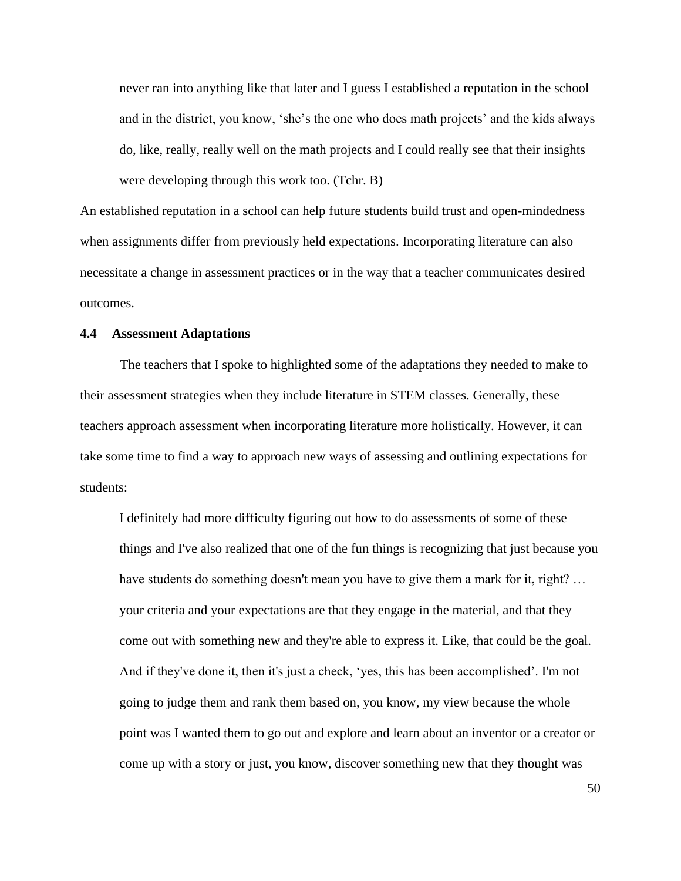> never ran into anything like that later and I guess I established a reputation in the school and in the district, you know, 'she's the one who does math projects' and the kids always do, like, really, really well on the math projects and I could really see that their insights were developing through this work too. (Tchr. B)

An established reputation in a school can help future students build trust and open-mindedness when assignments differ from previously held expectations. Incorporating literature can also necessitate a change in assessment practices or in the way that a teacher communicates desired outcomes.

### 4.4 Assessment Adaptations

The teachers that I spoke to highlighted some of the adaptations they needed to make to their assessment strategies when they include literature in STEM classes. Generally, these teachers approach assessment when incorporating literature more holistically. However, it can take some time to find a way to approach new ways of assessing and outlining expectations for students:

> I definitely had more difficulty figuring out how to do assessments of some of these things and I've also realized that one of the fun things is recognizing that just because you have students do something doesn't mean you have to give them a mark for it, right? … your criteria and your expectations are that they engage in the material, and that they come out with something new and they're able to express it. Like, that could be the goal. And if they've done it, then it's just a check, 'yes, this has been accomplished'. I'm not going to judge them and rank them based on, you know, my view because the whole point was I wanted them to go out and explore and learn about an inventor or a creator or come up with a story or just, you know, discover something new that they thought was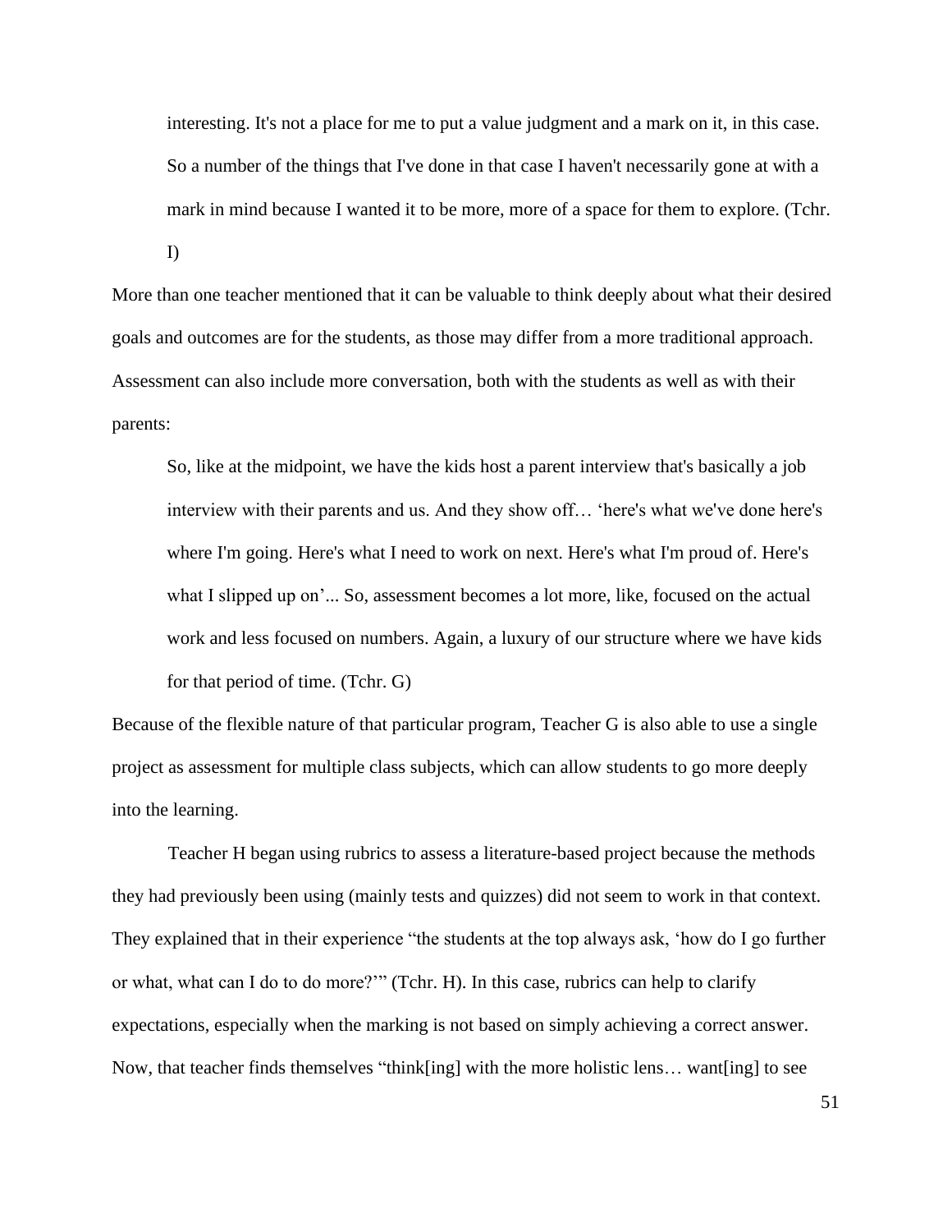> interesting. It's not a place for me to put a value judgment and a mark on it, in this case. So a number of the things that I've done in that case I haven't necessarily gone at with a mark in mind because I wanted it to be more, more of a space for them to explore. (Tchr. I)

More than one teacher mentioned that it can be valuable to think deeply about what their desired goals and outcomes are for the students, as those may differ from a more traditional approach. Assessment can also include more conversation, both with the students as well as with their parents:

> So, like at the midpoint, we have the kids host a parent interview that's basically a job interview with their parents and us. And they show off… 'here's what we've done here's where I'm going. Here's what I need to work on next. Here's what I'm proud of. Here's what I slipped up on'... So, assessment becomes a lot more, like, focused on the actual work and less focused on numbers. Again, a luxury of our structure where we have kids for that period of time. (Tchr. G)

Because of the flexible nature of that particular program, Teacher G is also able to use a single project as assessment for multiple class subjects, which can allow students to go more deeply into the learning.

Teacher H began using rubrics to assess a literature-based project because the methods they had previously been using (mainly tests and quizzes) did not seem to work in that context. They explained that in their experience "the students at the top always ask, 'how do I go further or what, what can I do to do more?'" (Tchr. H). In this case, rubrics can help to clarify expectations, especially when the marking is not based on simply achieving a correct answer. Now, that teacher finds themselves "think[ing] with the more holistic lens… want[ing] to see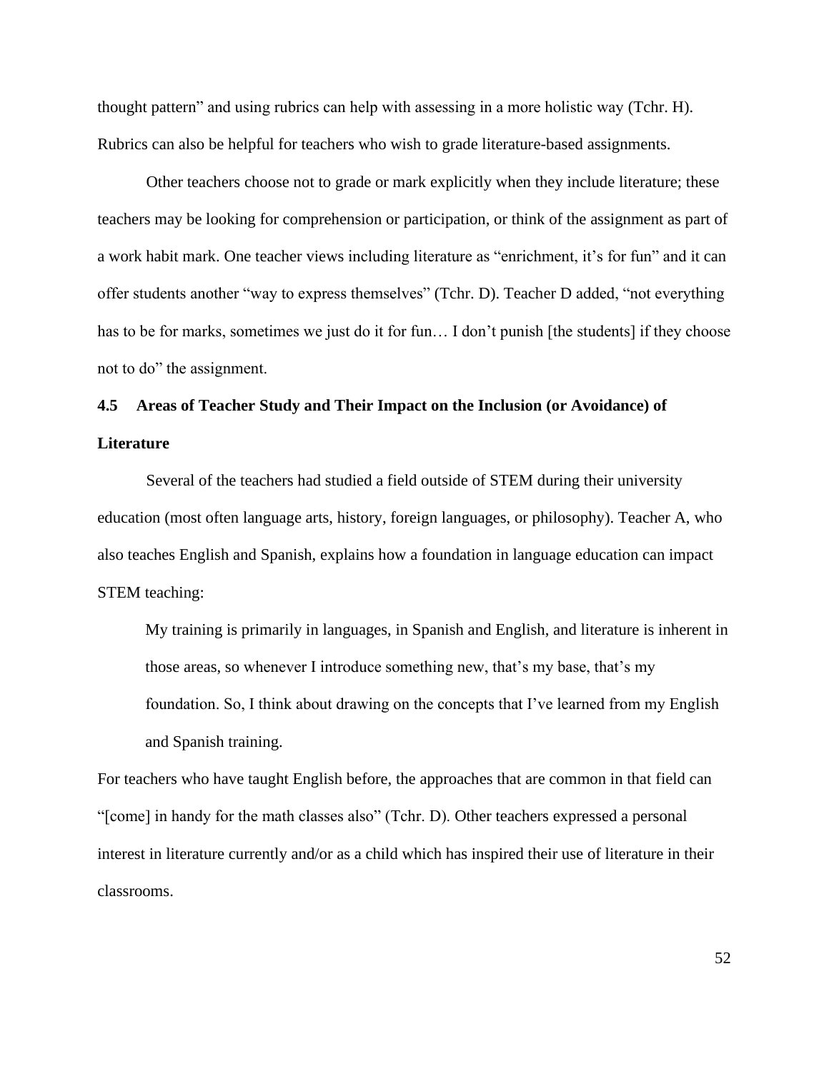thought pattern" and using rubrics can help with assessing in a more holistic way (Tchr. H). Rubrics can also be helpful for teachers who wish to grade literature-based assignments.

Other teachers choose not to grade or mark explicitly when they include literature; these teachers may be looking for comprehension or participation, or think of the assignment as part of a work habit mark. One teacher views including literature as "enrichment, it's for fun" and it can offer students another "way to express themselves" (Tchr. D). Teacher D added, "not everything has to be for marks, sometimes we just do it for fun… I don't punish [the students] if they choose not to do" the assignment.

### 4.5 Areas of Teacher Study and Their Impact on the Inclusion (or Avoidance) of Literature

Several of the teachers had studied a field outside of STEM during their university education (most often language arts, history, foreign languages, or philosophy). Teacher A, who also teaches English and Spanish, explains how a foundation in language education can impact STEM teaching:

> My training is primarily in languages, in Spanish and English, and literature is inherent in those areas, so whenever I introduce something new, that's my base, that's my foundation. So, I think about drawing on the concepts that I've learned from my English and Spanish training.

For teachers who have taught English before, the approaches that are common in that field can "[come] in handy for the math classes also" (Tchr. D). Other teachers expressed a personal interest in literature currently and/or as a child which has inspired their use of literature in their classrooms.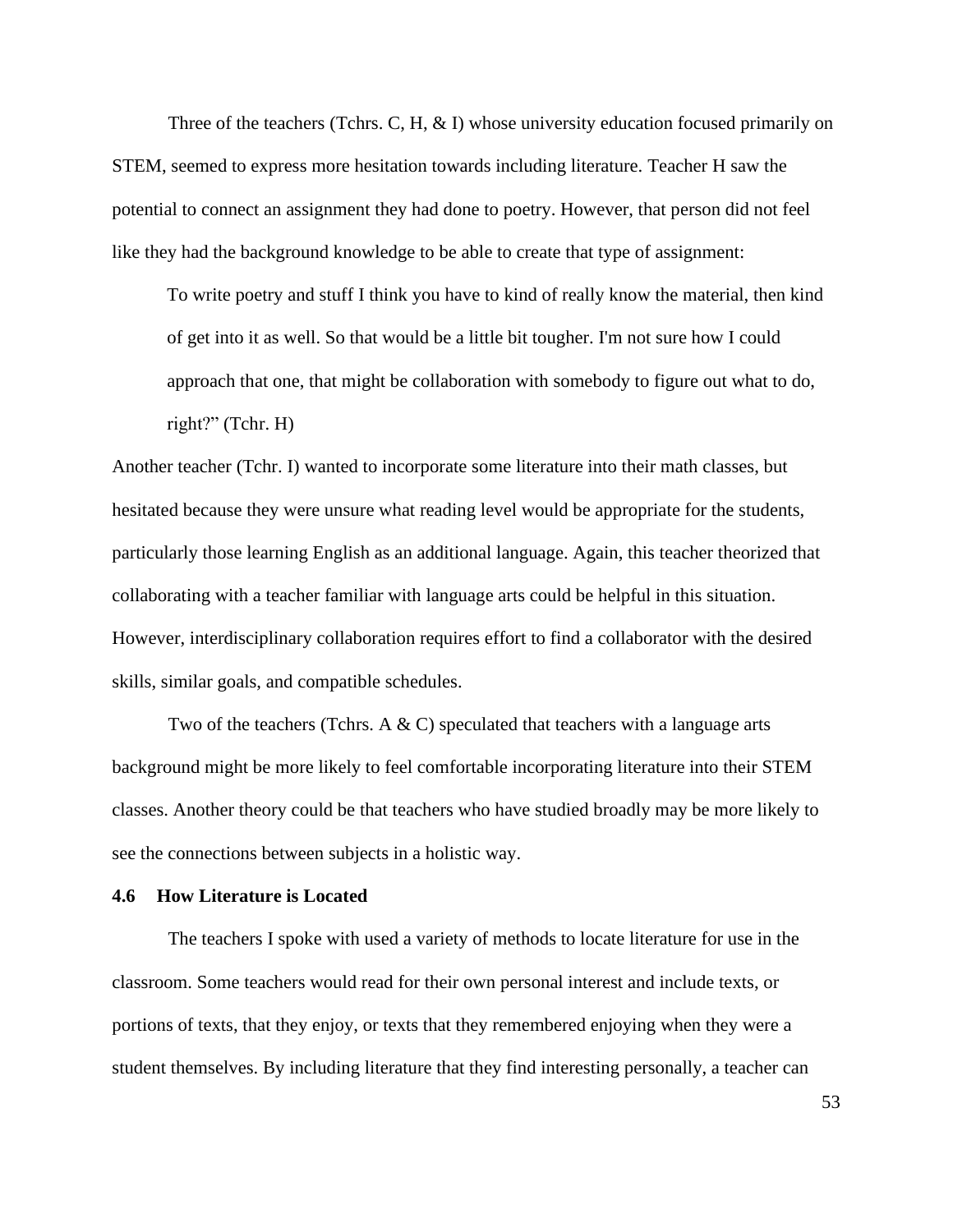Three of the teachers (Tchrs. C, H, & I) whose university education focused primarily on STEM, seemed to express more hesitation towards including literature. Teacher H saw the potential to connect an assignment they had done to poetry. However, that person did not feel like they had the background knowledge to be able to create that type of assignment:

> To write poetry and stuff I think you have to kind of really know the material, then kind of get into it as well. So that would be a little bit tougher. I'm not sure how I could approach that one, that might be collaboration with somebody to figure out what to do, right?" (Tchr. H)

Another teacher (Tchr. I) wanted to incorporate some literature into their math classes, but hesitated because they were unsure what reading level would be appropriate for the students, particularly those learning English as an additional language. Again, this teacher theorized that collaborating with a teacher familiar with language arts could be helpful in this situation. However, interdisciplinary collaboration requires effort to find a collaborator with the desired skills, similar goals, and compatible schedules.

Two of the teachers (Tchrs. A & C) speculated that teachers with a language arts background might be more likely to feel comfortable incorporating literature into their STEM classes. Another theory could be that teachers who have studied broadly may be more likely to see the connections between subjects in a holistic way.

### 4.6 How Literature is Located

The teachers I spoke with used a variety of methods to locate literature for use in the classroom. Some teachers would read for their own personal interest and include texts, or portions of texts, that they enjoy, or texts that they remembered enjoying when they were a student themselves. By including literature that they find interesting personally, a teacher can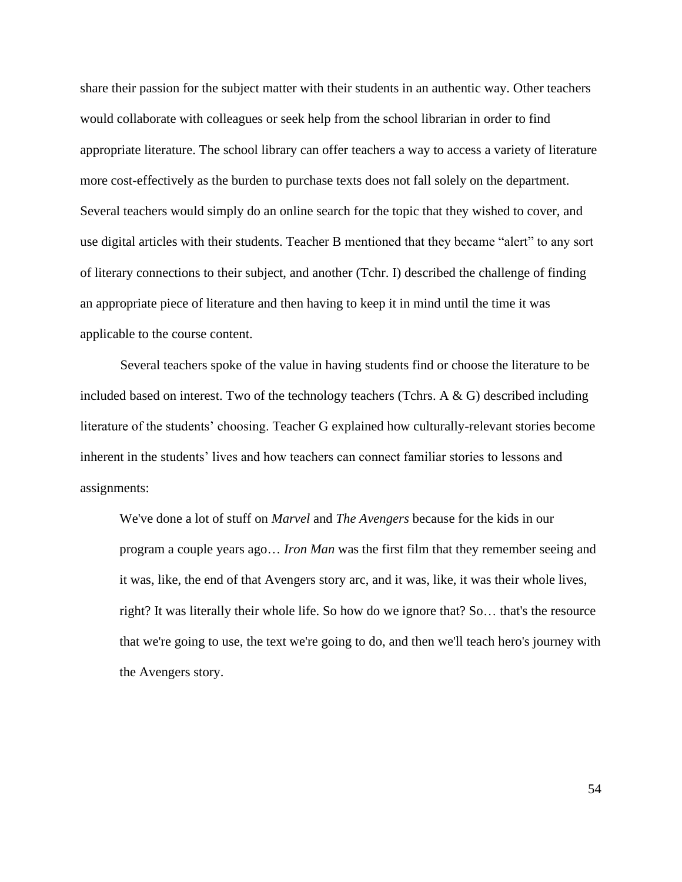share their passion for the subject matter with their students in an authentic way. Other teachers would collaborate with colleagues or seek help from the school librarian in order to find appropriate literature. The school library can offer teachers a way to access a variety of literature more cost-effectively as the burden to purchase texts does not fall solely on the department. Several teachers would simply do an online search for the topic that they wished to cover, and use digital articles with their students. Teacher B mentioned that they became "alert" to any sort of literary connections to their subject, and another (Tchr. I) described the challenge of finding an appropriate piece of literature and then having to keep it in mind until the time it was applicable to the course content.

Several teachers spoke of the value in having students find or choose the literature to be included based on interest. Two of the technology teachers (Tchrs. A & G) described including literature of the students' choosing. Teacher G explained how culturally-relevant stories become inherent in the students' lives and how teachers can connect familiar stories to lessons and assignments:

> We've done a lot of stuff on *Marvel* and *The Avengers* because for the kids in our program a couple years ago… *Iron Man* was the first film that they remember seeing and it was, like, the end of that Avengers story arc, and it was, like, it was their whole lives, right? It was literally their whole life. So how do we ignore that? So… that's the resource that we're going to use, the text we're going to do, and then we'll teach hero's journey with the Avengers story.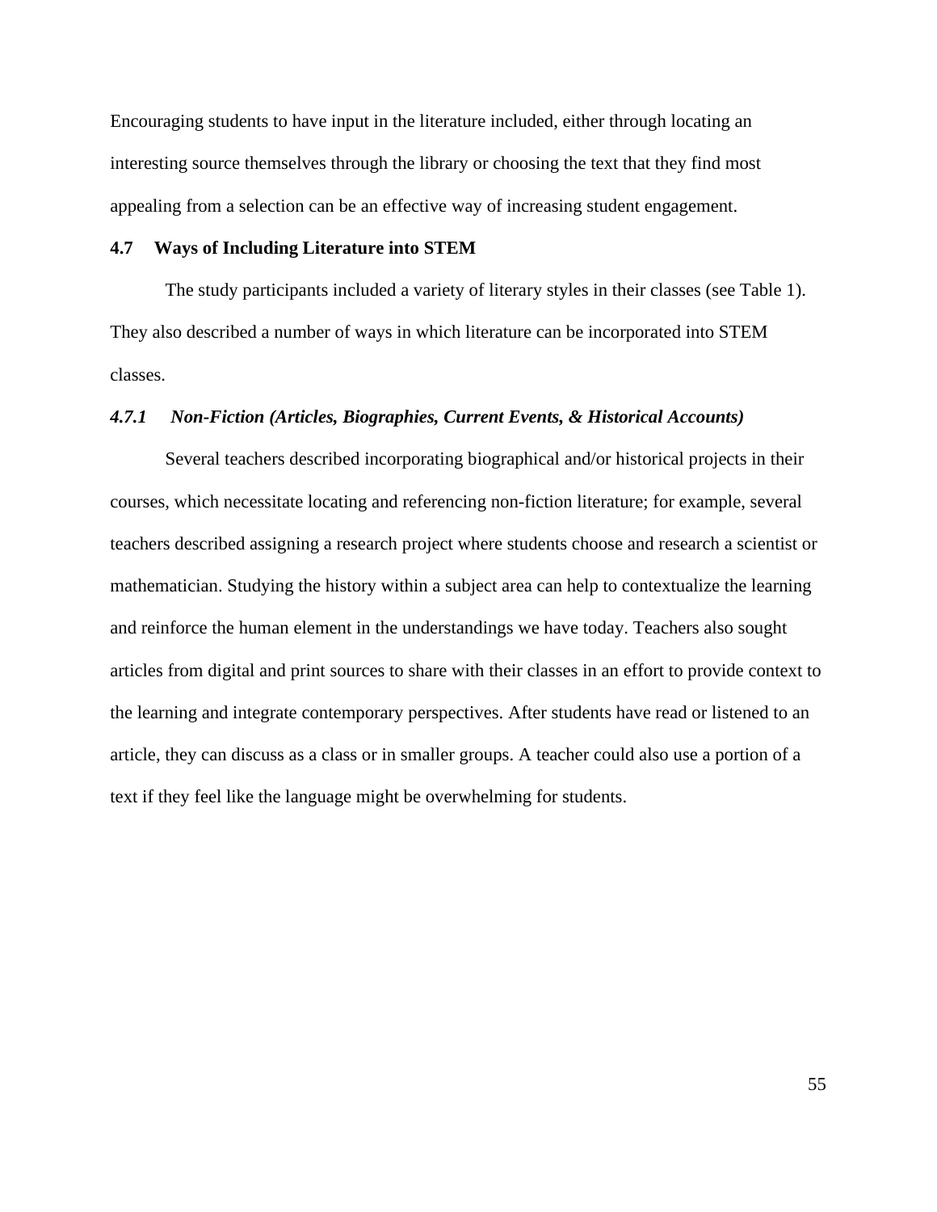Encouraging students to have input in the literature included, either through locating an interesting source themselves through the library or choosing the text that they find most appealing from a selection can be an effective way of increasing student engagement.

## 4.7 Ways of Including Literature into STEM

The study participants included a variety of literary styles in their classes (see Table 1). They also described a number of ways in which literature can be incorporated into STEM classes.

### *4.7.1 Non-Fiction (Articles, Biographies, Current Events, & Historical Accounts)*

Several teachers described incorporating biographical and/or historical projects in their courses, which necessitate locating and referencing non-fiction literature; for example, several teachers described assigning a research project where students choose and research a scientist or mathematician. Studying the history within a subject area can help to contextualize the learning and reinforce the human element in the understandings we have today. Teachers also sought articles from digital and print sources to share with their classes in an effort to provide context to the learning and integrate contemporary perspectives. After students have read or listened to an article, they can discuss as a class or in smaller groups. A teacher could also use a portion of a text if they feel like the language might be overwhelming for students.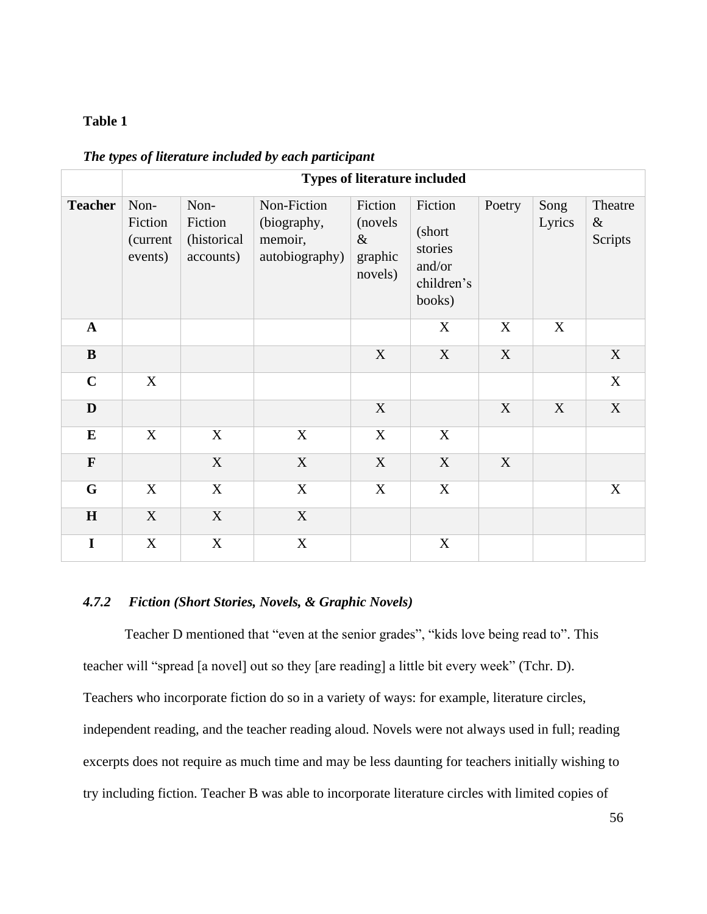**Table 1**

***The types of literature included by each participant***

| | Types of literature included | | | | | | | |
|---|---|---|---|---|---|---|---|---|
| **Teacher** | Non-Fiction (current events) | Non-Fiction (historical accounts) | Non-Fiction (biography, memoir, autobiography) | Fiction (novels & graphic novels) | Fiction (short stories and/or children's books) | Poetry | Song Lyrics | Theatre & Scripts |
| **A** | | | | | X | X | X | |
| **B** | | | | X | X | X | | X |
| **C** | X | | | | | | | X |
| **D** | | | | X | | X | X | X |
| **E** | X | X | X | X | X | | | |
| **F** | | X | X | X | X | X | | |
| **G** | X | X | X | X | X | | | X |
| **H** | X | X | X | | | | | |
| **I** | X | X | X | | X | | | |

### *4.7.2 Fiction (Short Stories, Novels, & Graphic Novels)*

Teacher D mentioned that "even at the senior grades", "kids love being read to". This teacher will "spread [a novel] out so they [are reading] a little bit every week" (Tchr. D). Teachers who incorporate fiction do so in a variety of ways: for example, literature circles, independent reading, and the teacher reading aloud. Novels were not always used in full; reading excerpts does not require as much time and may be less daunting for teachers initially wishing to try including fiction. Teacher B was able to incorporate literature circles with limited copies of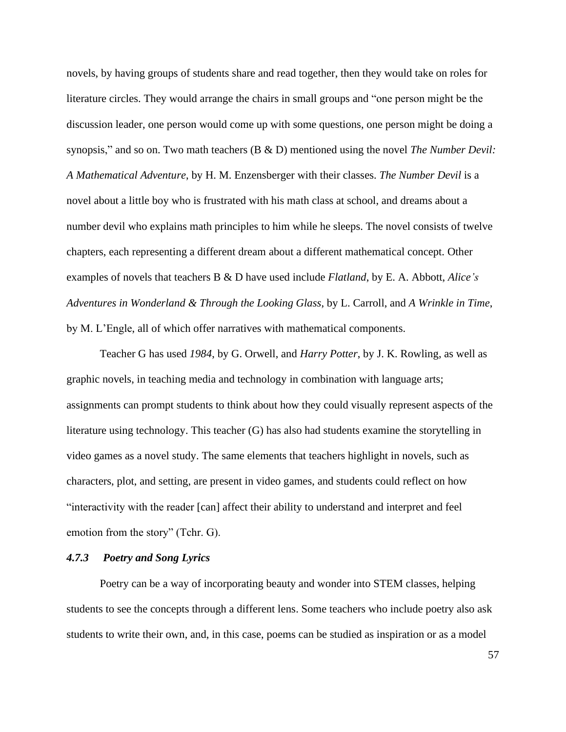novels, by having groups of students share and read together, then they would take on roles for literature circles. They would arrange the chairs in small groups and "one person might be the discussion leader, one person would come up with some questions, one person might be doing a synopsis," and so on. Two math teachers (B & D) mentioned using the novel *The Number Devil: A Mathematical Adventure*, by H. M. Enzensberger with their classes. *The Number Devil* is a novel about a little boy who is frustrated with his math class at school, and dreams about a number devil who explains math principles to him while he sleeps. The novel consists of twelve chapters, each representing a different dream about a different mathematical concept. Other examples of novels that teachers B & D have used include *Flatland*, by E. A. Abbott, *Alice's Adventures in Wonderland & Through the Looking Glass*, by L. Carroll, and *A Wrinkle in Time*, by M. L'Engle, all of which offer narratives with mathematical components.

Teacher G has used *1984*, by G. Orwell, and *Harry Potter*, by J. K. Rowling, as well as graphic novels, in teaching media and technology in combination with language arts; assignments can prompt students to think about how they could visually represent aspects of the literature using technology. This teacher (G) has also had students examine the storytelling in video games as a novel study. The same elements that teachers highlight in novels, such as characters, plot, and setting, are present in video games, and students could reflect on how "interactivity with the reader [can] affect their ability to understand and interpret and feel emotion from the story" (Tchr. G).

### *4.7.3 Poetry and Song Lyrics*

Poetry can be a way of incorporating beauty and wonder into STEM classes, helping students to see the concepts through a different lens. Some teachers who include poetry also ask students to write their own, and, in this case, poems can be studied as inspiration or as a model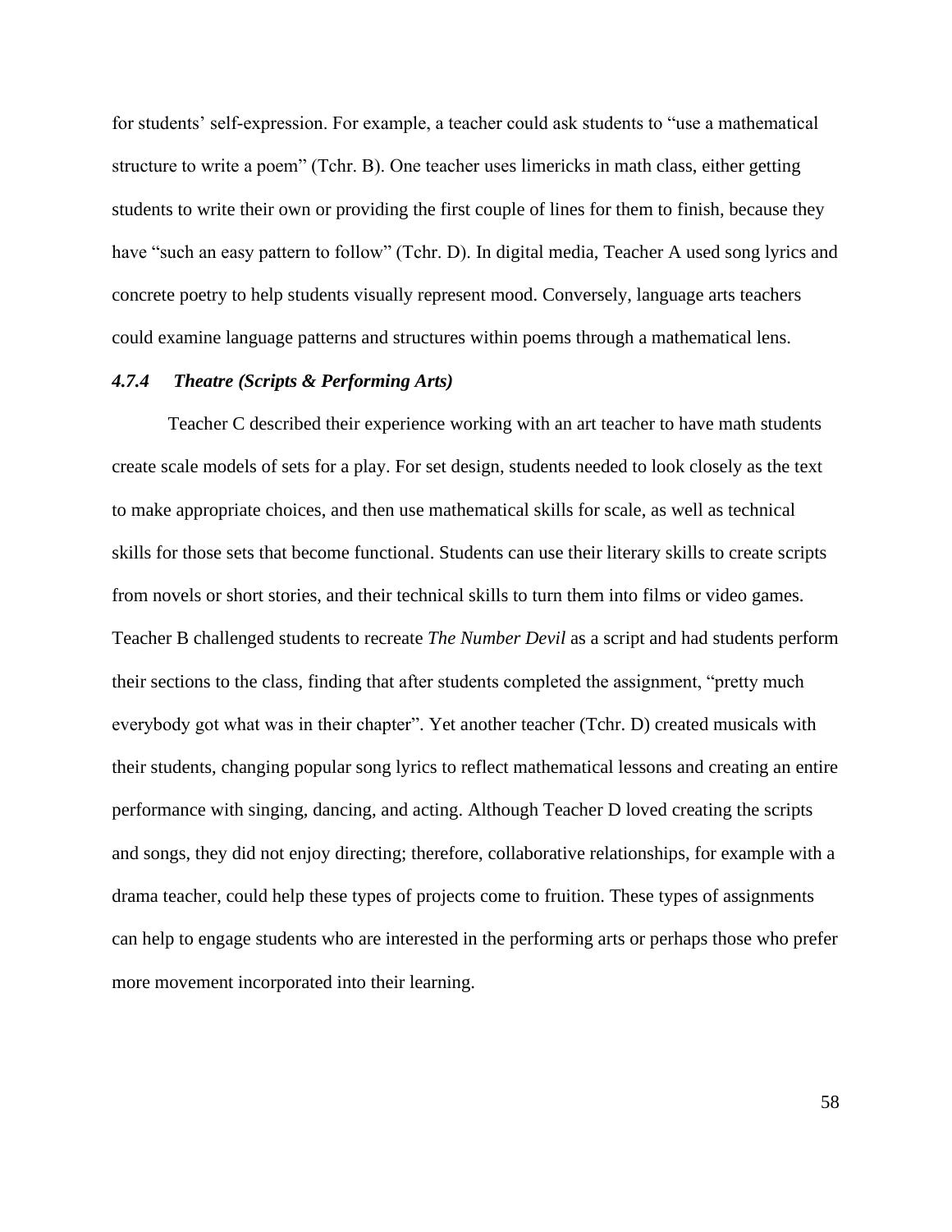for students' self-expression. For example, a teacher could ask students to "use a mathematical structure to write a poem" (Tchr. B). One teacher uses limericks in math class, either getting students to write their own or providing the first couple of lines for them to finish, because they have "such an easy pattern to follow" (Tchr. D). In digital media, Teacher A used song lyrics and concrete poetry to help students visually represent mood. Conversely, language arts teachers could examine language patterns and structures within poems through a mathematical lens.

### *4.7.4 Theatre (Scripts & Performing Arts)*

Teacher C described their experience working with an art teacher to have math students create scale models of sets for a play. For set design, students needed to look closely as the text to make appropriate choices, and then use mathematical skills for scale, as well as technical skills for those sets that become functional. Students can use their literary skills to create scripts from novels or short stories, and their technical skills to turn them into films or video games. Teacher B challenged students to recreate *The Number Devil* as a script and had students perform their sections to the class, finding that after students completed the assignment, "pretty much everybody got what was in their chapter". Yet another teacher (Tchr. D) created musicals with their students, changing popular song lyrics to reflect mathematical lessons and creating an entire performance with singing, dancing, and acting. Although Teacher D loved creating the scripts and songs, they did not enjoy directing; therefore, collaborative relationships, for example with a drama teacher, could help these types of projects come to fruition. These types of assignments can help to engage students who are interested in the performing arts or perhaps those who prefer more movement incorporated into their learning.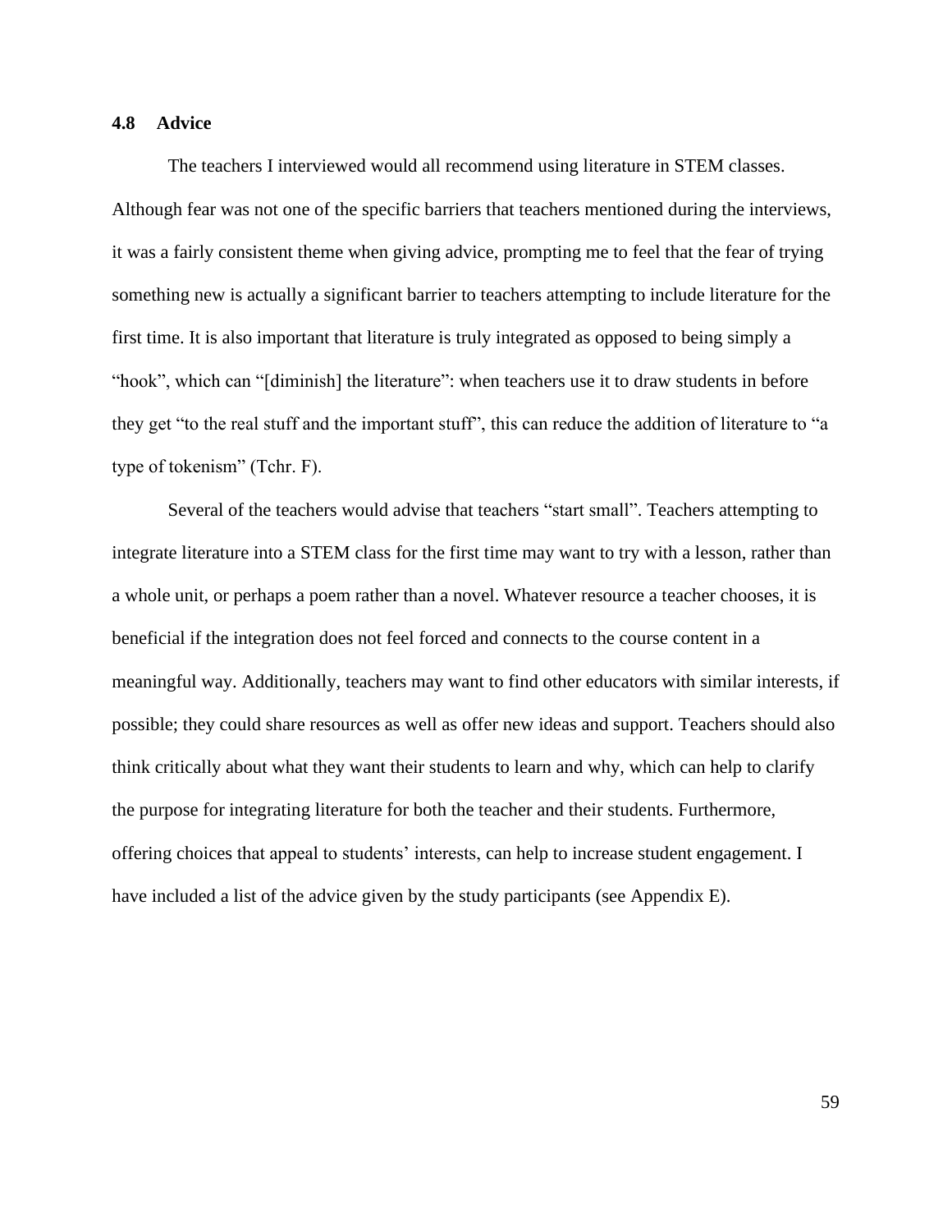### 4.8 Advice

The teachers I interviewed would all recommend using literature in STEM classes. Although fear was not one of the specific barriers that teachers mentioned during the interviews, it was a fairly consistent theme when giving advice, prompting me to feel that the fear of trying something new is actually a significant barrier to teachers attempting to include literature for the first time. It is also important that literature is truly integrated as opposed to being simply a "hook", which can "[diminish] the literature": when teachers use it to draw students in before they get "to the real stuff and the important stuff", this can reduce the addition of literature to "a type of tokenism" (Tchr. F).

Several of the teachers would advise that teachers "start small". Teachers attempting to integrate literature into a STEM class for the first time may want to try with a lesson, rather than a whole unit, or perhaps a poem rather than a novel. Whatever resource a teacher chooses, it is beneficial if the integration does not feel forced and connects to the course content in a meaningful way. Additionally, teachers may want to find other educators with similar interests, if possible; they could share resources as well as offer new ideas and support. Teachers should also think critically about what they want their students to learn and why, which can help to clarify the purpose for integrating literature for both the teacher and their students. Furthermore, offering choices that appeal to students' interests, can help to increase student engagement. I have included a list of the advice given by the study participants (see Appendix E).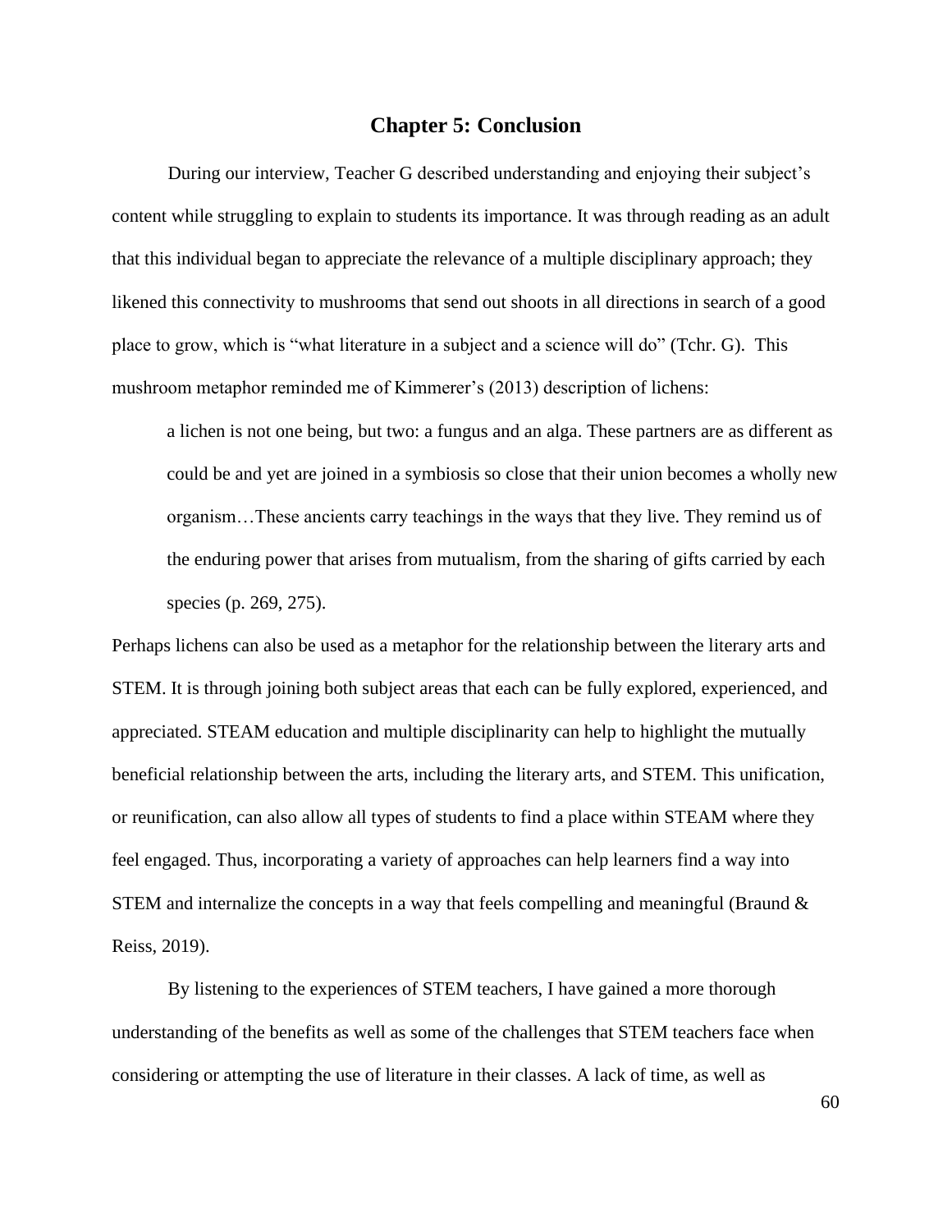# Chapter 5: Conclusion

During our interview, Teacher G described understanding and enjoying their subject's content while struggling to explain to students its importance. It was through reading as an adult that this individual began to appreciate the relevance of a multiple disciplinary approach; they likened this connectivity to mushrooms that send out shoots in all directions in search of a good place to grow, which is "what literature in a subject and a science will do" (Tchr. G). This mushroom metaphor reminded me of Kimmerer's (2013) description of lichens:

> a lichen is not one being, but two: a fungus and an alga. These partners are as different as could be and yet are joined in a symbiosis so close that their union becomes a wholly new organism…These ancients carry teachings in the ways that they live. They remind us of the enduring power that arises from mutualism, from the sharing of gifts carried by each species (p. 269, 275).

Perhaps lichens can also be used as a metaphor for the relationship between the literary arts and STEM. It is through joining both subject areas that each can be fully explored, experienced, and appreciated. STEAM education and multiple disciplinarity can help to highlight the mutually beneficial relationship between the arts, including the literary arts, and STEM. This unification, or reunification, can also allow all types of students to find a place within STEAM where they feel engaged. Thus, incorporating a variety of approaches can help learners find a way into STEM and internalize the concepts in a way that feels compelling and meaningful (Braund & Reiss, 2019).

By listening to the experiences of STEM teachers, I have gained a more thorough understanding of the benefits as well as some of the challenges that STEM teachers face when considering or attempting the use of literature in their classes. A lack of time, as well as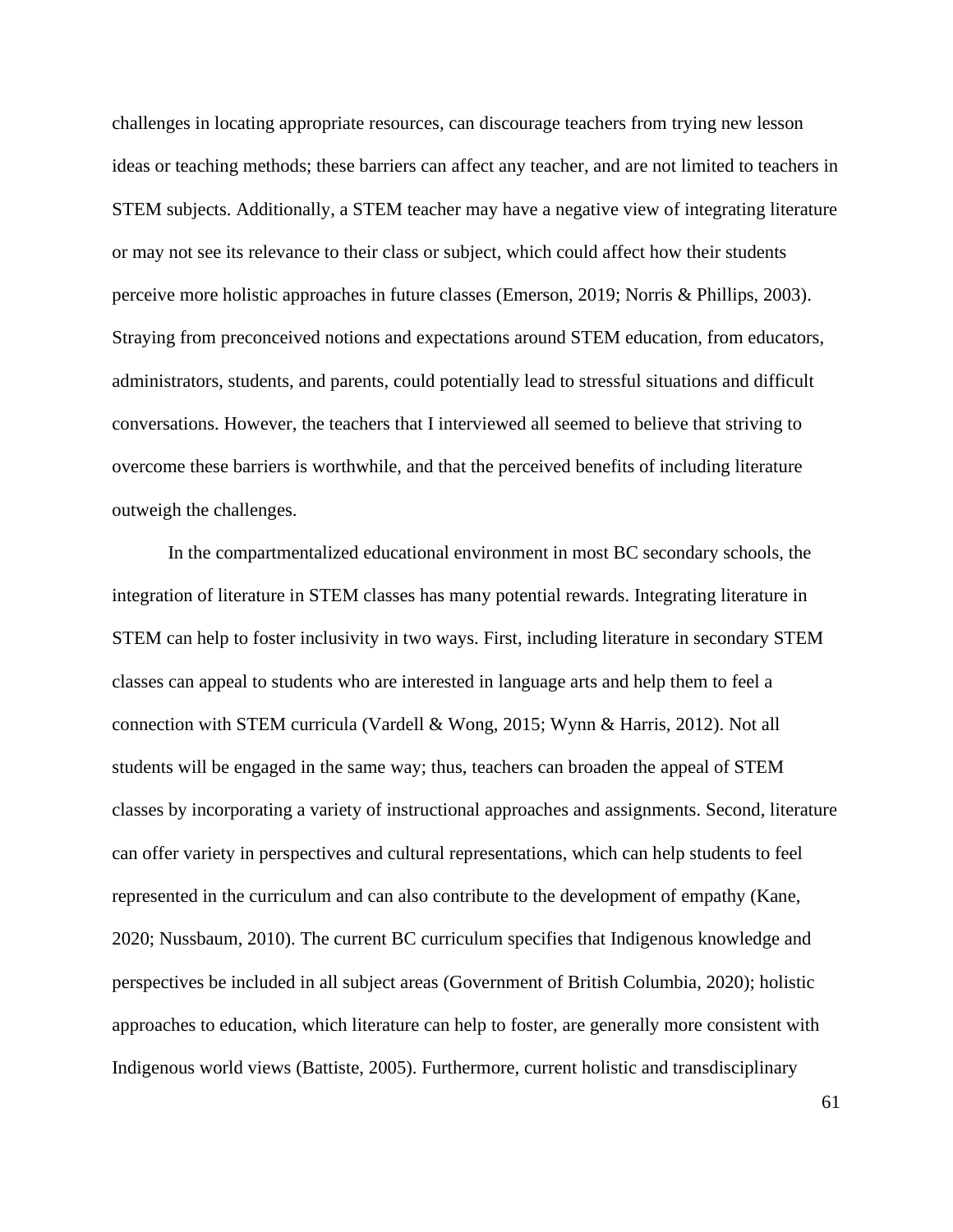challenges in locating appropriate resources, can discourage teachers from trying new lesson ideas or teaching methods; these barriers can affect any teacher, and are not limited to teachers in STEM subjects. Additionally, a STEM teacher may have a negative view of integrating literature or may not see its relevance to their class or subject, which could affect how their students perceive more holistic approaches in future classes (Emerson, 2019; Norris & Phillips, 2003). Straying from preconceived notions and expectations around STEM education, from educators, administrators, students, and parents, could potentially lead to stressful situations and difficult conversations. However, the teachers that I interviewed all seemed to believe that striving to overcome these barriers is worthwhile, and that the perceived benefits of including literature outweigh the challenges.

In the compartmentalized educational environment in most BC secondary schools, the integration of literature in STEM classes has many potential rewards. Integrating literature in STEM can help to foster inclusivity in two ways. First, including literature in secondary STEM classes can appeal to students who are interested in language arts and help them to feel a connection with STEM curricula (Vardell & Wong, 2015; Wynn & Harris, 2012). Not all students will be engaged in the same way; thus, teachers can broaden the appeal of STEM classes by incorporating a variety of instructional approaches and assignments. Second, literature can offer variety in perspectives and cultural representations, which can help students to feel represented in the curriculum and can also contribute to the development of empathy (Kane, 2020; Nussbaum, 2010). The current BC curriculum specifies that Indigenous knowledge and perspectives be included in all subject areas (Government of British Columbia, 2020); holistic approaches to education, which literature can help to foster, are generally more consistent with Indigenous world views (Battiste, 2005). Furthermore, current holistic and transdisciplinary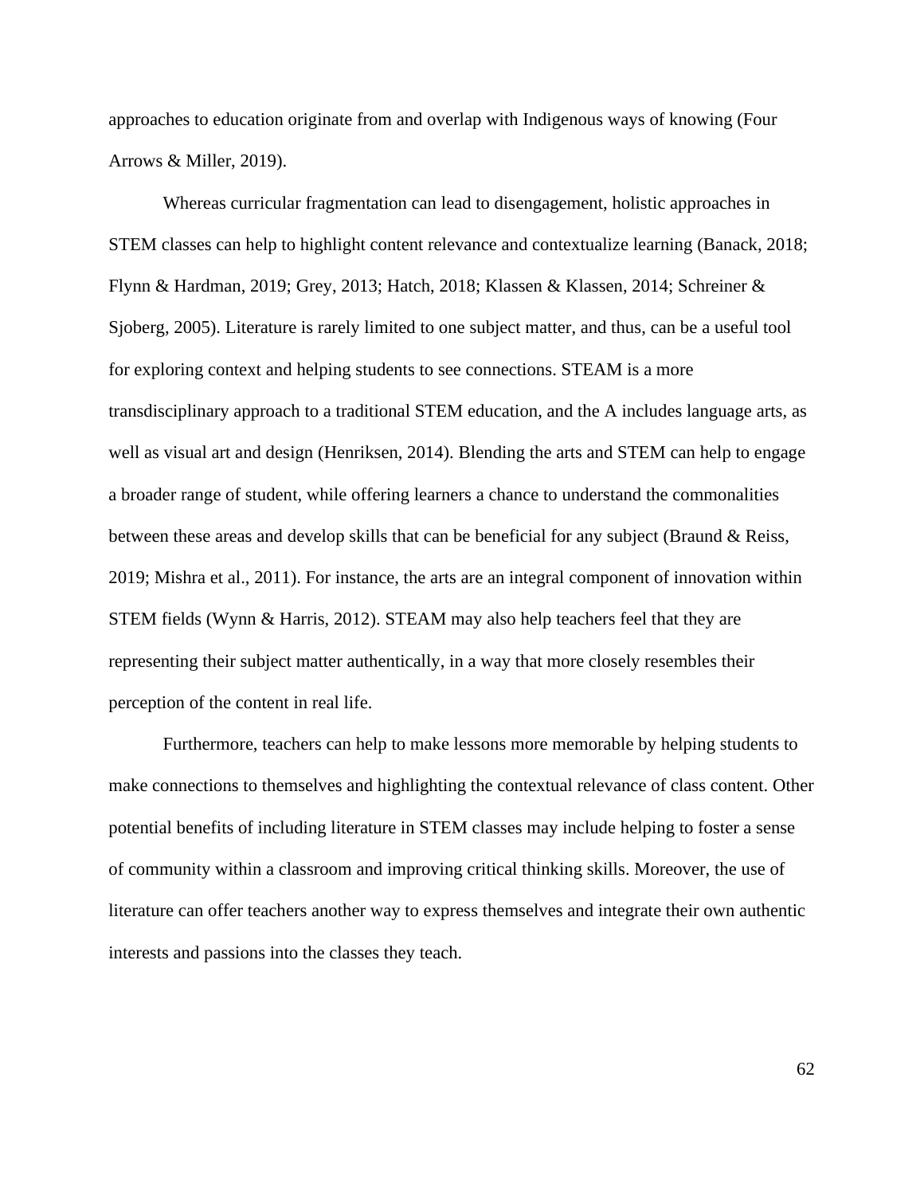approaches to education originate from and overlap with Indigenous ways of knowing (Four Arrows & Miller, 2019).

Whereas curricular fragmentation can lead to disengagement, holistic approaches in STEM classes can help to highlight content relevance and contextualize learning (Banack, 2018; Flynn & Hardman, 2019; Grey, 2013; Hatch, 2018; Klassen & Klassen, 2014; Schreiner & Sjoberg, 2005). Literature is rarely limited to one subject matter, and thus, can be a useful tool for exploring context and helping students to see connections. STEAM is a more transdisciplinary approach to a traditional STEM education, and the A includes language arts, as well as visual art and design (Henriksen, 2014). Blending the arts and STEM can help to engage a broader range of student, while offering learners a chance to understand the commonalities between these areas and develop skills that can be beneficial for any subject (Braund & Reiss, 2019; Mishra et al., 2011). For instance, the arts are an integral component of innovation within STEM fields (Wynn & Harris, 2012). STEAM may also help teachers feel that they are representing their subject matter authentically, in a way that more closely resembles their perception of the content in real life.

Furthermore, teachers can help to make lessons more memorable by helping students to make connections to themselves and highlighting the contextual relevance of class content. Other potential benefits of including literature in STEM classes may include helping to foster a sense of community within a classroom and improving critical thinking skills. Moreover, the use of literature can offer teachers another way to express themselves and integrate their own authentic interests and passions into the classes they teach.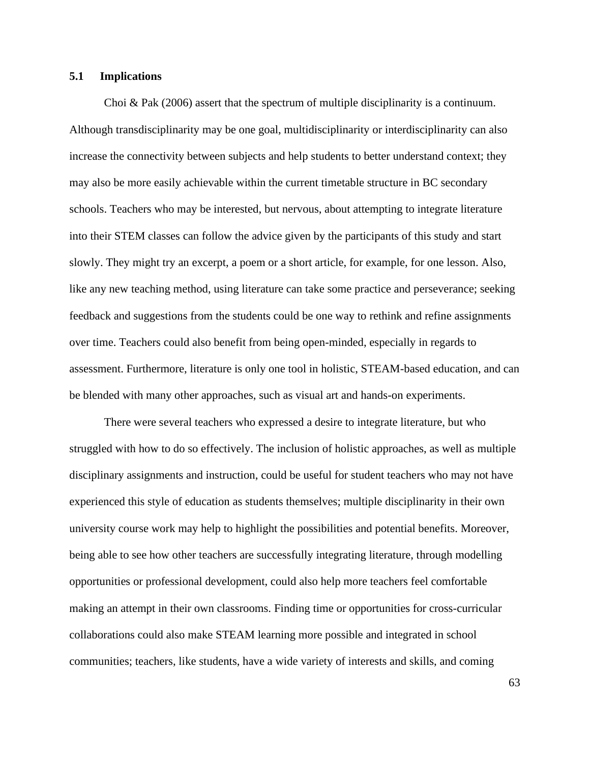## 5.1 Implications

Choi & Pak (2006) assert that the spectrum of multiple disciplinarity is a continuum. Although transdisciplinarity may be one goal, multidisciplinarity or interdisciplinarity can also increase the connectivity between subjects and help students to better understand context; they may also be more easily achievable within the current timetable structure in BC secondary schools. Teachers who may be interested, but nervous, about attempting to integrate literature into their STEM classes can follow the advice given by the participants of this study and start slowly. They might try an excerpt, a poem or a short article, for example, for one lesson. Also, like any new teaching method, using literature can take some practice and perseverance; seeking feedback and suggestions from the students could be one way to rethink and refine assignments over time. Teachers could also benefit from being open-minded, especially in regards to assessment. Furthermore, literature is only one tool in holistic, STEAM-based education, and can be blended with many other approaches, such as visual art and hands-on experiments.

There were several teachers who expressed a desire to integrate literature, but who struggled with how to do so effectively. The inclusion of holistic approaches, as well as multiple disciplinary assignments and instruction, could be useful for student teachers who may not have experienced this style of education as students themselves; multiple disciplinarity in their own university course work may help to highlight the possibilities and potential benefits. Moreover, being able to see how other teachers are successfully integrating literature, through modelling opportunities or professional development, could also help more teachers feel comfortable making an attempt in their own classrooms. Finding time or opportunities for cross-curricular collaborations could also make STEAM learning more possible and integrated in school communities; teachers, like students, have a wide variety of interests and skills, and coming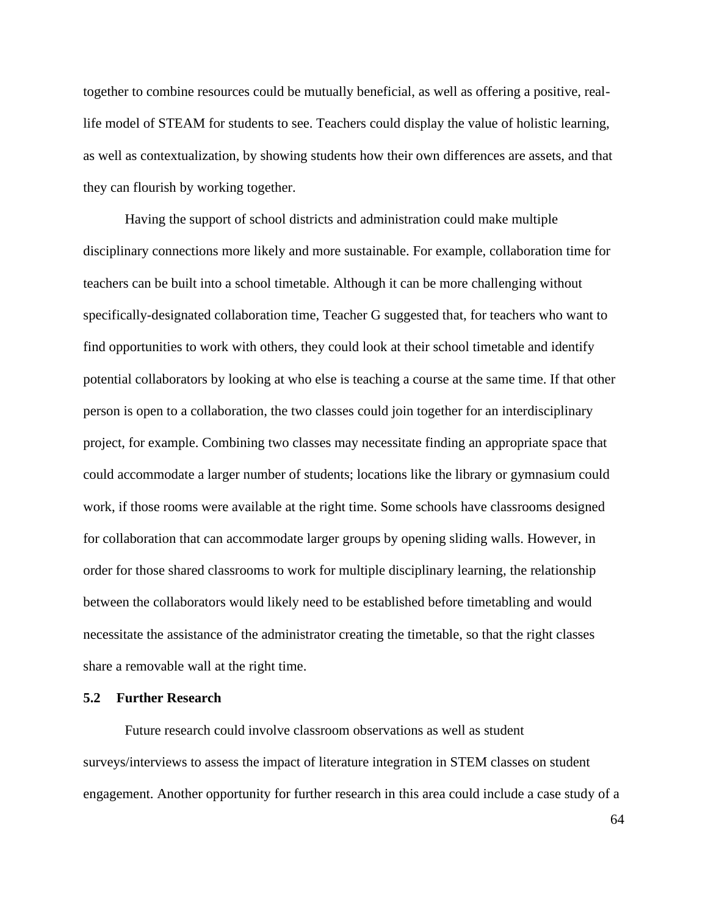together to combine resources could be mutually beneficial, as well as offering a positive, real-life model of STEAM for students to see. Teachers could display the value of holistic learning, as well as contextualization, by showing students how their own differences are assets, and that they can flourish by working together.

Having the support of school districts and administration could make multiple disciplinary connections more likely and more sustainable. For example, collaboration time for teachers can be built into a school timetable. Although it can be more challenging without specifically-designated collaboration time, Teacher G suggested that, for teachers who want to find opportunities to work with others, they could look at their school timetable and identify potential collaborators by looking at who else is teaching a course at the same time. If that other person is open to a collaboration, the two classes could join together for an interdisciplinary project, for example. Combining two classes may necessitate finding an appropriate space that could accommodate a larger number of students; locations like the library or gymnasium could work, if those rooms were available at the right time. Some schools have classrooms designed for collaboration that can accommodate larger groups by opening sliding walls. However, in order for those shared classrooms to work for multiple disciplinary learning, the relationship between the collaborators would likely need to be established before timetabling and would necessitate the assistance of the administrator creating the timetable, so that the right classes share a removable wall at the right time.

## 5.2 Further Research

Future research could involve classroom observations as well as student surveys/interviews to assess the impact of literature integration in STEM classes on student engagement. Another opportunity for further research in this area could include a case study of a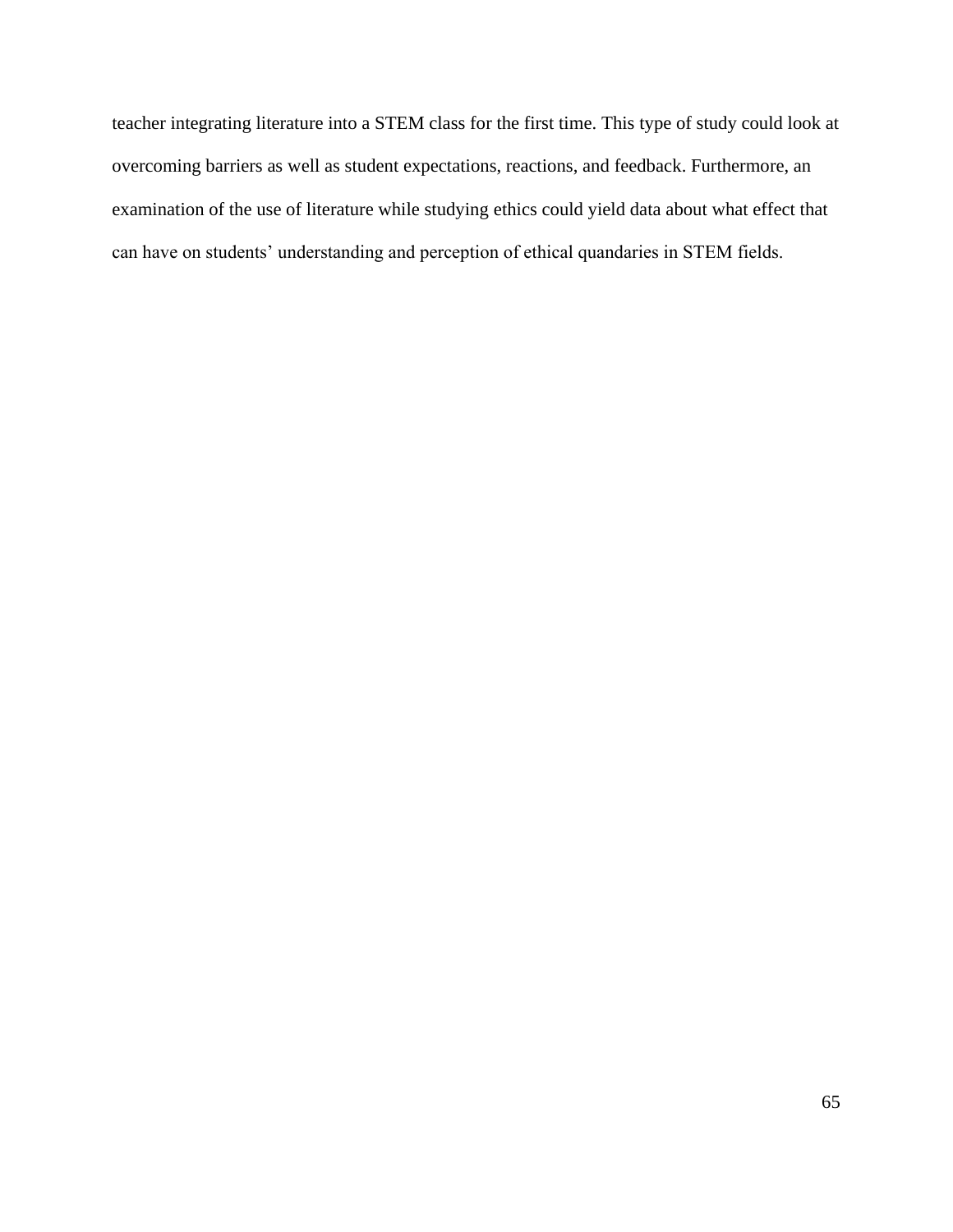teacher integrating literature into a STEM class for the first time. This type of study could look at overcoming barriers as well as student expectations, reactions, and feedback. Furthermore, an examination of the use of literature while studying ethics could yield data about what effect that can have on students' understanding and perception of ethical quandaries in STEM fields.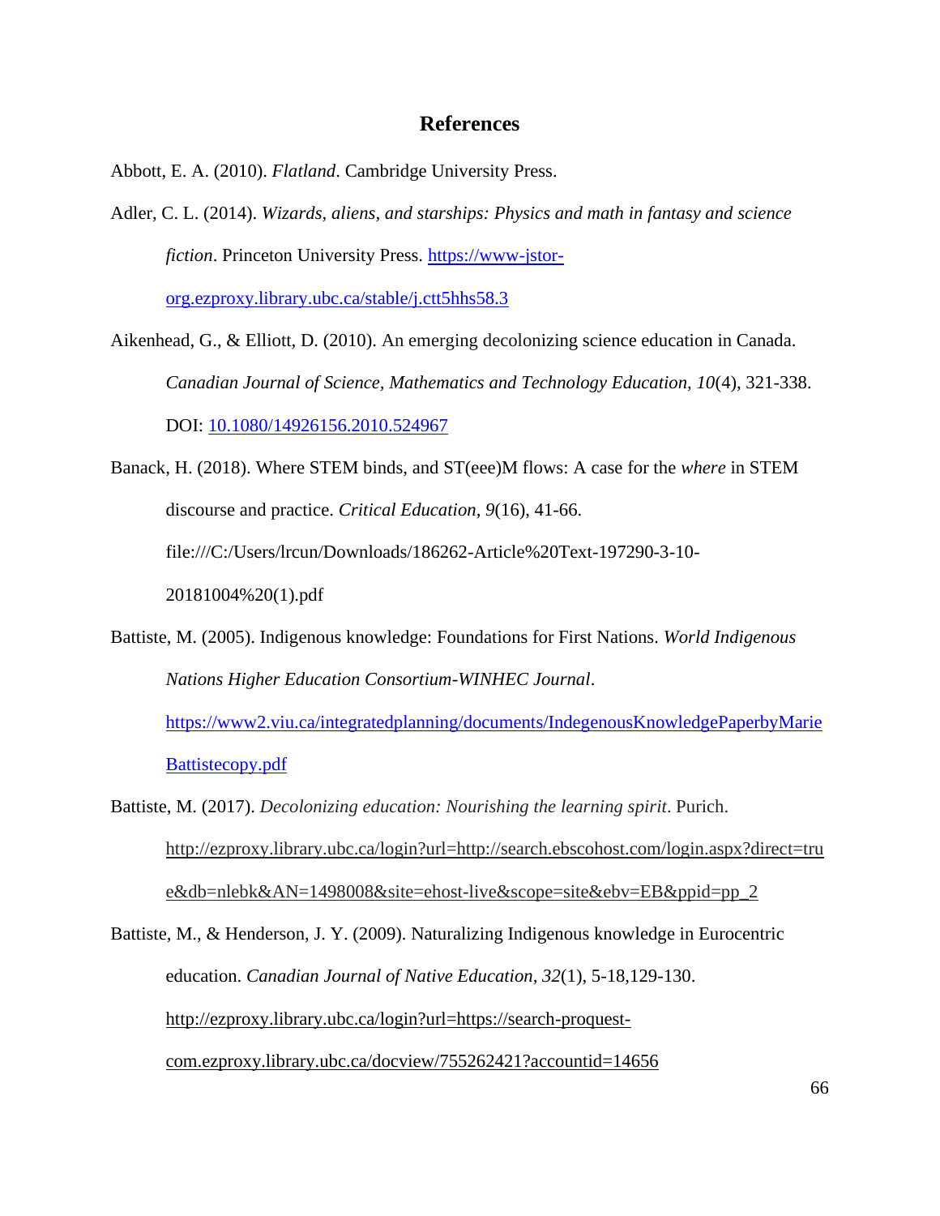# References

Abbott, E. A. (2010). *Flatland*. Cambridge University Press.

Adler, C. L. (2014). *Wizards, aliens, and starships: Physics and math in fantasy and science fiction*. Princeton University Press. https://www-jstor-org.ezproxy.library.ubc.ca/stable/j.ctt5hhs58.3

Aikenhead, G., & Elliott, D. (2010). An emerging decolonizing science education in Canada. *Canadian Journal of Science, Mathematics and Technology Education, 10*(4), 321-338. DOI: 10.1080/14926156.2010.524967

Banack, H. (2018). Where STEM binds, and ST(eee)M flows: A case for the *where* in STEM discourse and practice. *Critical Education, 9*(16), 41-66. file:///C:/Users/lrcun/Downloads/186262-Article%20Text-197290-3-10-20181004%20(1).pdf

Battiste, M. (2005). Indigenous knowledge: Foundations for First Nations. *World Indigenous Nations Higher Education Consortium-WINHEC Journal*. https://www2.viu.ca/integratedplanning/documents/IndegenousKnowledgePaperbyMarieBattistecopy.pdf

Battiste, M. (2017). *Decolonizing education: Nourishing the learning spirit*. Purich. http://ezproxy.library.ubc.ca/login?url=http://search.ebscohost.com/login.aspx?direct=true&db=nlebk&AN=1498008&site=ehost-live&scope=site&ebv=EB&ppid=pp_2

Battiste, M., & Henderson, J. Y. (2009). Naturalizing Indigenous knowledge in Eurocentric education. *Canadian Journal of Native Education, 32*(1), 5-18,129-130. http://ezproxy.library.ubc.ca/login?url=https://search-proquest-com.ezproxy.library.ubc.ca/docview/755262421?accountid=14656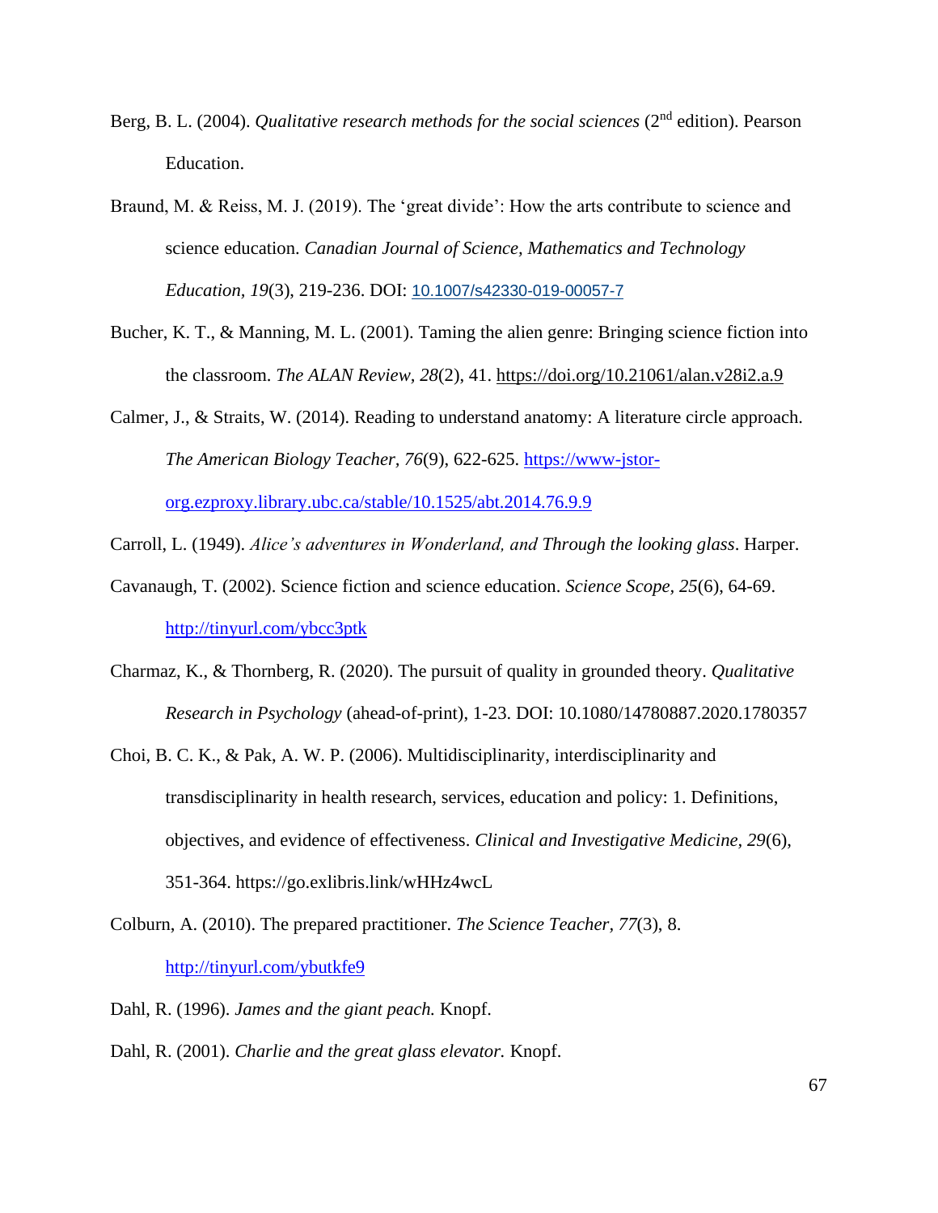Berg, B. L. (2004). *Qualitative research methods for the social sciences* (2nd edition). Pearson Education.

Braund, M. & Reiss, M. J. (2019). The 'great divide': How the arts contribute to science and science education. *Canadian Journal of Science, Mathematics and Technology Education, 19*(3), 219-236. DOI: 10.1007/s42330-019-00057-7

Bucher, K. T., & Manning, M. L. (2001). Taming the alien genre: Bringing science fiction into the classroom. *The ALAN Review, 28*(2), 41. https://doi.org/10.21061/alan.v28i2.a.9

Calmer, J., & Straits, W. (2014). Reading to understand anatomy: A literature circle approach. *The American Biology Teacher, 76*(9), 622-625. https://www-jstor-org.ezproxy.library.ubc.ca/stable/10.1525/abt.2014.76.9.9

Carroll, L. (1949). *Alice's adventures in Wonderland, and Through the looking glass*. Harper.

Cavanaugh, T. (2002). Science fiction and science education. *Science Scope, 25*(6), 64-69. http://tinyurl.com/ybcc3ptk

Charmaz, K., & Thornberg, R. (2020). The pursuit of quality in grounded theory. *Qualitative Research in Psychology* (ahead-of-print), 1-23. DOI: 10.1080/14780887.2020.1780357

Choi, B. C. K., & Pak, A. W. P. (2006). Multidisciplinarity, interdisciplinarity and transdisciplinarity in health research, services, education and policy: 1. Definitions, objectives, and evidence of effectiveness. *Clinical and Investigative Medicine, 29*(6), 351-364. https://go.exlibris.link/wHHz4wcL

Colburn, A. (2010). The prepared practitioner. *The Science Teacher, 77*(3), 8. http://tinyurl.com/ybutkfe9

Dahl, R. (1996). *James and the giant peach.* Knopf.

Dahl, R. (2001). *Charlie and the great glass elevator.* Knopf.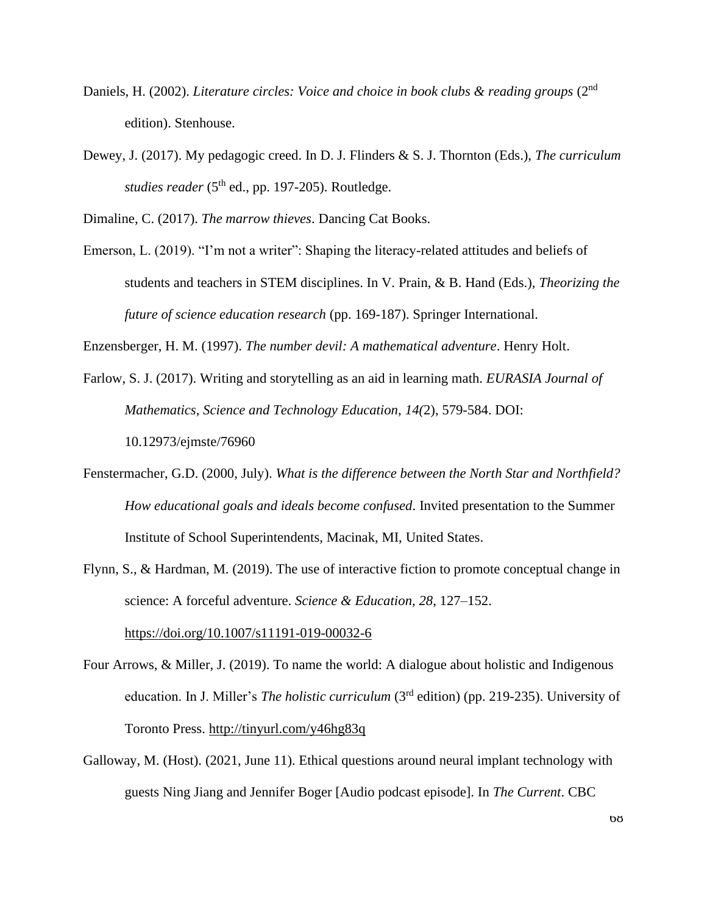Daniels, H. (2002). *Literature circles: Voice and choice in book clubs & reading groups* (2nd edition). Stenhouse.

Dewey, J. (2017). My pedagogic creed. In D. J. Flinders & S. J. Thornton (Eds.), *The curriculum studies reader* (5th ed., pp. 197-205). Routledge.

Dimaline, C. (2017). *The marrow thieves*. Dancing Cat Books.

Emerson, L. (2019). "I'm not a writer": Shaping the literacy-related attitudes and beliefs of students and teachers in STEM disciplines. In V. Prain, & B. Hand (Eds.), *Theorizing the future of science education research* (pp. 169-187). Springer International.

Enzensberger, H. M. (1997). *The number devil: A mathematical adventure*. Henry Holt.

Farlow, S. J. (2017). Writing and storytelling as an aid in learning math. *EURASIA Journal of Mathematics, Science and Technology Education, 14(*2), 579-584. DOI: 10.12973/ejmste/76960

Fenstermacher, G.D. (2000, July). *What is the difference between the North Star and Northfield? How educational goals and ideals become confused*. Invited presentation to the Summer Institute of School Superintendents, Macinak, MI, United States.

Flynn, S., & Hardman, M. (2019). The use of interactive fiction to promote conceptual change in science: A forceful adventure. *Science & Education, 28*, 127–152. https://doi.org/10.1007/s11191-019-00032-6

Four Arrows, & Miller, J. (2019). To name the world: A dialogue about holistic and Indigenous education. In J. Miller's *The holistic curriculum* (3rd edition) (pp. 219-235). University of Toronto Press. http://tinyurl.com/y46hg83q

Galloway, M. (Host). (2021, June 11). Ethical questions around neural implant technology with guests Ning Jiang and Jennifer Boger [Audio podcast episode]. In *The Current*. CBC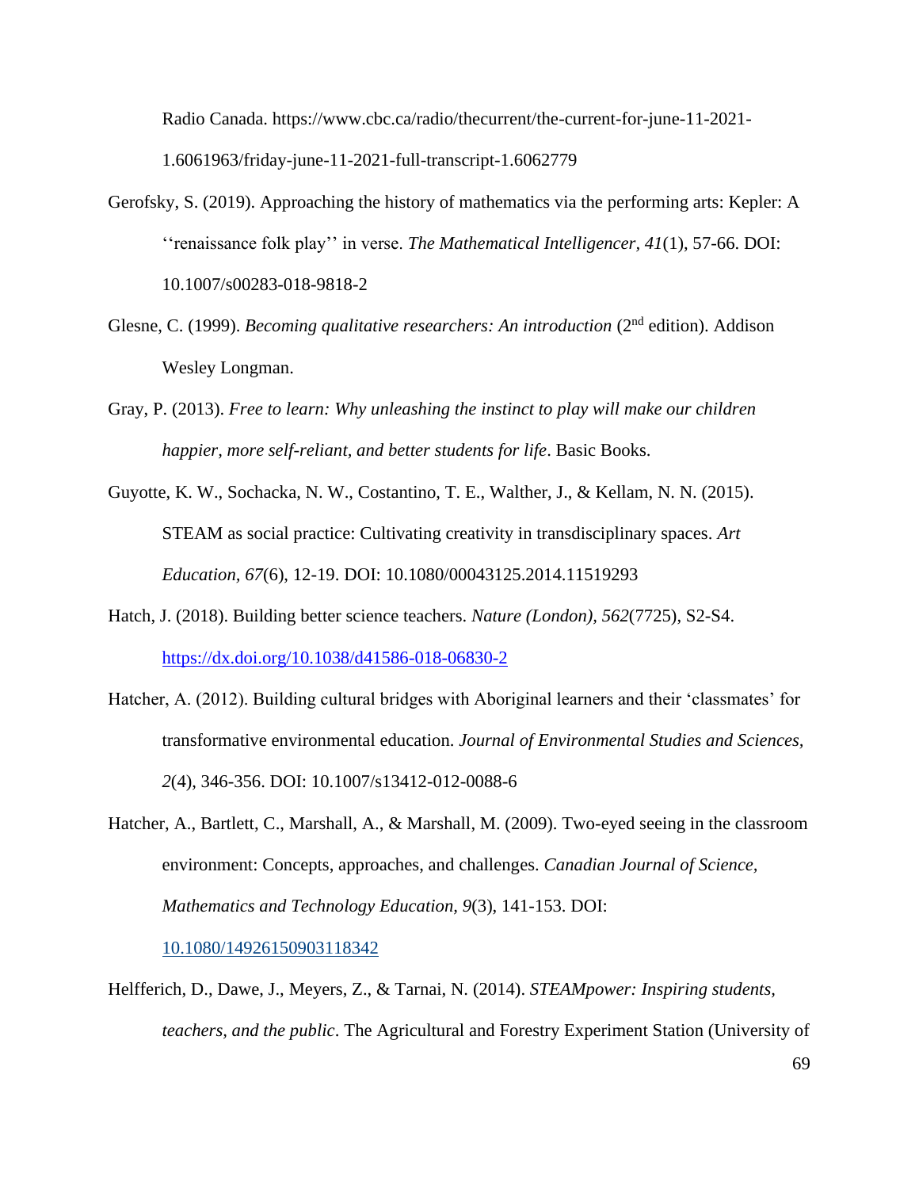Radio Canada. https://www.cbc.ca/radio/thecurrent/the-current-for-june-11-2021-1.6061963/friday-june-11-2021-full-transcript-1.6062779

Gerofsky, S. (2019). Approaching the history of mathematics via the performing arts: Kepler: A ''renaissance folk play'' in verse. *The Mathematical Intelligencer, 41*(1), 57-66. DOI: 10.1007/s00283-018-9818-2

Glesne, C. (1999). *Becoming qualitative researchers: An introduction* (2nd edition). Addison Wesley Longman.

Gray, P. (2013). *Free to learn: Why unleashing the instinct to play will make our children happier, more self-reliant, and better students for life*. Basic Books.

Guyotte, K. W., Sochacka, N. W., Costantino, T. E., Walther, J., & Kellam, N. N. (2015). STEAM as social practice: Cultivating creativity in transdisciplinary spaces. *Art Education, 67*(6), 12-19. DOI: 10.1080/00043125.2014.11519293

Hatch, J. (2018). Building better science teachers. *Nature (London), 562*(7725), S2-S4. https://dx.doi.org/10.1038/d41586-018-06830-2

Hatcher, A. (2012). Building cultural bridges with Aboriginal learners and their 'classmates' for transformative environmental education. *Journal of Environmental Studies and Sciences, 2*(4), 346-356. DOI: 10.1007/s13412-012-0088-6

Hatcher, A., Bartlett, C., Marshall, A., & Marshall, M. (2009). Two-eyed seeing in the classroom environment: Concepts, approaches, and challenges. *Canadian Journal of Science, Mathematics and Technology Education, 9*(3), 141-153. DOI: 10.1080/14926150903118342

Helfferich, D., Dawe, J., Meyers, Z., & Tarnai, N. (2014). *STEAMpower: Inspiring students, teachers, and the public*. The Agricultural and Forestry Experiment Station (University of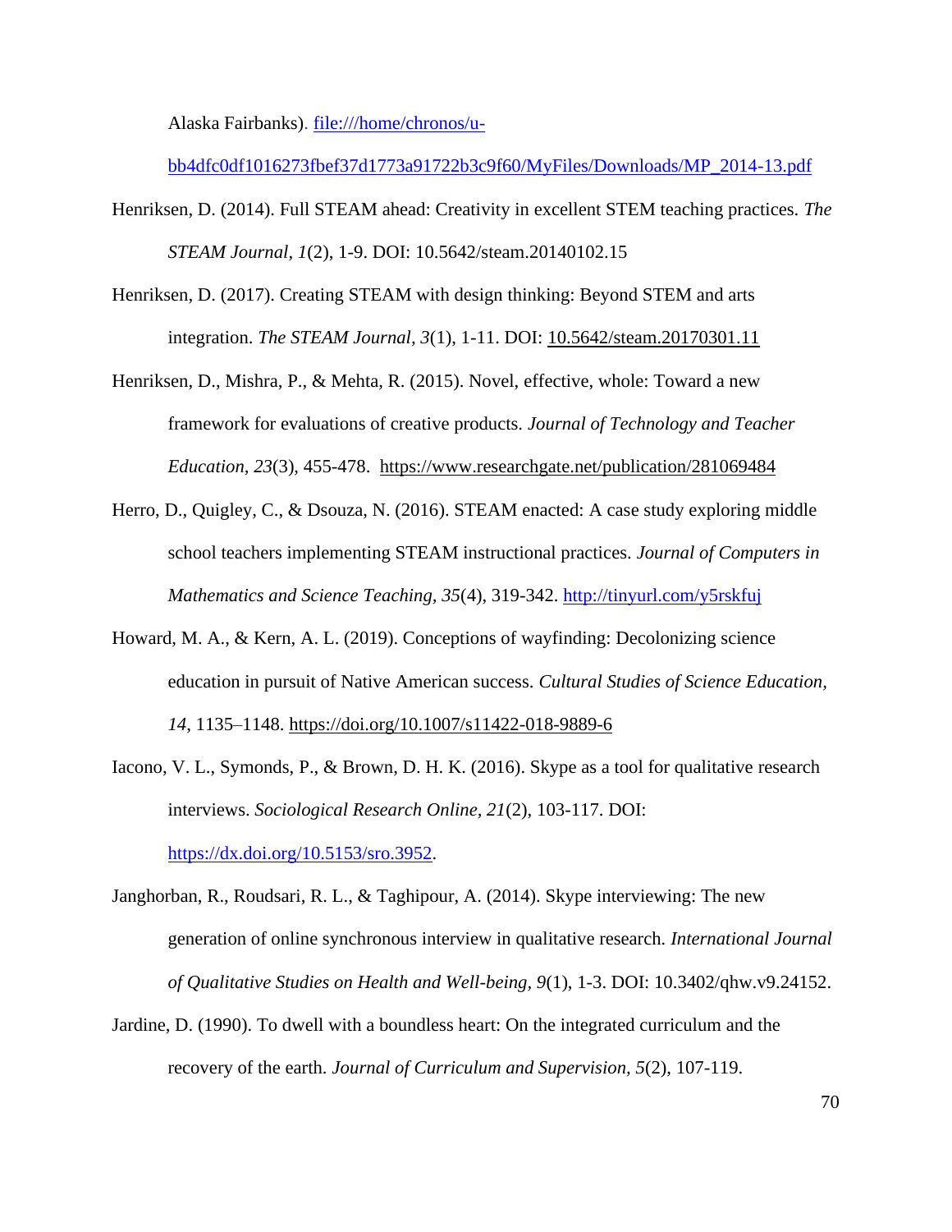Alaska Fairbanks). file:///home/chronos/u-bb4dfc0df1016273fbef37d1773a91722b3c9f60/MyFiles/Downloads/MP_2014-13.pdf

Henriksen, D. (2014). Full STEAM ahead: Creativity in excellent STEM teaching practices. *The STEAM Journal, 1*(2), 1-9. DOI: 10.5642/steam.20140102.15

Henriksen, D. (2017). Creating STEAM with design thinking: Beyond STEM and arts integration. *The STEAM Journal*, *3*(1), 1-11. DOI: 10.5642/steam.20170301.11

Henriksen, D., Mishra, P., & Mehta, R. (2015). Novel, effective, whole: Toward a new framework for evaluations of creative products. *Journal of Technology and Teacher Education, 23*(3), 455-478. https://www.researchgate.net/publication/281069484

Herro, D., Quigley, C., & Dsouza, N. (2016). STEAM enacted: A case study exploring middle school teachers implementing STEAM instructional practices. *Journal of Computers in Mathematics and Science Teaching, 35*(4), 319-342. http://tinyurl.com/y5rskfuj

Howard, M. A., & Kern, A. L. (2019). Conceptions of wayfinding: Decolonizing science education in pursuit of Native American success. *Cultural Studies of Science Education, 14*, 1135–1148. https://doi.org/10.1007/s11422-018-9889-6

Iacono, V. L., Symonds, P., & Brown, D. H. K. (2016). Skype as a tool for qualitative research interviews. *Sociological Research Online, 21*(2), 103-117. DOI: https://dx.doi.org/10.5153/sro.3952.

Janghorban, R., Roudsari, R. L., & Taghipour, A. (2014). Skype interviewing: The new generation of online synchronous interview in qualitative research. *International Journal of Qualitative Studies on Health and Well-being, 9*(1), 1-3. DOI: 10.3402/qhw.v9.24152.

Jardine, D. (1990). To dwell with a boundless heart: On the integrated curriculum and the recovery of the earth. *Journal of Curriculum and Supervision, 5*(2), 107-119.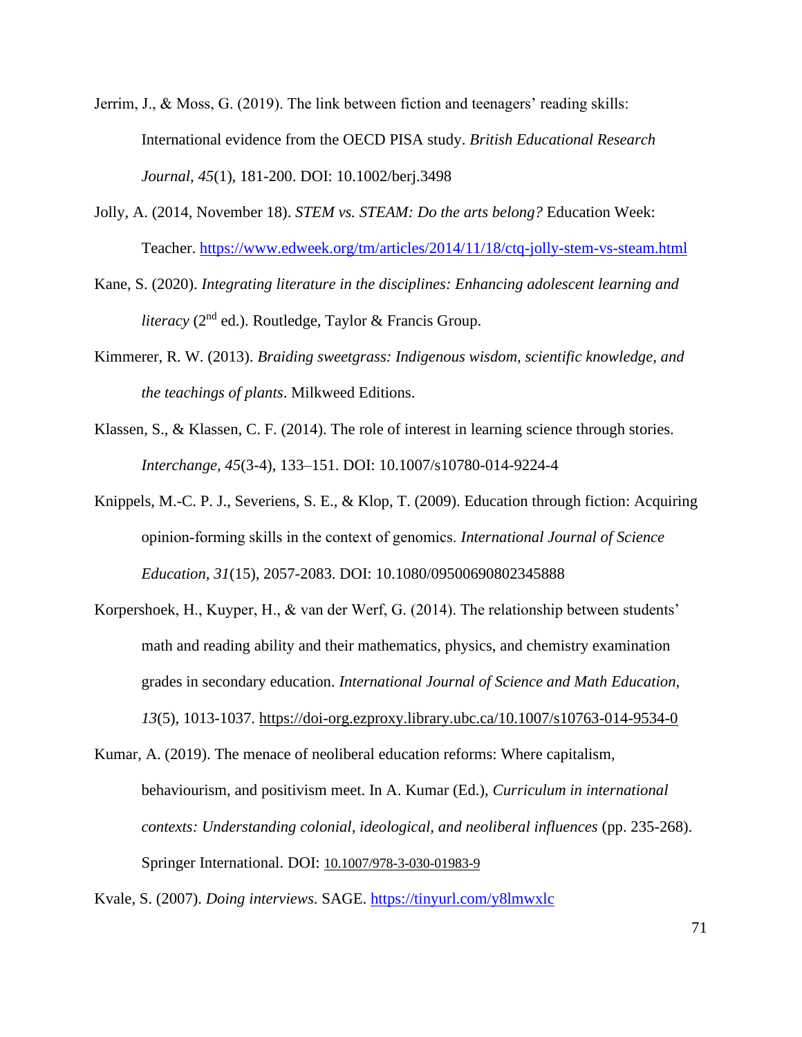Jerrim, J., & Moss, G. (2019). The link between fiction and teenagers' reading skills: International evidence from the OECD PISA study. *British Educational Research Journal, 45*(1), 181-200. DOI: 10.1002/berj.3498

Jolly, A. (2014, November 18). *STEM vs. STEAM: Do the arts belong?* Education Week: Teacher. https://www.edweek.org/tm/articles/2014/11/18/ctq-jolly-stem-vs-steam.html

Kane, S. (2020). *Integrating literature in the disciplines: Enhancing adolescent learning and literacy* (2nd ed.). Routledge, Taylor & Francis Group.

Kimmerer, R. W. (2013). *Braiding sweetgrass: Indigenous wisdom, scientific knowledge, and the teachings of plants*. Milkweed Editions.

Klassen, S., & Klassen, C. F. (2014). The role of interest in learning science through stories. *Interchange, 45*(3-4), 133–151. DOI: 10.1007/s10780-014-9224-4

Knippels, M.-C. P. J., Severiens, S. E., & Klop, T. (2009). Education through fiction: Acquiring opinion-forming skills in the context of genomics. *International Journal of Science Education, 31*(15), 2057-2083. DOI: 10.1080/09500690802345888

Korpershoek, H., Kuyper, H., & van der Werf, G. (2014). The relationship between students' math and reading ability and their mathematics, physics, and chemistry examination grades in secondary education. *International Journal of Science and Math Education, 13*(5), 1013-1037. https://doi-org.ezproxy.library.ubc.ca/10.1007/s10763-014-9534-0

Kumar, A. (2019). The menace of neoliberal education reforms: Where capitalism, behaviourism, and positivism meet. In A. Kumar (Ed.), *Curriculum in international contexts: Understanding colonial, ideological, and neoliberal influences* (pp. 235-268). Springer International. DOI: 10.1007/978-3-030-01983-9

Kvale, S. (2007). *Doing interviews*. SAGE. https://tinyurl.com/y8lmwxlc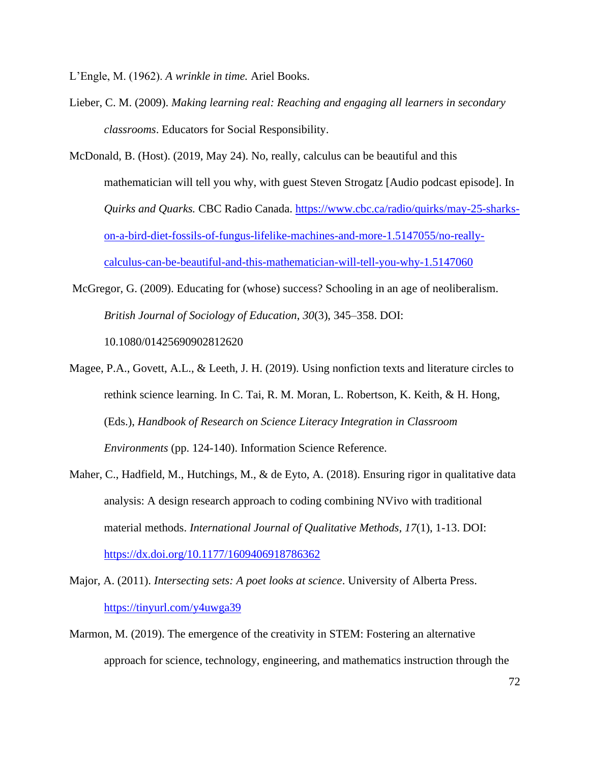L'Engle, M. (1962). *A wrinkle in time.* Ariel Books.

Lieber, C. M. (2009). *Making learning real: Reaching and engaging all learners in secondary classrooms*. Educators for Social Responsibility.

McDonald, B. (Host). (2019, May 24). No, really, calculus can be beautiful and this mathematician will tell you why, with guest Steven Strogatz [Audio podcast episode]. In *Quirks and Quarks.* CBC Radio Canada. https://www.cbc.ca/radio/quirks/may-25-sharks-on-a-bird-diet-fossils-of-fungus-lifelike-machines-and-more-1.5147055/no-really-calculus-can-be-beautiful-and-this-mathematician-will-tell-you-why-1.5147060

McGregor, G. (2009). Educating for (whose) success? Schooling in an age of neoliberalism. *British Journal of Sociology of Education*, *30*(3), 345–358. DOI: 10.1080/01425690902812620

Magee, P.A., Govett, A.L., & Leeth, J. H. (2019). Using nonfiction texts and literature circles to rethink science learning. In C. Tai, R. M. Moran, L. Robertson, K. Keith, & H. Hong, (Eds.), *Handbook of Research on Science Literacy Integration in Classroom Environments* (pp. 124-140). Information Science Reference.

Maher, C., Hadfield, M., Hutchings, M., & de Eyto, A. (2018). Ensuring rigor in qualitative data analysis: A design research approach to coding combining NVivo with traditional material methods. *International Journal of Qualitative Methods, 17*(1), 1-13. DOI: https://dx.doi.org/10.1177/1609406918786362

Major, A. (2011). *Intersecting sets: A poet looks at science*. University of Alberta Press. https://tinyurl.com/y4uwga39

Marmon, M. (2019). The emergence of the creativity in STEM: Fostering an alternative approach for science, technology, engineering, and mathematics instruction through the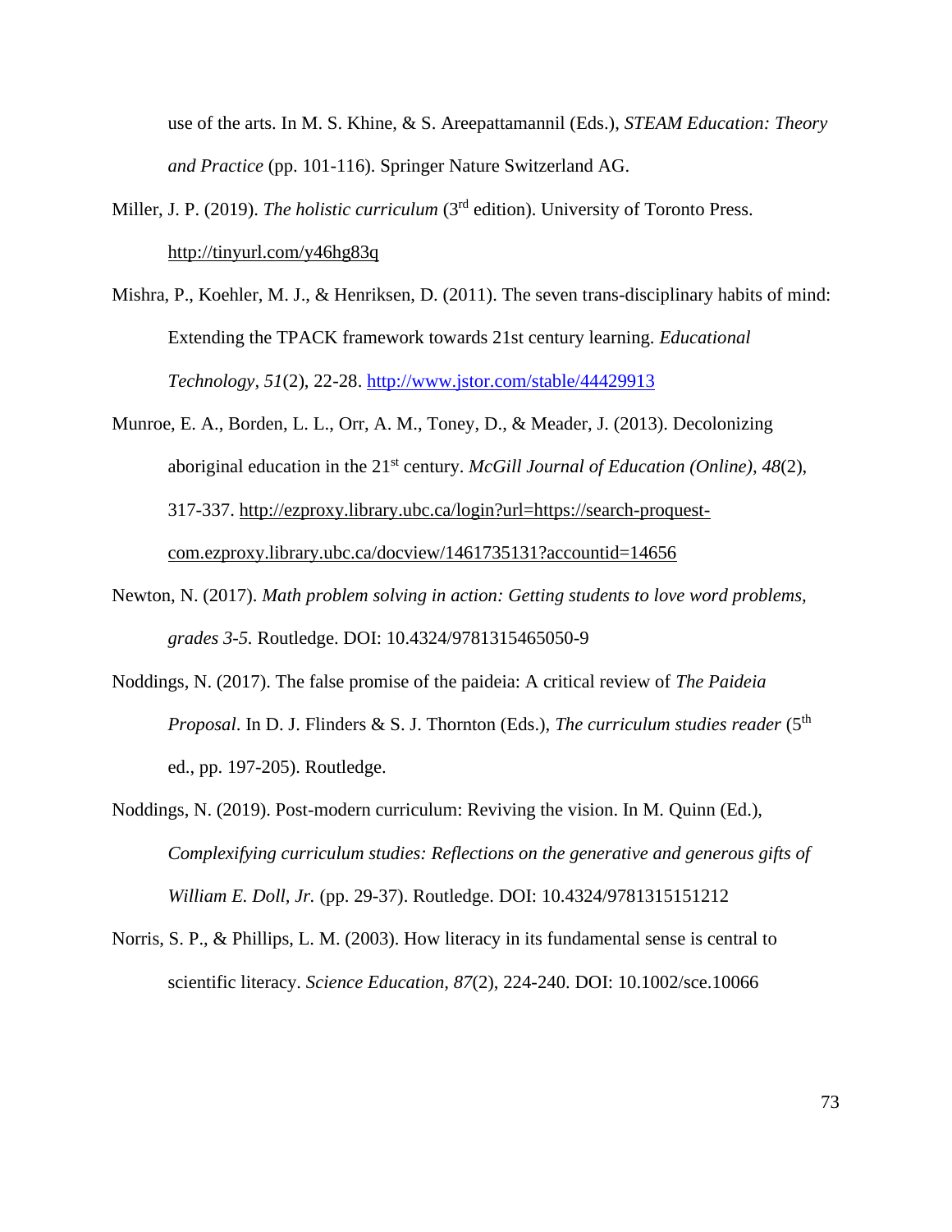use of the arts. In M. S. Khine, & S. Areepattamannil (Eds.), *STEAM Education: Theory and Practice* (pp. 101-116). Springer Nature Switzerland AG.

Miller, J. P. (2019). *The holistic curriculum* (3rd edition). University of Toronto Press. http://tinyurl.com/y46hg83q

Mishra, P., Koehler, M. J., & Henriksen, D. (2011). The seven trans-disciplinary habits of mind: Extending the TPACK framework towards 21st century learning. *Educational Technology, 51*(2), 22-28. http://www.jstor.com/stable/44429913

Munroe, E. A., Borden, L. L., Orr, A. M., Toney, D., & Meader, J. (2013). Decolonizing aboriginal education in the 21st century. *McGill Journal of Education (Online), 48*(2), 317-337. http://ezproxy.library.ubc.ca/login?url=https://search-proquest-com.ezproxy.library.ubc.ca/docview/1461735131?accountid=14656

Newton, N. (2017). *Math problem solving in action: Getting students to love word problems, grades 3-5*. Routledge. DOI: 10.4324/9781315465050-9

Noddings, N. (2017). The false promise of the paideia: A critical review of *The Paideia Proposal*. In D. J. Flinders & S. J. Thornton (Eds.), *The curriculum studies reader* (5th ed., pp. 197-205). Routledge.

Noddings, N. (2019). Post-modern curriculum: Reviving the vision. In M. Quinn (Ed.), *Complexifying curriculum studies: Reflections on the generative and generous gifts of William E. Doll, Jr.* (pp. 29-37). Routledge. DOI: 10.4324/9781315151212

Norris, S. P., & Phillips, L. M. (2003). How literacy in its fundamental sense is central to scientific literacy. *Science Education*, *87*(2), 224-240. DOI: 10.1002/sce.10066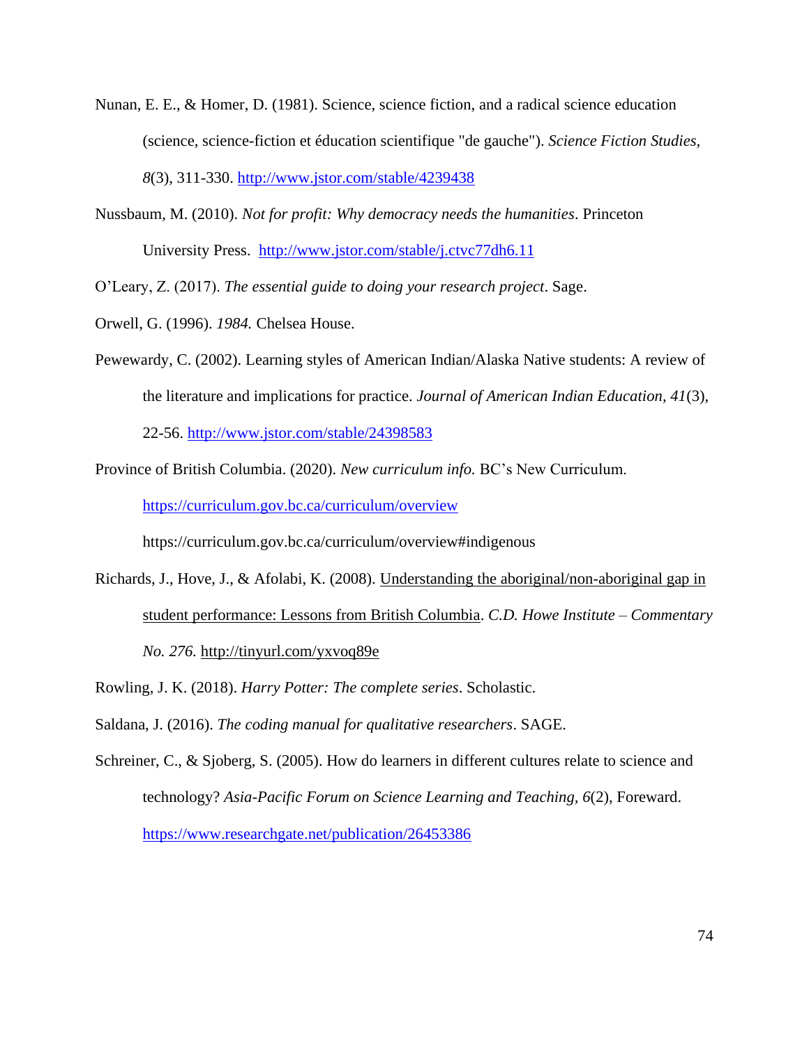Nunan, E. E., & Homer, D. (1981). Science, science fiction, and a radical science education (science, science-fiction et éducation scientifique "de gauche"). *Science Fiction Studies, 8*(3), 311-330. http://www.jstor.com/stable/4239438

Nussbaum, M. (2010). *Not for profit: Why democracy needs the humanities*. Princeton University Press. http://www.jstor.com/stable/j.ctvc77dh6.11

O'Leary, Z. (2017). *The essential guide to doing your research project*. Sage.

Orwell, G. (1996). *1984.* Chelsea House.

Pewewardy, C. (2002). Learning styles of American Indian/Alaska Native students: A review of the literature and implications for practice. *Journal of American Indian Education, 41*(3), 22-56. http://www.jstor.com/stable/24398583

Province of British Columbia. (2020). *New curriculum info.* BC's New Curriculum. https://curriculum.gov.bc.ca/curriculum/overview https://curriculum.gov.bc.ca/curriculum/overview#indigenous

Richards, J., Hove, J., & Afolabi, K. (2008). Understanding the aboriginal/non-aboriginal gap in student performance: Lessons from British Columbia. *C.D. Howe Institute – Commentary No. 276.* http://tinyurl.com/yxvoq89e

Rowling, J. K. (2018). *Harry Potter: The complete series*. Scholastic.

Saldana, J. (2016). *The coding manual for qualitative researchers*. SAGE.

Schreiner, C., & Sjoberg, S. (2005). How do learners in different cultures relate to science and technology? *Asia-Pacific Forum on Science Learning and Teaching, 6*(2), Foreward. https://www.researchgate.net/publication/26453386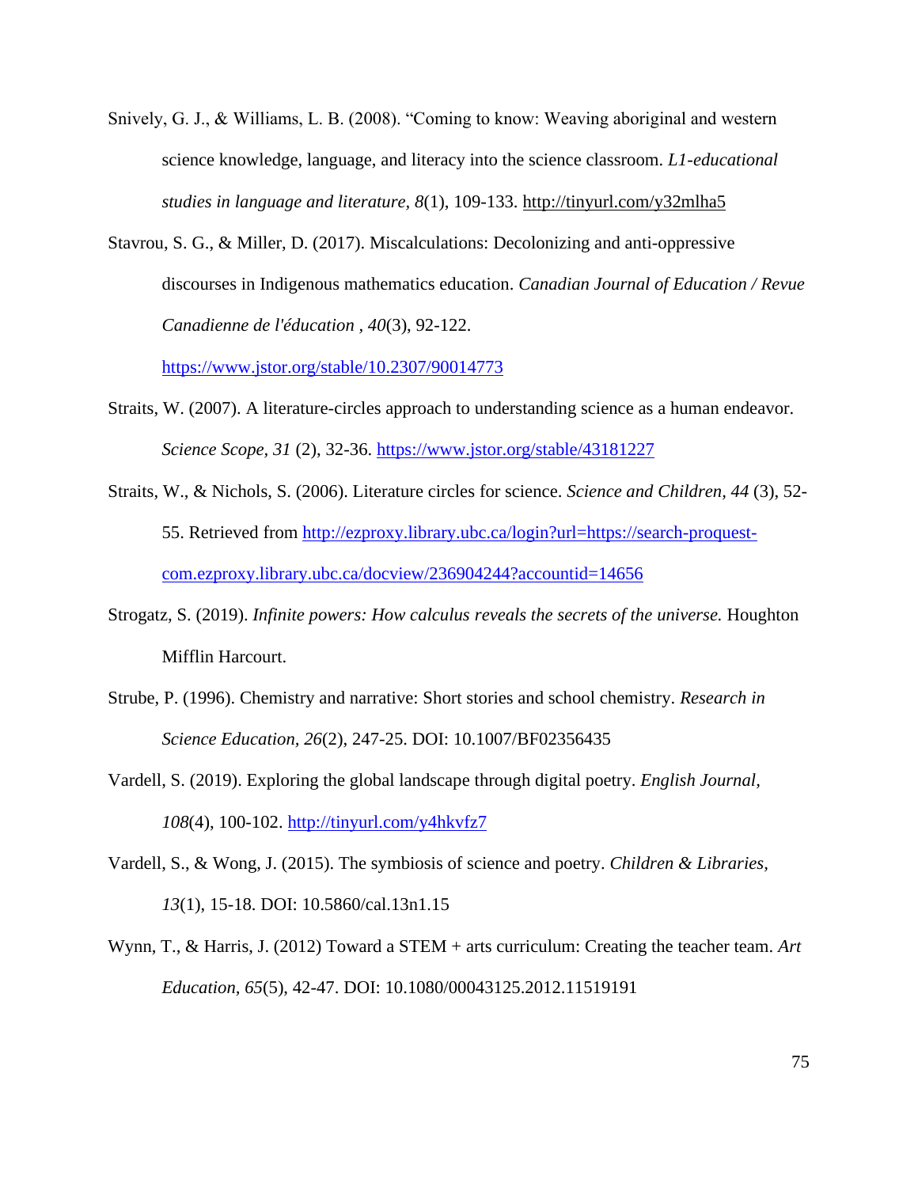Snively, G. J., & Williams, L. B. (2008). "Coming to know: Weaving aboriginal and western science knowledge, language, and literacy into the science classroom. *L1-educational studies in language and literature, 8*(1), 109-133. http://tinyurl.com/y32mlha5

Stavrou, S. G., & Miller, D. (2017). Miscalculations: Decolonizing and anti-oppressive discourses in Indigenous mathematics education. *Canadian Journal of Education / Revue Canadienne de l'éducation* , *40*(3), 92-122. https://www.jstor.org/stable/10.2307/90014773

Straits, W. (2007). A literature-circles approach to understanding science as a human endeavor. *Science Scope, 31* (2), 32-36. https://www.jstor.org/stable/43181227

Straits, W., & Nichols, S. (2006). Literature circles for science. *Science and Children*, *44* (3), 52-55. Retrieved from http://ezproxy.library.ubc.ca/login?url=https://search-proquest-com.ezproxy.library.ubc.ca/docview/236904244?accountid=14656

Strogatz, S. (2019). *Infinite powers: How calculus reveals the secrets of the universe.* Houghton Mifflin Harcourt.

Strube, P. (1996). Chemistry and narrative: Short stories and school chemistry. *Research in Science Education, 26*(2), 247-25. DOI: 10.1007/BF02356435

Vardell, S. (2019). Exploring the global landscape through digital poetry. *English Journal, 108*(4), 100-102. http://tinyurl.com/y4hkvfz7

Vardell, S., & Wong, J. (2015). The symbiosis of science and poetry. *Children & Libraries, 13*(1), 15-18. DOI: 10.5860/cal.13n1.15

Wynn, T., & Harris, J. (2012) Toward a STEM + arts curriculum: Creating the teacher team. *Art Education, 65*(5), 42-47. DOI: 10.1080/00043125.2012.11519191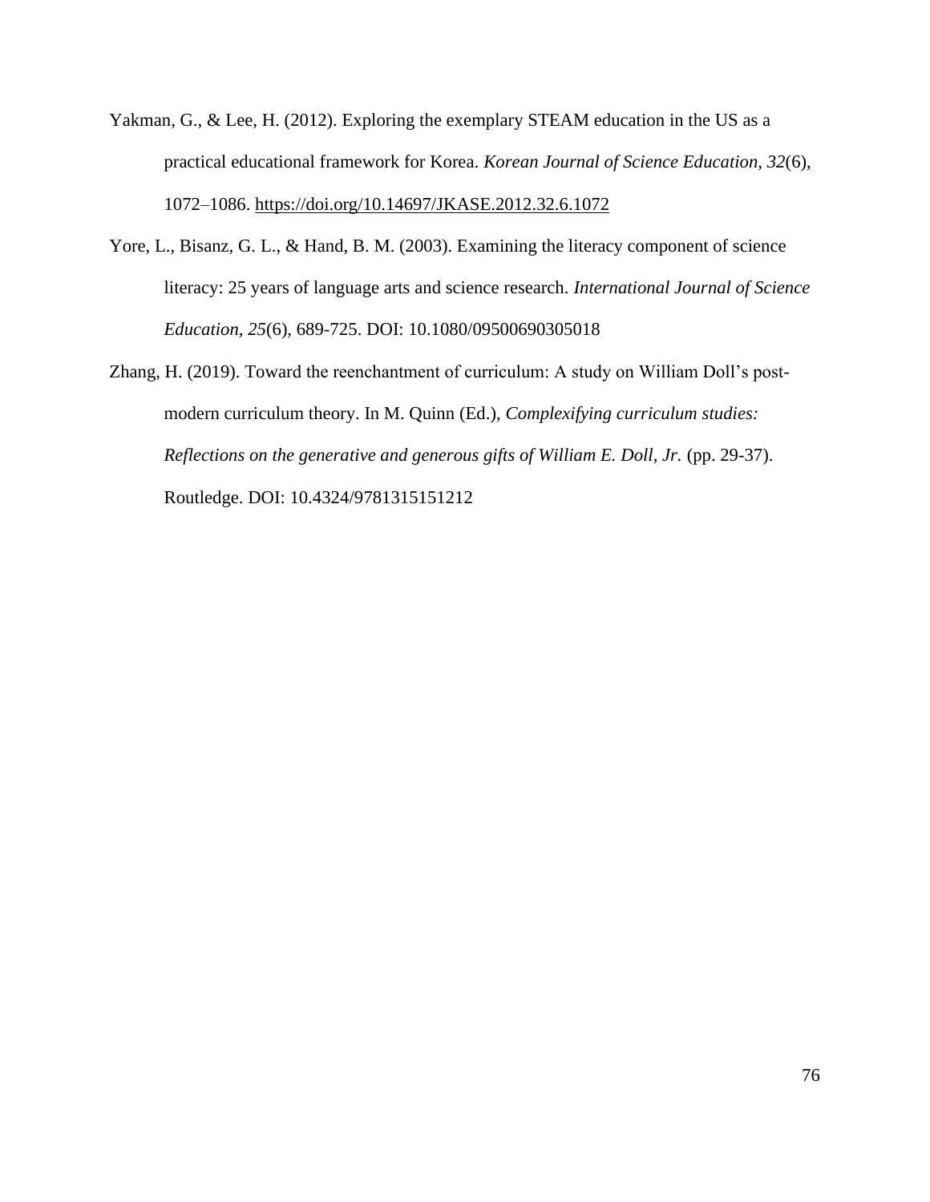Yakman, G., & Lee, H. (2012). Exploring the exemplary STEAM education in the US as a practical educational framework for Korea. *Korean Journal of Science Education, 32*(6), 1072–1086. https://doi.org/10.14697/JKASE.2012.32.6.1072

Yore, L., Bisanz, G. L., & Hand, B. M. (2003). Examining the literacy component of science literacy: 25 years of language arts and science research. *International Journal of Science Education, 25*(6), 689-725. DOI: 10.1080/09500690305018

Zhang, H. (2019). Toward the reenchantment of curriculum: A study on William Doll's post-modern curriculum theory. In M. Quinn (Ed.), *Complexifying curriculum studies: Reflections on the generative and generous gifts of William E. Doll, Jr.* (pp. 29-37). Routledge. DOI: 10.4324/9781315151212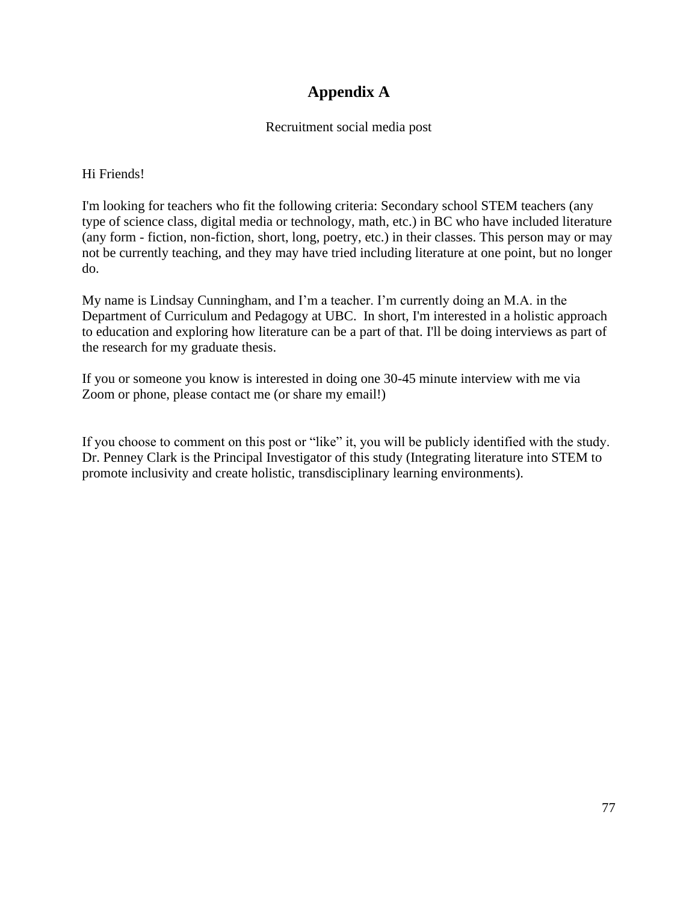# Appendix A

Recruitment social media post

Hi Friends!

I'm looking for teachers who fit the following criteria: Secondary school STEM teachers (any type of science class, digital media or technology, math, etc.) in BC who have included literature (any form - fiction, non-fiction, short, long, poetry, etc.) in their classes. This person may or may not be currently teaching, and they may have tried including literature at one point, but no longer do.

My name is Lindsay Cunningham, and I'm a teacher. I'm currently doing an M.A. in the Department of Curriculum and Pedagogy at UBC. In short, I'm interested in a holistic approach to education and exploring how literature can be a part of that. I'll be doing interviews as part of the research for my graduate thesis.

If you or someone you know is interested in doing one 30-45 minute interview with me via Zoom or phone, please contact me (or share my email!)

If you choose to comment on this post or "like" it, you will be publicly identified with the study. Dr. Penney Clark is the Principal Investigator of this study (Integrating literature into STEM to promote inclusivity and create holistic, transdisciplinary learning environments).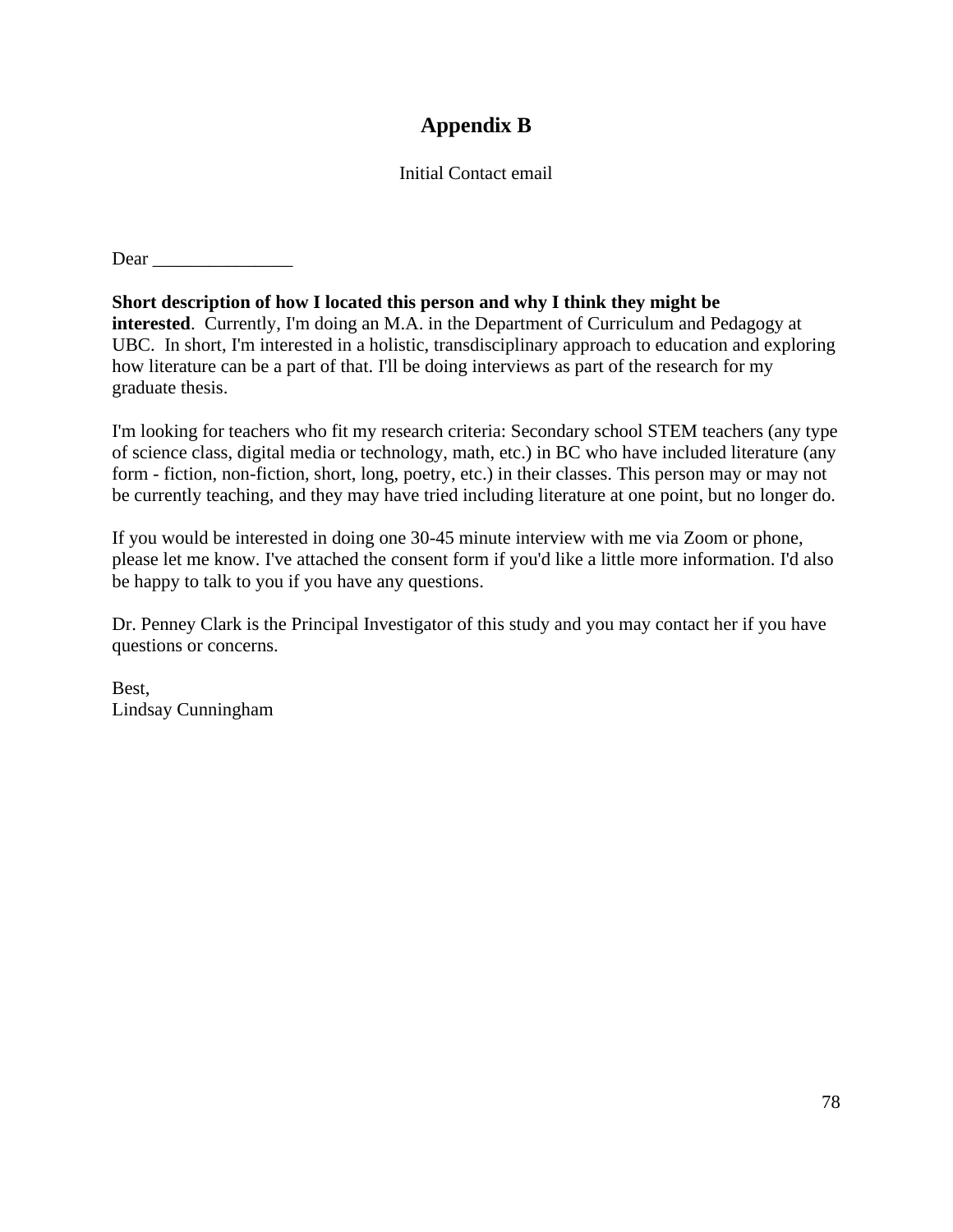# Appendix B

Initial Contact email

Dear _______________

**Short description of how I located this person and why I think they might be interested**. Currently, I'm doing an M.A. in the Department of Curriculum and Pedagogy at UBC. In short, I'm interested in a holistic, transdisciplinary approach to education and exploring how literature can be a part of that. I'll be doing interviews as part of the research for my graduate thesis.

I'm looking for teachers who fit my research criteria: Secondary school STEM teachers (any type of science class, digital media or technology, math, etc.) in BC who have included literature (any form - fiction, non-fiction, short, long, poetry, etc.) in their classes. This person may or may not be currently teaching, and they may have tried including literature at one point, but no longer do.

If you would be interested in doing one 30-45 minute interview with me via Zoom or phone, please let me know. I've attached the consent form if you'd like a little more information. I'd also be happy to talk to you if you have any questions.

Dr. Penney Clark is the Principal Investigator of this study and you may contact her if you have questions or concerns.

Best,
Lindsay Cunningham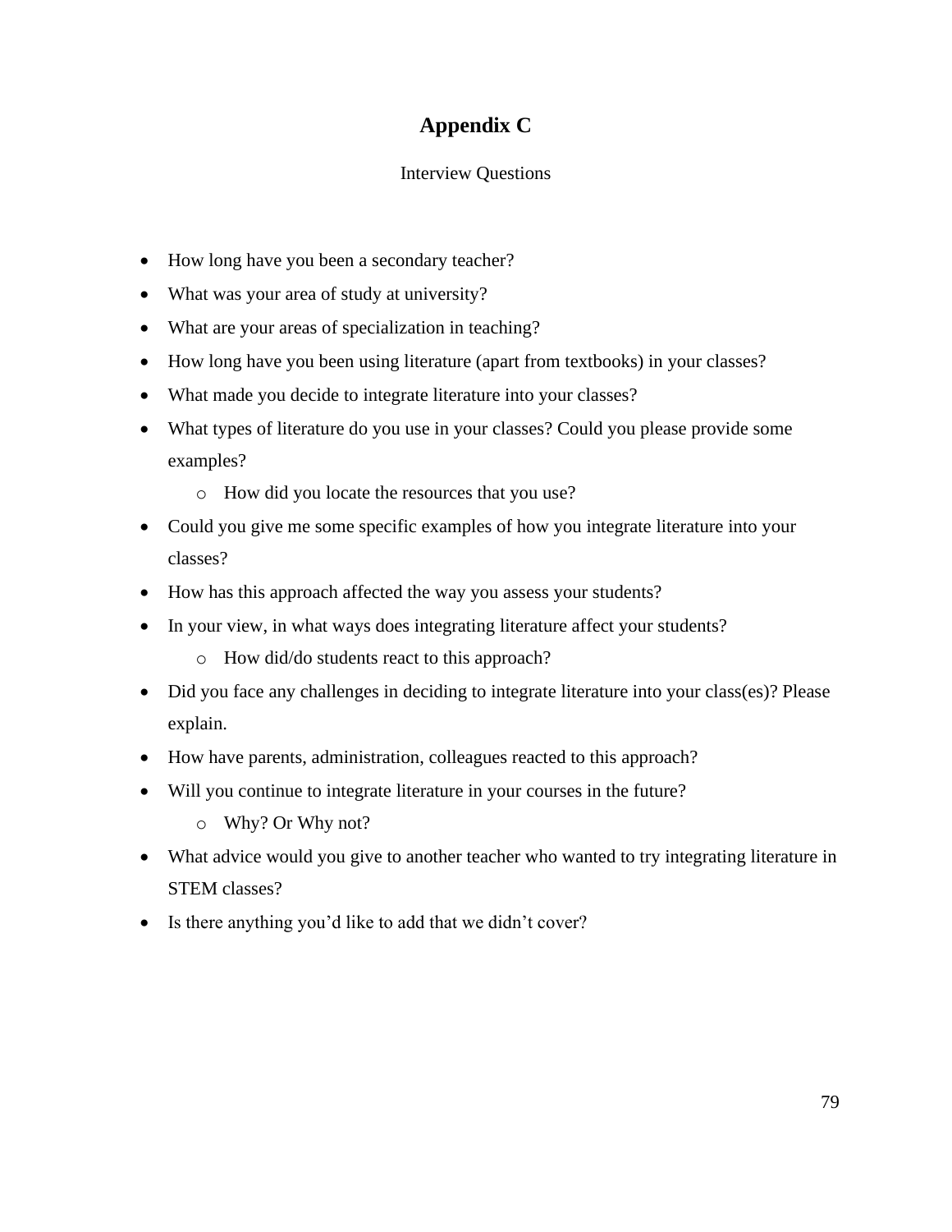# Appendix C

Interview Questions

- How long have you been a secondary teacher?
- What was your area of study at university?
- What are your areas of specialization in teaching?
- How long have you been using literature (apart from textbooks) in your classes?
- What made you decide to integrate literature into your classes?
- What types of literature do you use in your classes? Could you please provide some examples?
    - How did you locate the resources that you use?
- Could you give me some specific examples of how you integrate literature into your classes?
- How has this approach affected the way you assess your students?
- In your view, in what ways does integrating literature affect your students?
    - How did/do students react to this approach?
- Did you face any challenges in deciding to integrate literature into your class(es)? Please explain.
- How have parents, administration, colleagues reacted to this approach?
- Will you continue to integrate literature in your courses in the future?
    - Why? Or Why not?
- What advice would you give to another teacher who wanted to try integrating literature in STEM classes?
- Is there anything you'd like to add that we didn't cover?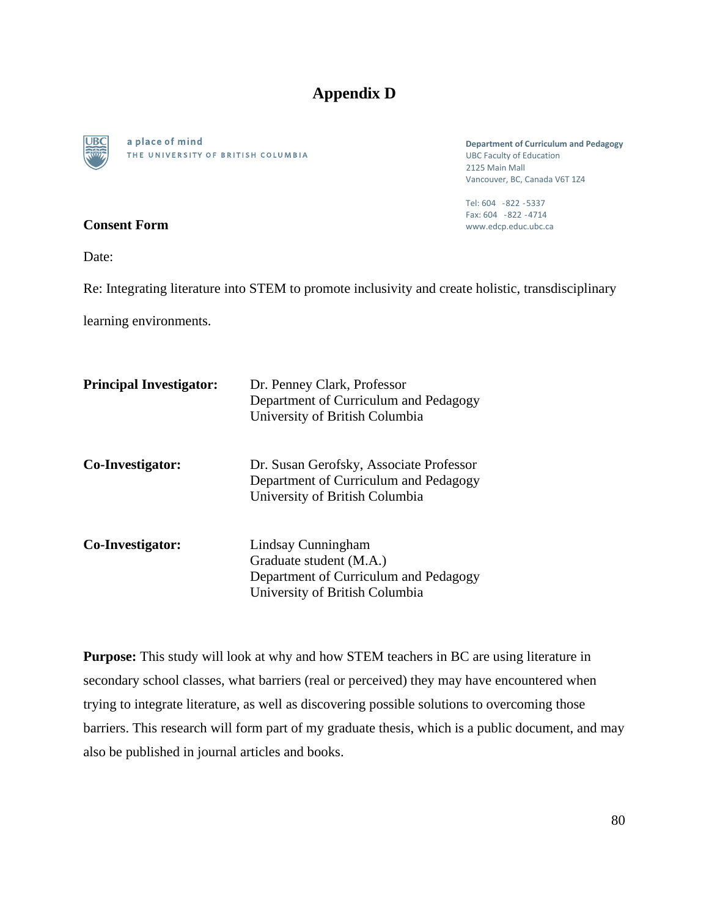# Appendix D

a place of mind
THE UNIVERSITY OF BRITISH COLUMBIA

**Department of Curriculum and Pedagogy**
UBC Faculty of Education
2125 Main Mall
Vancouver, BC, Canada V6T 1Z4

Tel: 604 -822 -5337
Fax: 604 -822 -4714
www.edcp.educ.ubc.ca

**Consent Form**

Date:

Re: Integrating literature into STEM to promote inclusivity and create holistic, transdisciplinary learning environments.

**Principal Investigator:** Dr. Penney Clark, Professor
Department of Curriculum and Pedagogy
University of British Columbia

**Co-Investigator:** Dr. Susan Gerofsky, Associate Professor
Department of Curriculum and Pedagogy
University of British Columbia

**Co-Investigator:** Lindsay Cunningham
Graduate student (M.A.)
Department of Curriculum and Pedagogy
University of British Columbia

**Purpose:** This study will look at why and how STEM teachers in BC are using literature in secondary school classes, what barriers (real or perceived) they may have encountered when trying to integrate literature, as well as discovering possible solutions to overcoming those barriers. This research will form part of my graduate thesis, which is a public document, and may also be published in journal articles and books.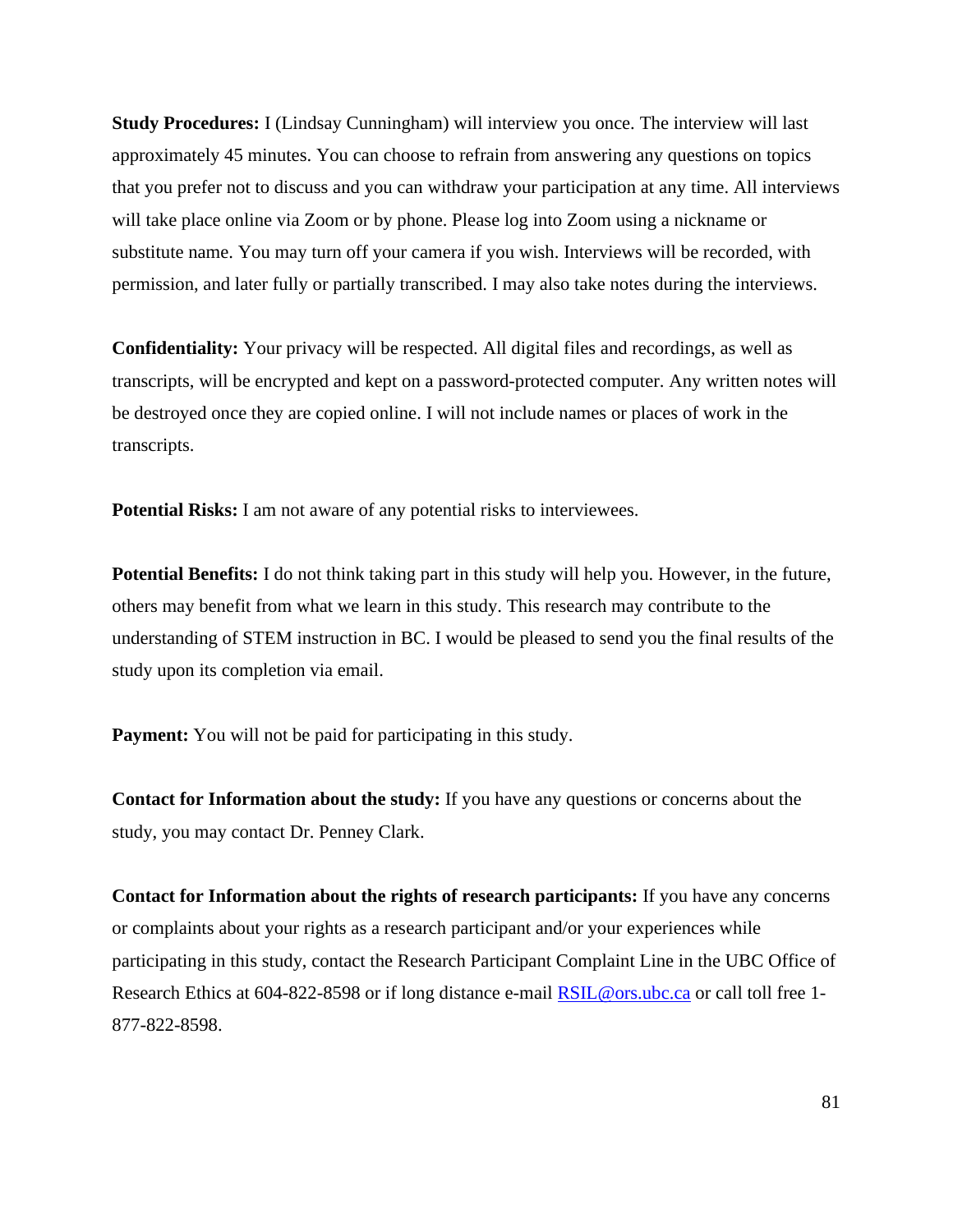**Study Procedures:** I (Lindsay Cunningham) will interview you once. The interview will last approximately 45 minutes. You can choose to refrain from answering any questions on topics that you prefer not to discuss and you can withdraw your participation at any time. All interviews will take place online via Zoom or by phone. Please log into Zoom using a nickname or substitute name. You may turn off your camera if you wish. Interviews will be recorded, with permission, and later fully or partially transcribed. I may also take notes during the interviews.

**Confidentiality:** Your privacy will be respected. All digital files and recordings, as well as transcripts, will be encrypted and kept on a password-protected computer. Any written notes will be destroyed once they are copied online. I will not include names or places of work in the transcripts.

**Potential Risks:** I am not aware of any potential risks to interviewees.

**Potential Benefits:** I do not think taking part in this study will help you. However, in the future, others may benefit from what we learn in this study. This research may contribute to the understanding of STEM instruction in BC. I would be pleased to send you the final results of the study upon its completion via email.

**Payment:** You will not be paid for participating in this study.

**Contact for Information about the study:** If you have any questions or concerns about the study, you may contact Dr. Penney Clark.

**Contact for Information about the rights of research participants:** If you have any concerns or complaints about your rights as a research participant and/or your experiences while participating in this study, contact the Research Participant Complaint Line in the UBC Office of Research Ethics at 604-822-8598 or if long distance e-mail RSIL@ors.ubc.ca or call toll free 1-877-822-8598.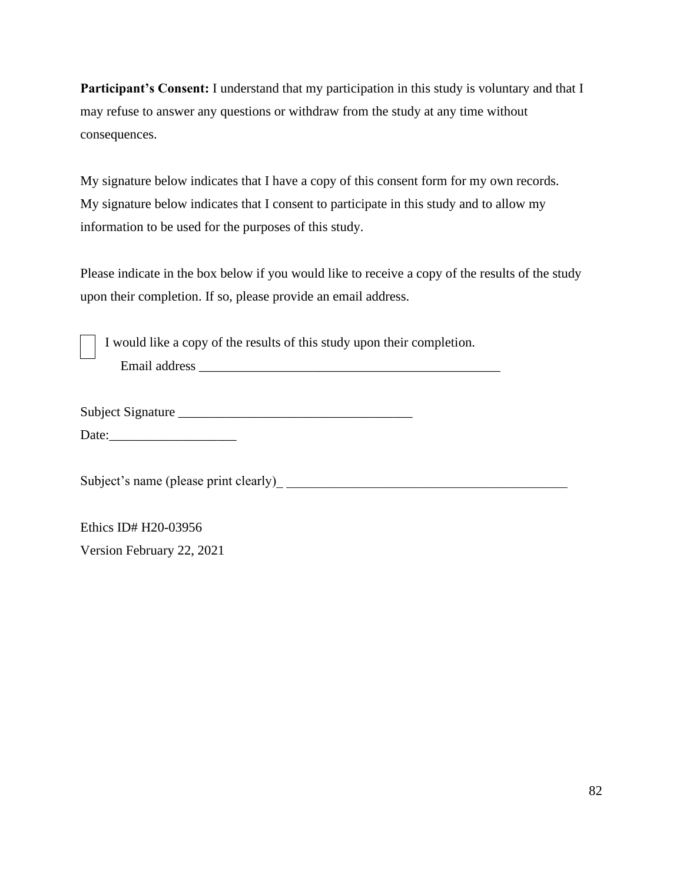**Participant's Consent:** I understand that my participation in this study is voluntary and that I may refuse to answer any questions or withdraw from the study at any time without consequences.

My signature below indicates that I have a copy of this consent form for my own records. My signature below indicates that I consent to participate in this study and to allow my information to be used for the purposes of this study.

Please indicate in the box below if you would like to receive a copy of the results of the study upon their completion. If so, please provide an email address.

☐ I would like a copy of the results of this study upon their completion.
Email address _______________________________________________

Subject Signature ___________________________________

Date:___________________

Subject's name (please print clearly)_ ___________________________________________

Ethics ID# H20-03956

Version February 22, 2021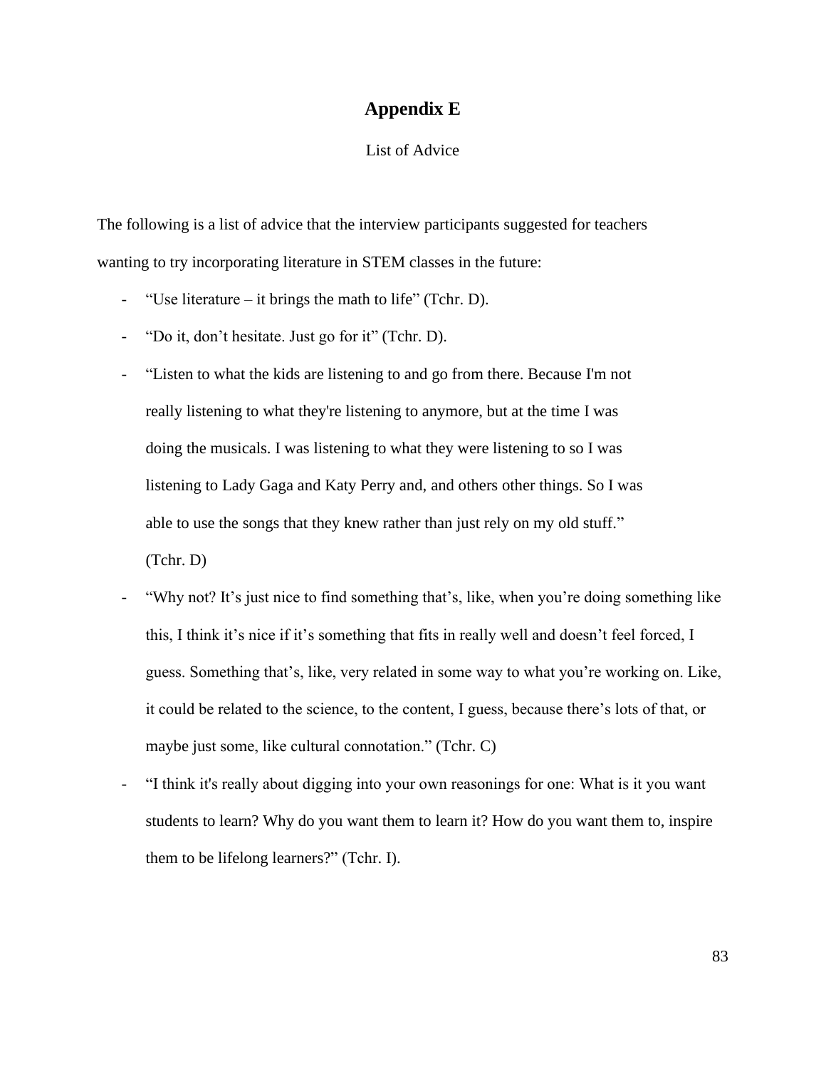# Appendix E

List of Advice

The following is a list of advice that the interview participants suggested for teachers wanting to try incorporating literature in STEM classes in the future:

- "Use literature – it brings the math to life" (Tchr. D).
- "Do it, don't hesitate. Just go for it" (Tchr. D).
- "Listen to what the kids are listening to and go from there. Because I'm not really listening to what they're listening to anymore, but at the time I was doing the musicals. I was listening to what they were listening to so I was listening to Lady Gaga and Katy Perry and, and others other things. So I was able to use the songs that they knew rather than just rely on my old stuff." (Tchr. D)
- "Why not? It's just nice to find something that's, like, when you're doing something like this, I think it's nice if it's something that fits in really well and doesn't feel forced, I guess. Something that's, like, very related in some way to what you're working on. Like, it could be related to the science, to the content, I guess, because there's lots of that, or maybe just some, like cultural connotation." (Tchr. C)
- "I think it's really about digging into your own reasonings for one: What is it you want students to learn? Why do you want them to learn it? How do you want them to, inspire them to be lifelong learners?" (Tchr. I).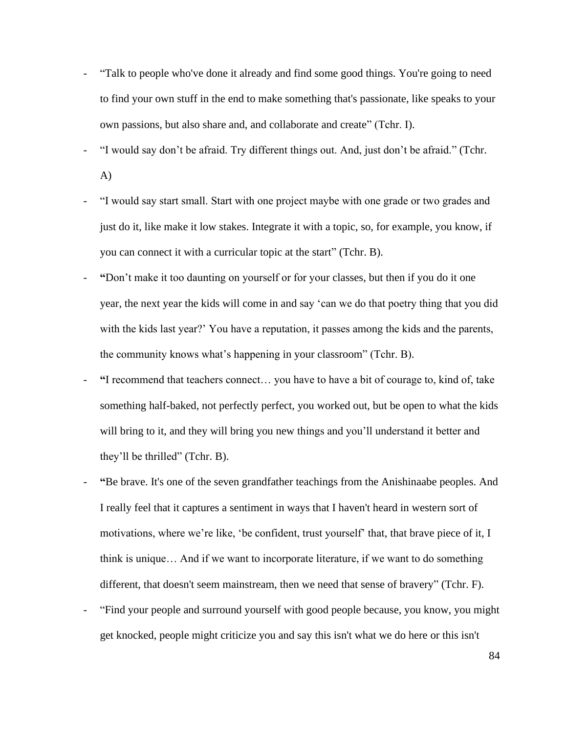- "Talk to people who've done it already and find some good things. You're going to need to find your own stuff in the end to make something that's passionate, like speaks to your own passions, but also share and, and collaborate and create" (Tchr. I).
- "I would say don't be afraid. Try different things out. And, just don't be afraid." (Tchr. A)
- "I would say start small. Start with one project maybe with one grade or two grades and just do it, like make it low stakes. Integrate it with a topic, so, for example, you know, if you can connect it with a curricular topic at the start" (Tchr. B).
- **"**Don't make it too daunting on yourself or for your classes, but then if you do it one year, the next year the kids will come in and say 'can we do that poetry thing that you did with the kids last year?' You have a reputation, it passes among the kids and the parents, the community knows what's happening in your classroom" (Tchr. B).
- **"**I recommend that teachers connect… you have to have a bit of courage to, kind of, take something half-baked, not perfectly perfect, you worked out, but be open to what the kids will bring to it, and they will bring you new things and you'll understand it better and they'll be thrilled" (Tchr. B).
- **"**Be brave. It's one of the seven grandfather teachings from the Anishinaabe peoples. And I really feel that it captures a sentiment in ways that I haven't heard in western sort of motivations, where we're like, 'be confident, trust yourself' that, that brave piece of it, I think is unique… And if we want to incorporate literature, if we want to do something different, that doesn't seem mainstream, then we need that sense of bravery" (Tchr. F).
- "Find your people and surround yourself with good people because, you know, you might get knocked, people might criticize you and say this isn't what we do here or this isn't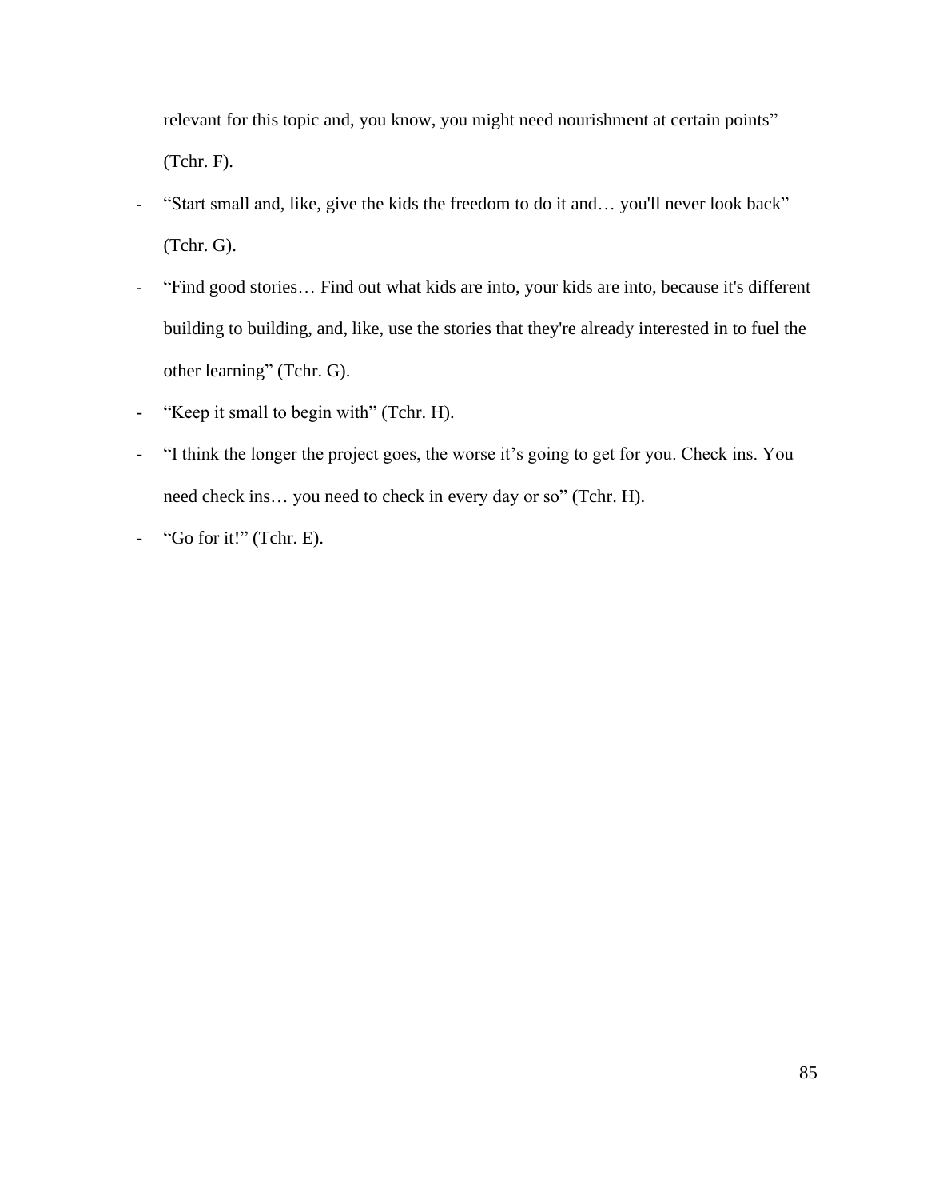relevant for this topic and, you know, you might need nourishment at certain points" (Tchr. F).

- "Start small and, like, give the kids the freedom to do it and… you'll never look back" (Tchr. G).
- "Find good stories… Find out what kids are into, your kids are into, because it's different building to building, and, like, use the stories that they're already interested in to fuel the other learning" (Tchr. G).
- "Keep it small to begin with" (Tchr. H).
- "I think the longer the project goes, the worse it's going to get for you. Check ins. You need check ins… you need to check in every day or so" (Tchr. H).
- "Go for it!" (Tchr. E).